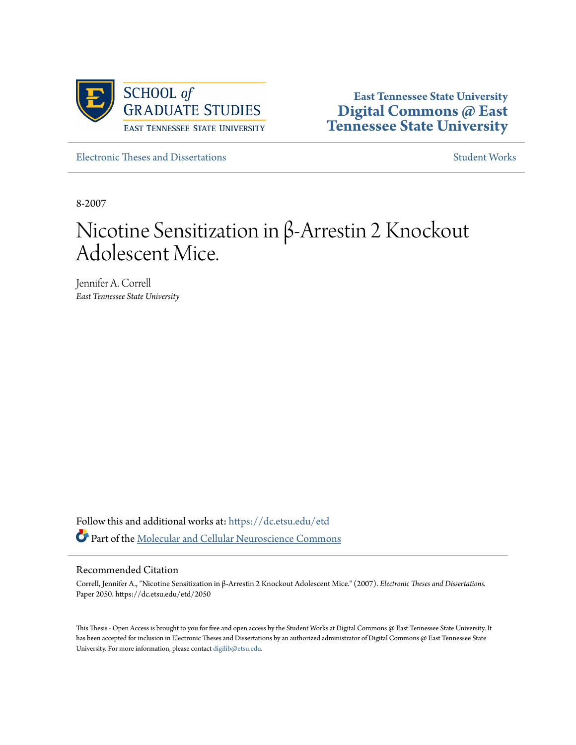SCHOOL *of* GRADUATE STUDIES
EAST TENNESSEE STATE UNIVERSITY

**East Tennessee State University**
**Digital Commons @ East Tennessee State University**

Electronic Theses and Dissertations | Student Works

8-2007

# Nicotine Sensitization in β-Arrestin 2 Knockout Adolescent Mice.

Jennifer A. Correll
*East Tennessee State University*

Follow this and additional works at: https://dc.etsu.edu/etd

Part of the Molecular and Cellular Neuroscience Commons

## Recommended Citation

Correll, Jennifer A., "Nicotine Sensitization in β-Arrestin 2 Knockout Adolescent Mice." (2007). *Electronic Theses and Dissertations.* Paper 2050. https://dc.etsu.edu/etd/2050

This Thesis - Open Access is brought to you for free and open access by the Student Works at Digital Commons @ East Tennessee State University. It has been accepted for inclusion in Electronic Theses and Dissertations by an authorized administrator of Digital Commons @ East Tennessee State University. For more information, please contact digilib@etsu.edu.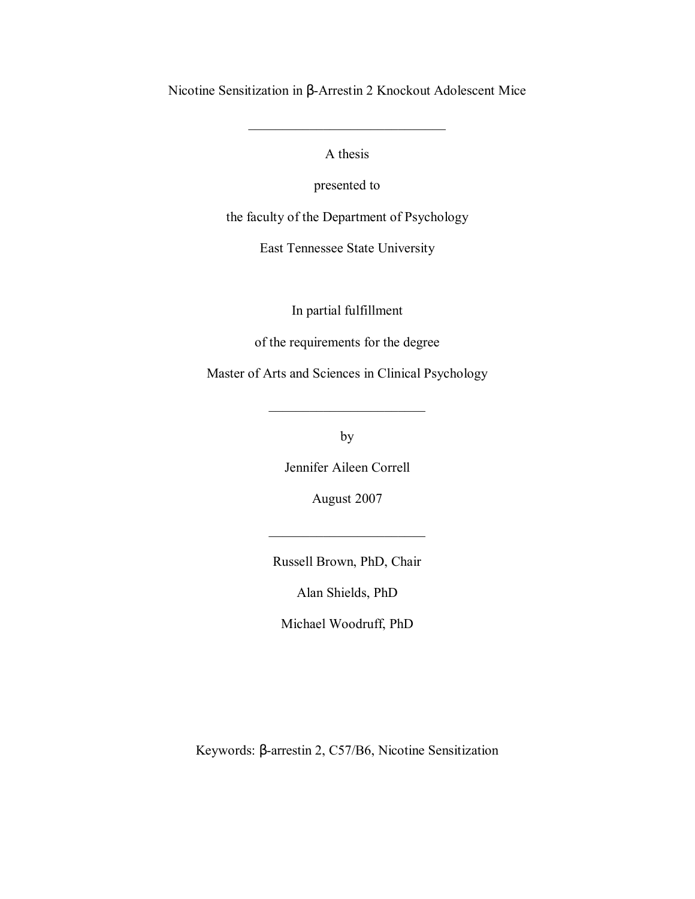# Nicotine Sensitization in β-Arrestin 2 Knockout Adolescent Mice

---

A thesis

presented to

the faculty of the Department of Psychology

East Tennessee State University

In partial fulfillment

of the requirements for the degree

Master of Arts and Sciences in Clinical Psychology

---

by

Jennifer Aileen Correll

August 2007

---

Russell Brown, PhD, Chair

Alan Shields, PhD

Michael Woodruff, PhD

Keywords: β-arrestin 2, C57/B6, Nicotine Sensitization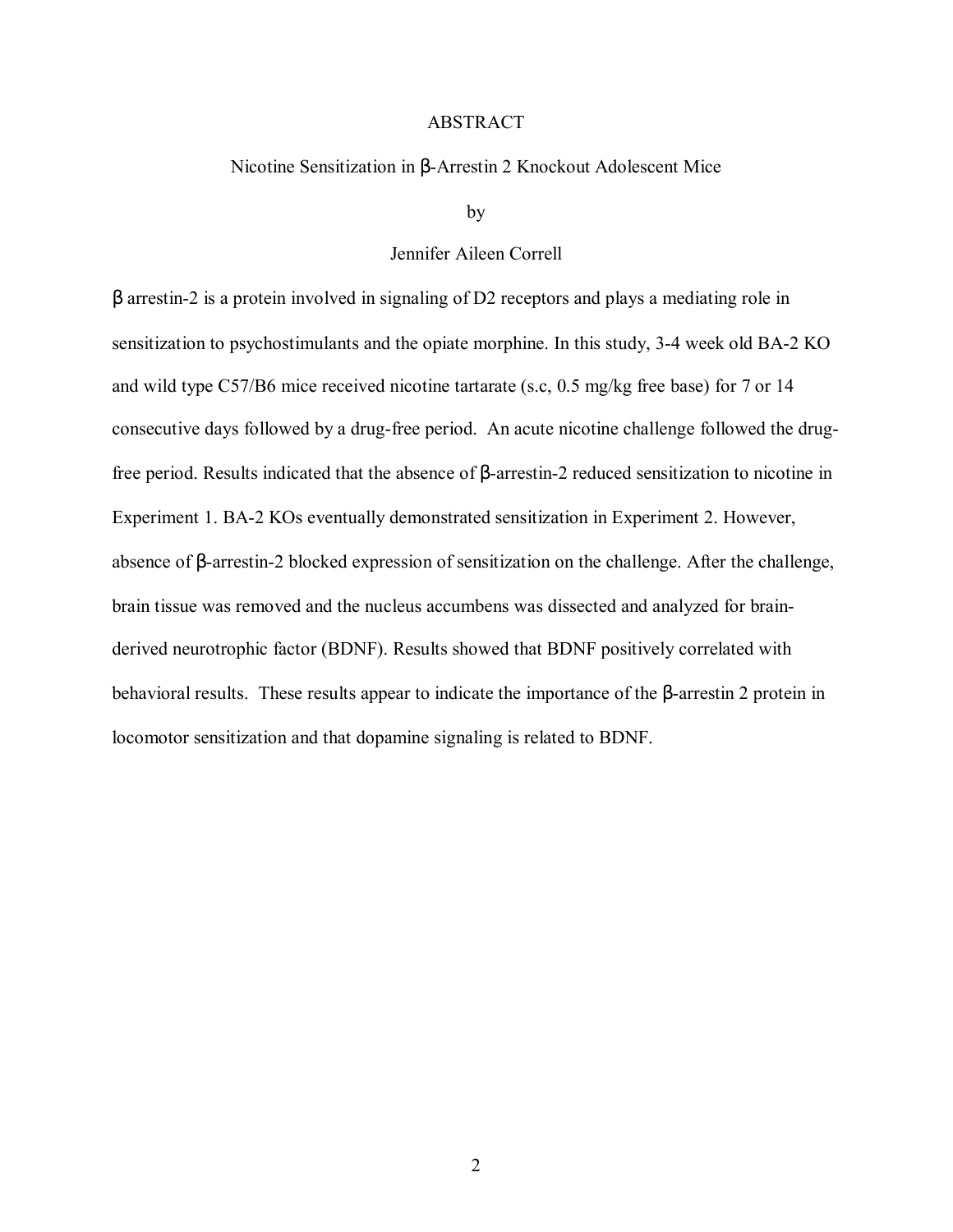# ABSTRACT

Nicotine Sensitization in β-Arrestin 2 Knockout Adolescent Mice

by

Jennifer Aileen Correll

β arrestin-2 is a protein involved in signaling of D2 receptors and plays a mediating role in sensitization to psychostimulants and the opiate morphine. In this study, 3-4 week old BA-2 KO and wild type C57/B6 mice received nicotine tartarate (s.c, 0.5 mg/kg free base) for 7 or 14 consecutive days followed by a drug-free period. An acute nicotine challenge followed the drug-free period. Results indicated that the absence of β-arrestin-2 reduced sensitization to nicotine in Experiment 1. BA-2 KOs eventually demonstrated sensitization in Experiment 2. However, absence of β-arrestin-2 blocked expression of sensitization on the challenge. After the challenge, brain tissue was removed and the nucleus accumbens was dissected and analyzed for brain-derived neurotrophic factor (BDNF). Results showed that BDNF positively correlated with behavioral results. These results appear to indicate the importance of the β-arrestin 2 protein in locomotor sensitization and that dopamine signaling is related to BDNF.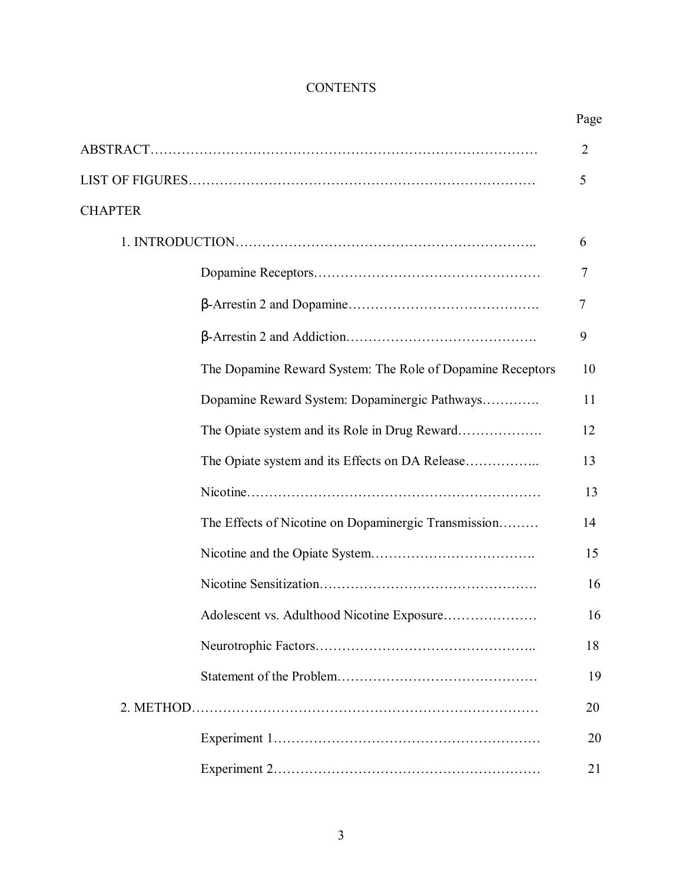# CONTENTS

| | Page |
|---|---|
| ABSTRACT | 2 |
| LIST OF FIGURES | 5 |
| CHAPTER | |
| 1. INTRODUCTION | 6 |
| Dopamine Receptors | 7 |
| β-Arrestin 2 and Dopamine | 7 |
| β-Arrestin 2 and Addiction | 9 |
| The Dopamine Reward System: The Role of Dopamine Receptors | 10 |
| Dopamine Reward System: Dopaminergic Pathways | 11 |
| The Opiate system and its Role in Drug Reward | 12 |
| The Opiate system and its Effects on DA Release | 13 |
| Nicotine | 13 |
| The Effects of Nicotine on Dopaminergic Transmission | 14 |
| Nicotine and the Opiate System | 15 |
| Nicotine Sensitization | 16 |
| Adolescent vs. Adulthood Nicotine Exposure | 16 |
| Neurotrophic Factors | 18 |
| Statement of the Problem | 19 |
| 2. METHOD | 20 |
| Experiment 1 | 20 |
| Experiment 2 | 21 |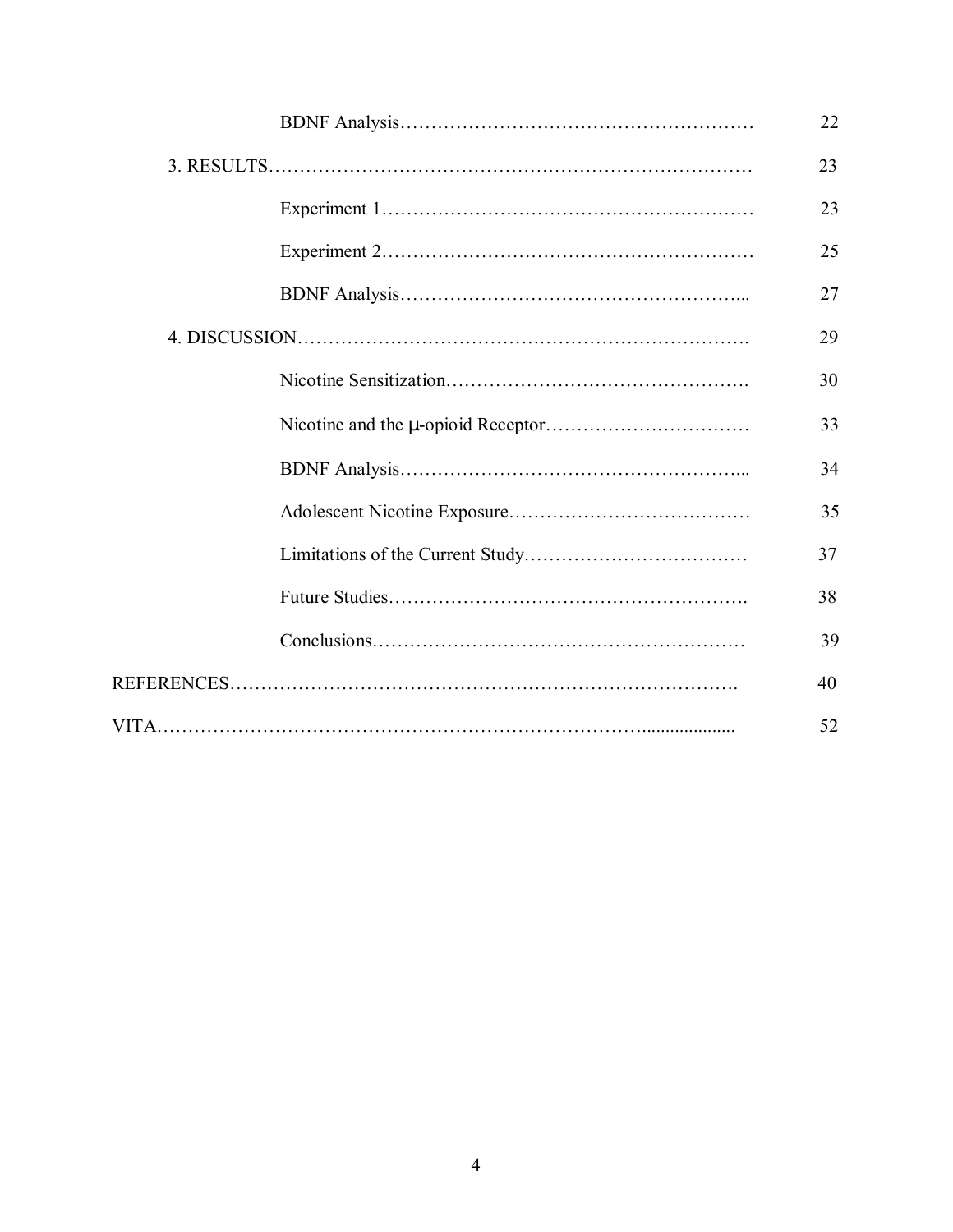| | |
|---|---|
| BDNF Analysis | 22 |
| 3. RESULTS | 23 |
| Experiment 1 | 23 |
| Experiment 2 | 25 |
| BDNF Analysis | 27 |
| 4. DISCUSSION | 29 |
| Nicotine Sensitization | 30 |
| Nicotine and the μ-opioid Receptor | 33 |
| BDNF Analysis | 34 |
| Adolescent Nicotine Exposure | 35 |
| Limitations of the Current Study | 37 |
| Future Studies | 38 |
| Conclusions | 39 |
| REFERENCES | 40 |
| VITA | 52 |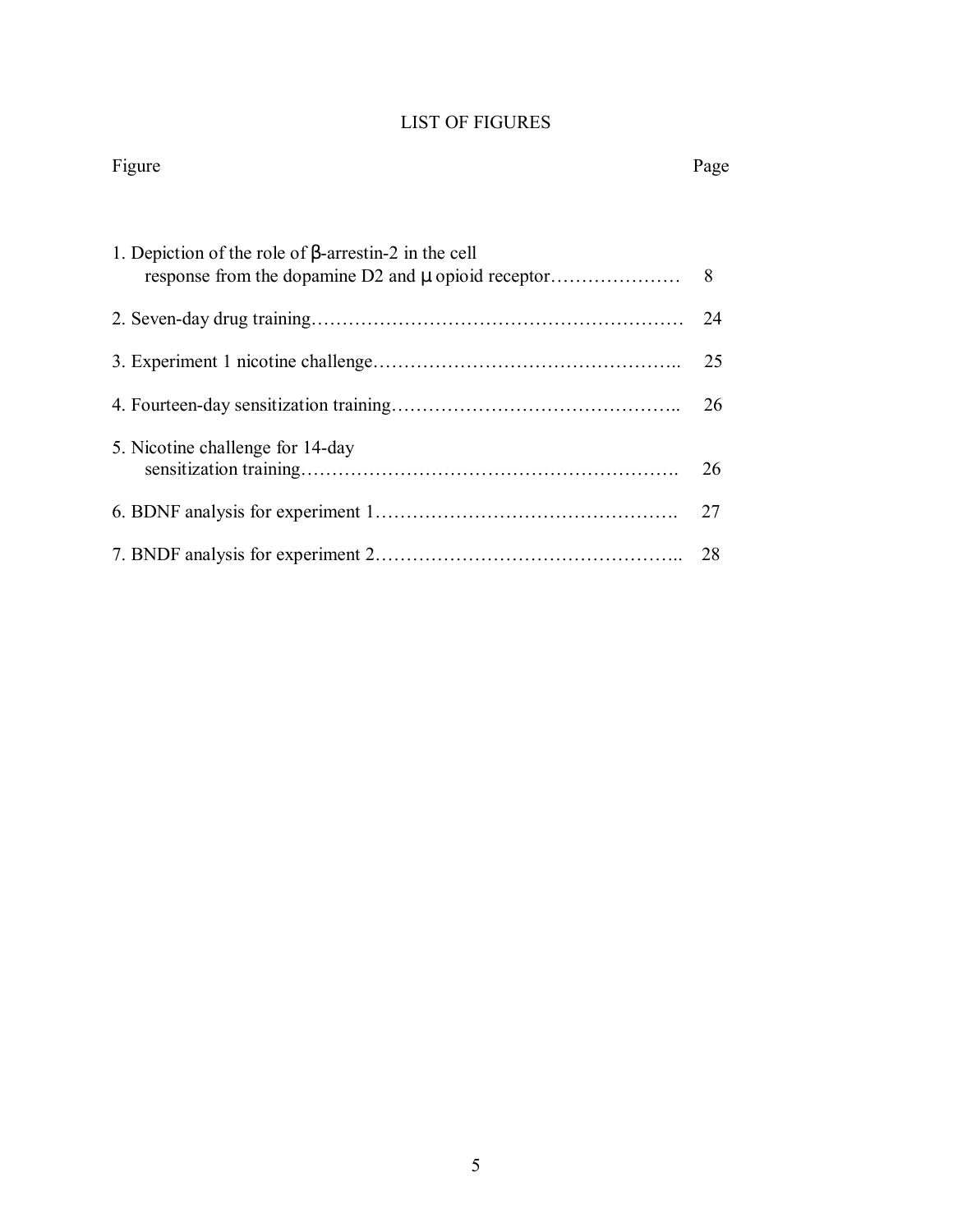# LIST OF FIGURES

| Figure | Page |
|---|---|
| 1. Depiction of the role of β-arrestin-2 in the cell response from the dopamine D2 and μ opioid receptor | 8 |
| 2. Seven-day drug training | 24 |
| 3. Experiment 1 nicotine challenge | 25 |
| 4. Fourteen-day sensitization training | 26 |
| 5. Nicotine challenge for 14-day sensitization training | 26 |
| 6. BDNF analysis for experiment 1 | 27 |
| 7. BNDF analysis for experiment 2 | 28 |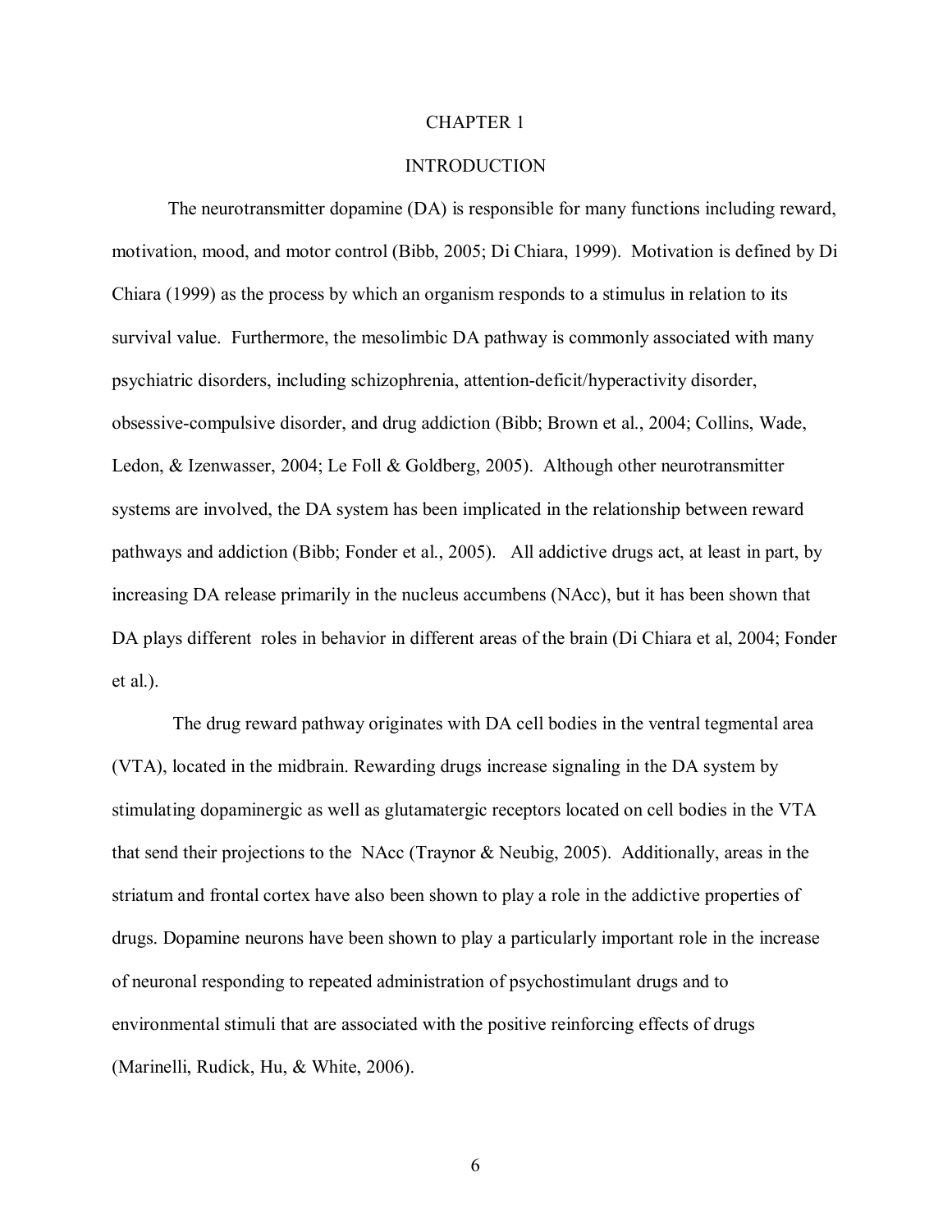# CHAPTER 1

## INTRODUCTION

The neurotransmitter dopamine (DA) is responsible for many functions including reward, motivation, mood, and motor control (Bibb, 2005; Di Chiara, 1999). Motivation is defined by Di Chiara (1999) as the process by which an organism responds to a stimulus in relation to its survival value. Furthermore, the mesolimbic DA pathway is commonly associated with many psychiatric disorders, including schizophrenia, attention-deficit/hyperactivity disorder, obsessive-compulsive disorder, and drug addiction (Bibb; Brown et al., 2004; Collins, Wade, Ledon, & Izenwasser, 2004; Le Foll & Goldberg, 2005). Although other neurotransmitter systems are involved, the DA system has been implicated in the relationship between reward pathways and addiction (Bibb; Fonder et al., 2005). All addictive drugs act, at least in part, by increasing DA release primarily in the nucleus accumbens (NAcc), but it has been shown that DA plays different roles in behavior in different areas of the brain (Di Chiara et al, 2004; Fonder et al.).

The drug reward pathway originates with DA cell bodies in the ventral tegmental area (VTA), located in the midbrain. Rewarding drugs increase signaling in the DA system by stimulating dopaminergic as well as glutamatergic receptors located on cell bodies in the VTA that send their projections to the NAcc (Traynor & Neubig, 2005). Additionally, areas in the striatum and frontal cortex have also been shown to play a role in the addictive properties of drugs. Dopamine neurons have been shown to play a particularly important role in the increase of neuronal responding to repeated administration of psychostimulant drugs and to environmental stimuli that are associated with the positive reinforcing effects of drugs (Marinelli, Rudick, Hu, & White, 2006).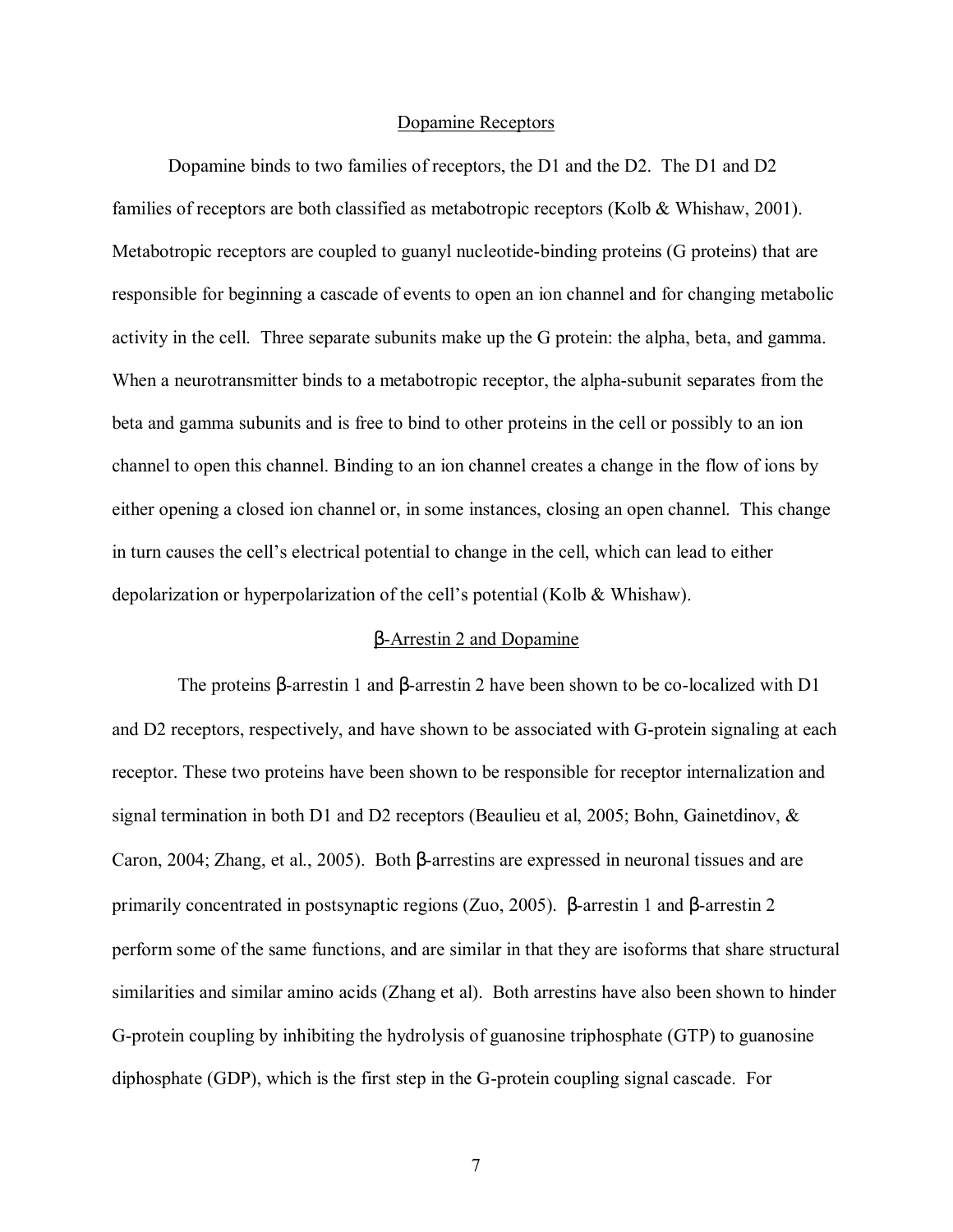## Dopamine Receptors

Dopamine binds to two families of receptors, the D1 and the D2. The D1 and D2 families of receptors are both classified as metabotropic receptors (Kolb & Whishaw, 2001). Metabotropic receptors are coupled to guanyl nucleotide-binding proteins (G proteins) that are responsible for beginning a cascade of events to open an ion channel and for changing metabolic activity in the cell. Three separate subunits make up the G protein: the alpha, beta, and gamma. When a neurotransmitter binds to a metabotropic receptor, the alpha-subunit separates from the beta and gamma subunits and is free to bind to other proteins in the cell or possibly to an ion channel to open this channel. Binding to an ion channel creates a change in the flow of ions by either opening a closed ion channel or, in some instances, closing an open channel. This change in turn causes the cell's electrical potential to change in the cell, which can lead to either depolarization or hyperpolarization of the cell's potential (Kolb & Whishaw).

## β-Arrestin 2 and Dopamine

The proteins β-arrestin 1 and β-arrestin 2 have been shown to be co-localized with D1 and D2 receptors, respectively, and have shown to be associated with G-protein signaling at each receptor. These two proteins have been shown to be responsible for receptor internalization and signal termination in both D1 and D2 receptors (Beaulieu et al, 2005; Bohn, Gainetdinov, & Caron, 2004; Zhang, et al., 2005). Both β-arrestins are expressed in neuronal tissues and are primarily concentrated in postsynaptic regions (Zuo, 2005). β-arrestin 1 and β-arrestin 2 perform some of the same functions, and are similar in that they are isoforms that share structural similarities and similar amino acids (Zhang et al). Both arrestins have also been shown to hinder G-protein coupling by inhibiting the hydrolysis of guanosine triphosphate (GTP) to guanosine diphosphate (GDP), which is the first step in the G-protein coupling signal cascade. For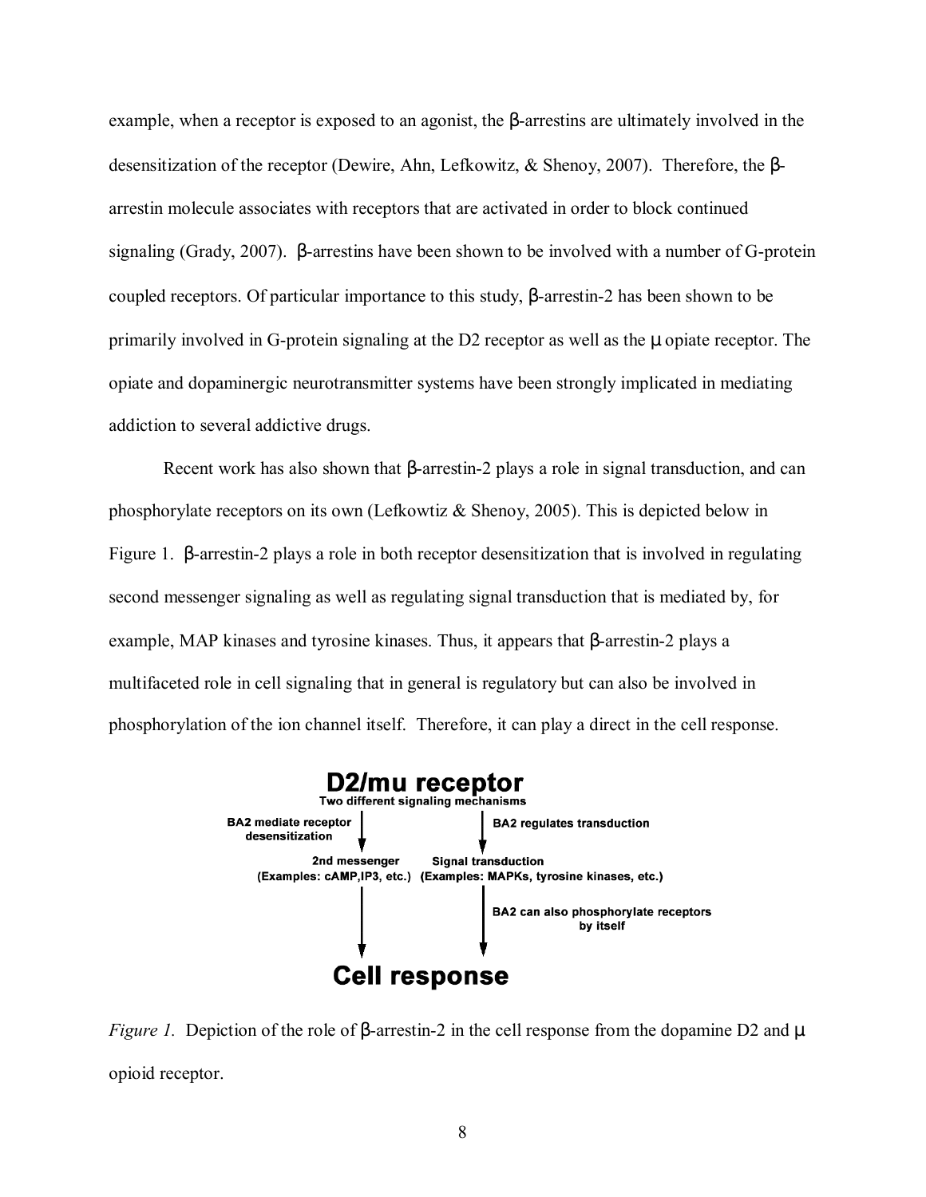example, when a receptor is exposed to an agonist, the β-arrestins are ultimately involved in the desensitization of the receptor (Dewire, Ahn, Lefkowitz, & Shenoy, 2007). Therefore, the β-arrestin molecule associates with receptors that are activated in order to block continued signaling (Grady, 2007). β-arrestins have been shown to be involved with a number of G-protein coupled receptors. Of particular importance to this study, β-arrestin-2 has been shown to be primarily involved in G-protein signaling at the D2 receptor as well as the μ opiate receptor. The opiate and dopaminergic neurotransmitter systems have been strongly implicated in mediating addiction to several addictive drugs.

Recent work has also shown that β-arrestin-2 plays a role in signal transduction, and can phosphorylate receptors on its own (Lefkowtiz & Shenoy, 2005). This is depicted below in Figure 1. β-arrestin-2 plays a role in both receptor desensitization that is involved in regulating second messenger signaling as well as regulating signal transduction that is mediated by, for example, MAP kinases and tyrosine kinases. Thus, it appears that β-arrestin-2 plays a multifaceted role in cell signaling that in general is regulatory but can also be involved in phosphorylation of the ion channel itself. Therefore, it can play a direct in the cell response.

**D2/mu receptor**

**Two different signaling mechanisms**

**BA2 mediate receptor desensitization** → **2nd messenger (Examples: cAMP,IP3, etc.)** → **Cell response**

**BA2 regulates transduction** → **Signal transduction (Examples: MAPKs, tyrosine kinases, etc.)** → **BA2 can also phosphorylate receptors by itself** → **Cell response**

*Figure 1.* Depiction of the role of β-arrestin-2 in the cell response from the dopamine D2 and μ opioid receptor.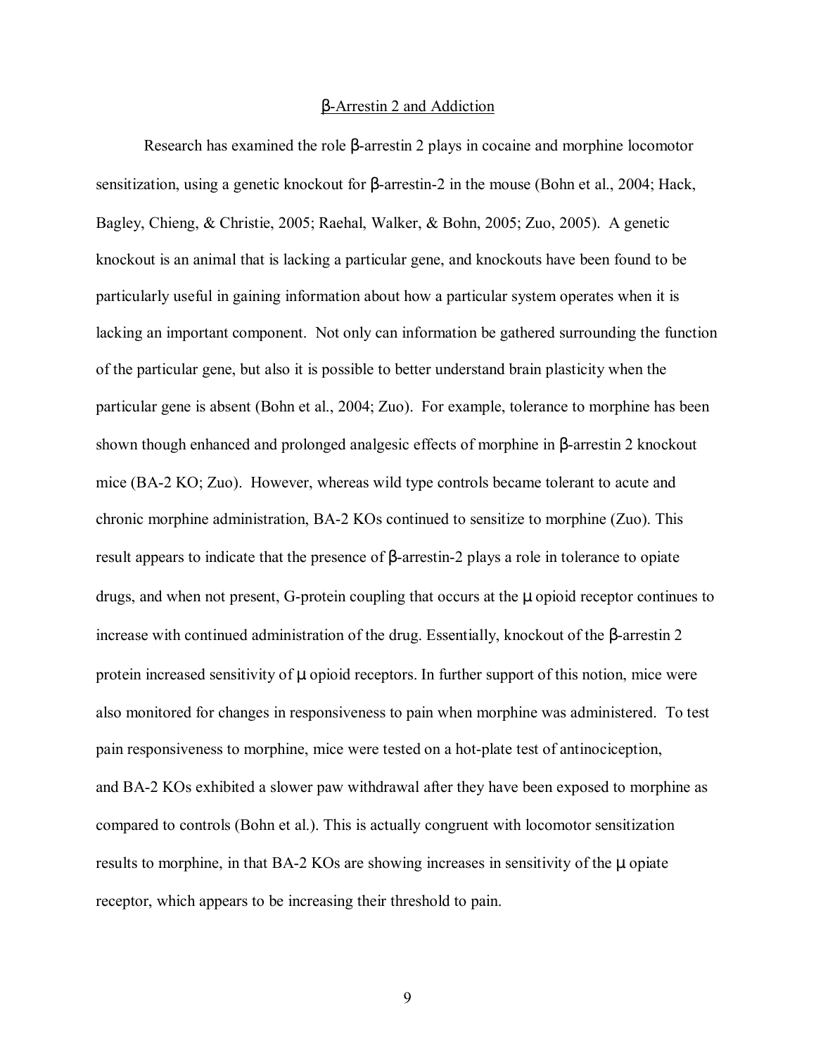## β-Arrestin 2 and Addiction

Research has examined the role β-arrestin 2 plays in cocaine and morphine locomotor sensitization, using a genetic knockout for β-arrestin-2 in the mouse (Bohn et al., 2004; Hack, Bagley, Chieng, & Christie, 2005; Raehal, Walker, & Bohn, 2005; Zuo, 2005). A genetic knockout is an animal that is lacking a particular gene, and knockouts have been found to be particularly useful in gaining information about how a particular system operates when it is lacking an important component. Not only can information be gathered surrounding the function of the particular gene, but also it is possible to better understand brain plasticity when the particular gene is absent (Bohn et al., 2004; Zuo). For example, tolerance to morphine has been shown though enhanced and prolonged analgesic effects of morphine in β-arrestin 2 knockout mice (BA-2 KO; Zuo). However, whereas wild type controls became tolerant to acute and chronic morphine administration, BA-2 KOs continued to sensitize to morphine (Zuo). This result appears to indicate that the presence of β-arrestin-2 plays a role in tolerance to opiate drugs, and when not present, G-protein coupling that occurs at the μ opioid receptor continues to increase with continued administration of the drug. Essentially, knockout of the β-arrestin 2 protein increased sensitivity of μ opioid receptors. In further support of this notion, mice were also monitored for changes in responsiveness to pain when morphine was administered. To test pain responsiveness to morphine, mice were tested on a hot-plate test of antinociception, and BA-2 KOs exhibited a slower paw withdrawal after they have been exposed to morphine as compared to controls (Bohn et al.). This is actually congruent with locomotor sensitization results to morphine, in that BA-2 KOs are showing increases in sensitivity of the μ opiate receptor, which appears to be increasing their threshold to pain.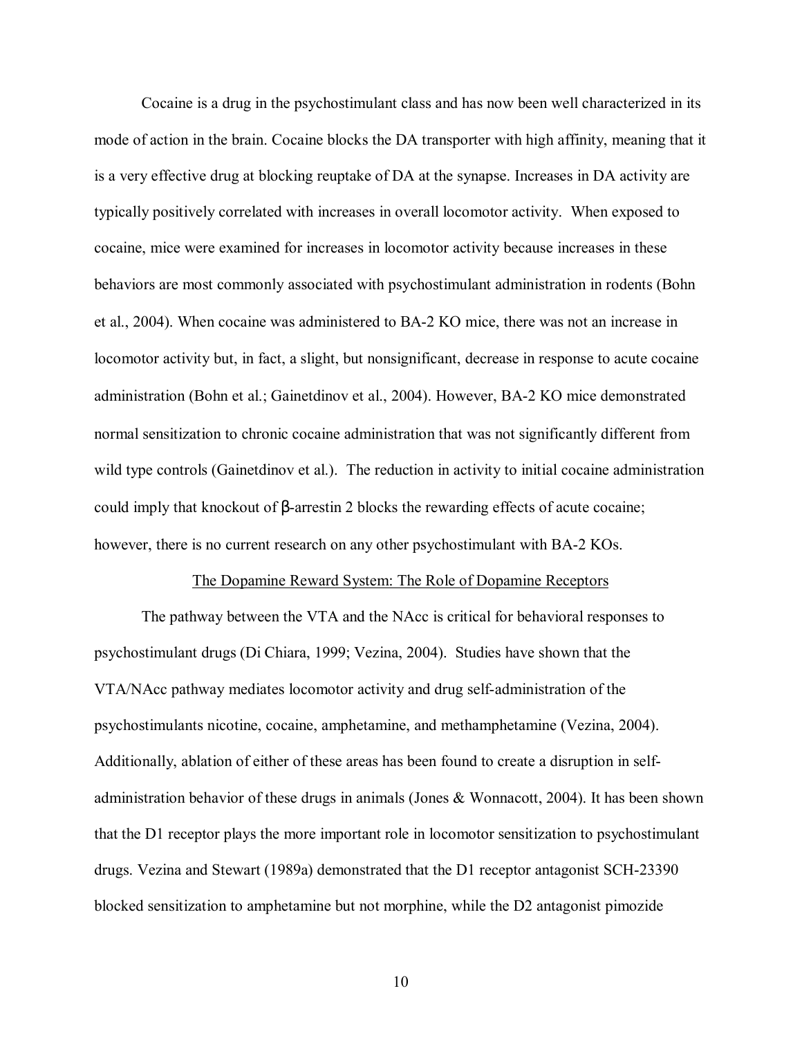Cocaine is a drug in the psychostimulant class and has now been well characterized in its mode of action in the brain. Cocaine blocks the DA transporter with high affinity, meaning that it is a very effective drug at blocking reuptake of DA at the synapse. Increases in DA activity are typically positively correlated with increases in overall locomotor activity. When exposed to cocaine, mice were examined for increases in locomotor activity because increases in these behaviors are most commonly associated with psychostimulant administration in rodents (Bohn et al., 2004). When cocaine was administered to BA-2 KO mice, there was not an increase in locomotor activity but, in fact, a slight, but nonsignificant, decrease in response to acute cocaine administration (Bohn et al.; Gainetdinov et al., 2004). However, BA-2 KO mice demonstrated normal sensitization to chronic cocaine administration that was not significantly different from wild type controls (Gainetdinov et al.). The reduction in activity to initial cocaine administration could imply that knockout of β-arrestin 2 blocks the rewarding effects of acute cocaine; however, there is no current research on any other psychostimulant with BA-2 KOs.

## The Dopamine Reward System: The Role of Dopamine Receptors

The pathway between the VTA and the NAcc is critical for behavioral responses to psychostimulant drugs (Di Chiara, 1999; Vezina, 2004). Studies have shown that the VTA/NAcc pathway mediates locomotor activity and drug self-administration of the psychostimulants nicotine, cocaine, amphetamine, and methamphetamine (Vezina, 2004). Additionally, ablation of either of these areas has been found to create a disruption in self-administration behavior of these drugs in animals (Jones & Wonnacott, 2004). It has been shown that the D1 receptor plays the more important role in locomotor sensitization to psychostimulant drugs. Vezina and Stewart (1989a) demonstrated that the D1 receptor antagonist SCH-23390 blocked sensitization to amphetamine but not morphine, while the D2 antagonist pimozide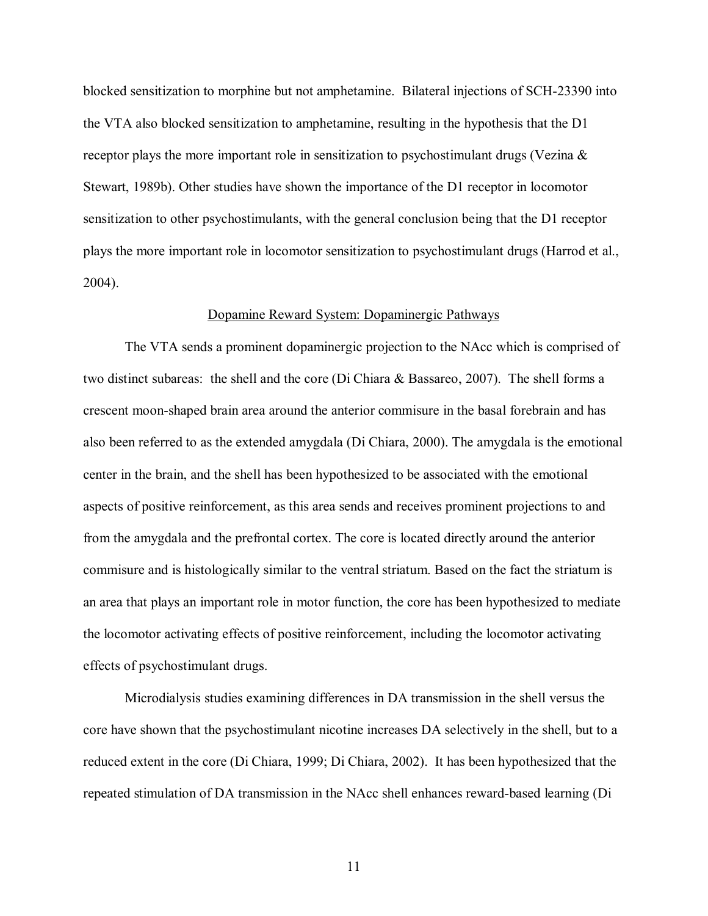blocked sensitization to morphine but not amphetamine. Bilateral injections of SCH-23390 into the VTA also blocked sensitization to amphetamine, resulting in the hypothesis that the D1 receptor plays the more important role in sensitization to psychostimulant drugs (Vezina & Stewart, 1989b). Other studies have shown the importance of the D1 receptor in locomotor sensitization to other psychostimulants, with the general conclusion being that the D1 receptor plays the more important role in locomotor sensitization to psychostimulant drugs (Harrod et al., 2004).

## Dopamine Reward System: Dopaminergic Pathways

The VTA sends a prominent dopaminergic projection to the NAcc which is comprised of two distinct subareas: the shell and the core (Di Chiara & Bassareo, 2007). The shell forms a crescent moon-shaped brain area around the anterior commisure in the basal forebrain and has also been referred to as the extended amygdala (Di Chiara, 2000). The amygdala is the emotional center in the brain, and the shell has been hypothesized to be associated with the emotional aspects of positive reinforcement, as this area sends and receives prominent projections to and from the amygdala and the prefrontal cortex. The core is located directly around the anterior commisure and is histologically similar to the ventral striatum. Based on the fact the striatum is an area that plays an important role in motor function, the core has been hypothesized to mediate the locomotor activating effects of positive reinforcement, including the locomotor activating effects of psychostimulant drugs.

Microdialysis studies examining differences in DA transmission in the shell versus the core have shown that the psychostimulant nicotine increases DA selectively in the shell, but to a reduced extent in the core (Di Chiara, 1999; Di Chiara, 2002). It has been hypothesized that the repeated stimulation of DA transmission in the NAcc shell enhances reward-based learning (Di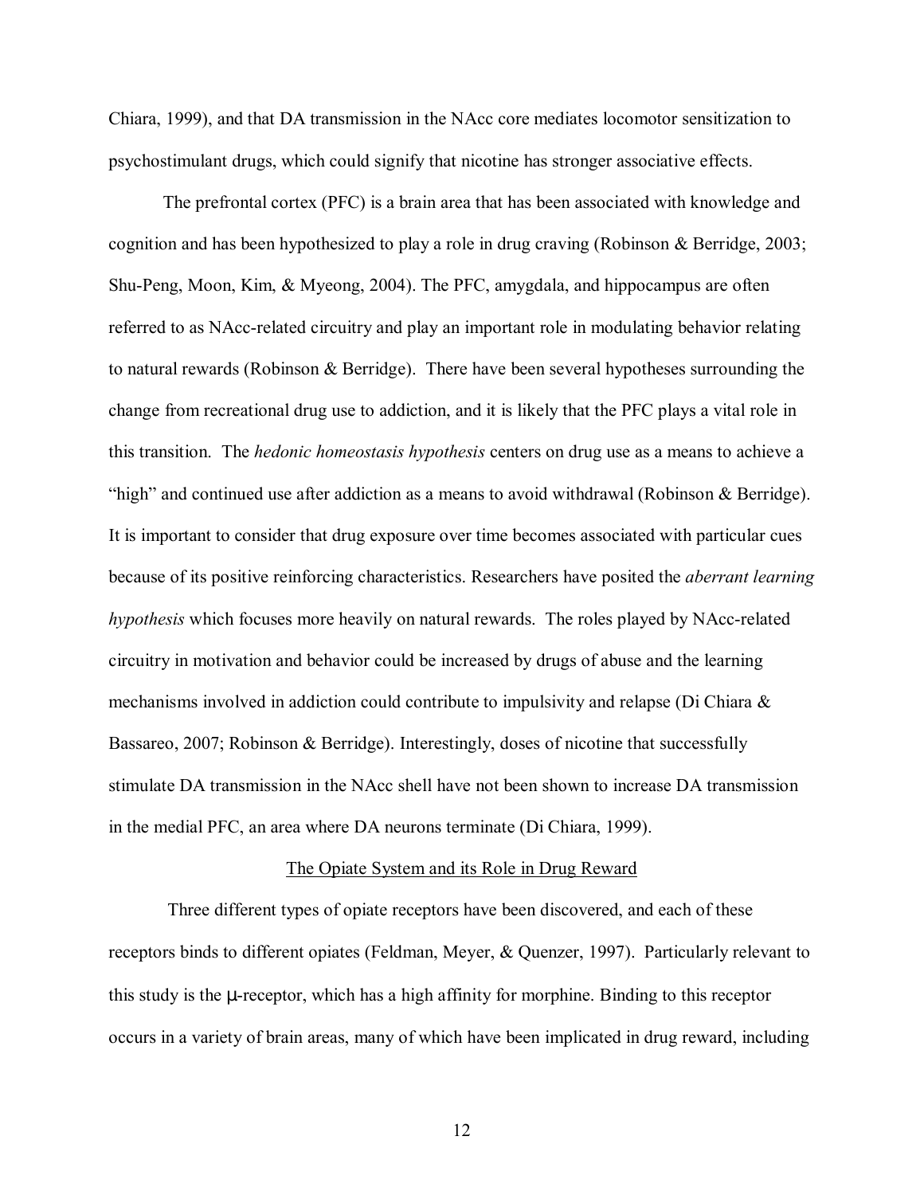Chiara, 1999), and that DA transmission in the NAcc core mediates locomotor sensitization to psychostimulant drugs, which could signify that nicotine has stronger associative effects.

The prefrontal cortex (PFC) is a brain area that has been associated with knowledge and cognition and has been hypothesized to play a role in drug craving (Robinson & Berridge, 2003; Shu-Peng, Moon, Kim, & Myeong, 2004). The PFC, amygdala, and hippocampus are often referred to as NAcc-related circuitry and play an important role in modulating behavior relating to natural rewards (Robinson & Berridge). There have been several hypotheses surrounding the change from recreational drug use to addiction, and it is likely that the PFC plays a vital role in this transition. The *hedonic homeostasis hypothesis* centers on drug use as a means to achieve a "high" and continued use after addiction as a means to avoid withdrawal (Robinson & Berridge). It is important to consider that drug exposure over time becomes associated with particular cues because of its positive reinforcing characteristics. Researchers have posited the *aberrant learning hypothesis* which focuses more heavily on natural rewards. The roles played by NAcc-related circuitry in motivation and behavior could be increased by drugs of abuse and the learning mechanisms involved in addiction could contribute to impulsivity and relapse (Di Chiara & Bassareo, 2007; Robinson & Berridge). Interestingly, doses of nicotine that successfully stimulate DA transmission in the NAcc shell have not been shown to increase DA transmission in the medial PFC, an area where DA neurons terminate (Di Chiara, 1999).

## The Opiate System and its Role in Drug Reward

Three different types of opiate receptors have been discovered, and each of these receptors binds to different opiates (Feldman, Meyer, & Quenzer, 1997). Particularly relevant to this study is the μ-receptor, which has a high affinity for morphine. Binding to this receptor occurs in a variety of brain areas, many of which have been implicated in drug reward, including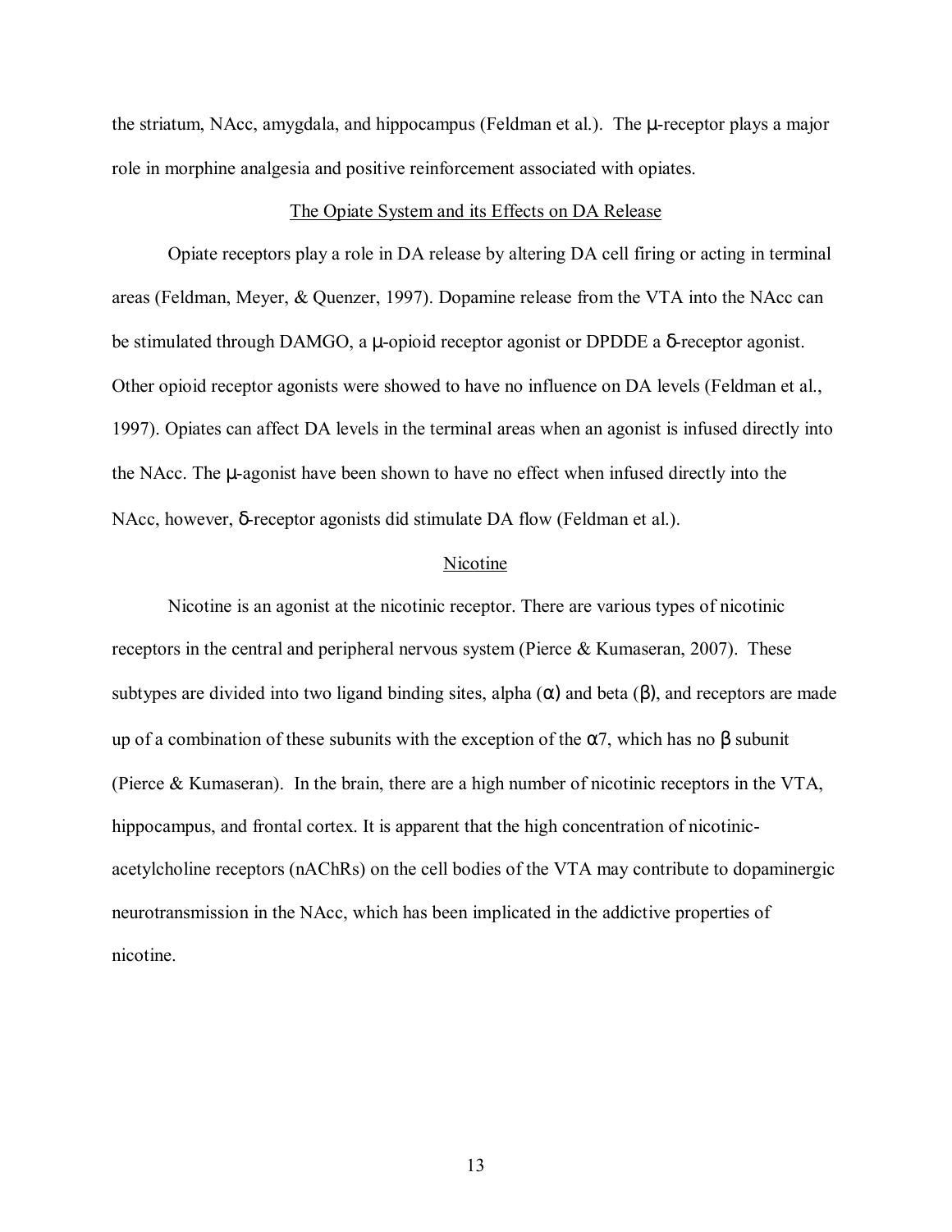the striatum, NAcc, amygdala, and hippocampus (Feldman et al.). The μ-receptor plays a major role in morphine analgesia and positive reinforcement associated with opiates.

## The Opiate System and its Effects on DA Release

Opiate receptors play a role in DA release by altering DA cell firing or acting in terminal areas (Feldman, Meyer, & Quenzer, 1997). Dopamine release from the VTA into the NAcc can be stimulated through DAMGO, a μ-opioid receptor agonist or DPDDE a δ-receptor agonist. Other opioid receptor agonists were showed to have no influence on DA levels (Feldman et al., 1997). Opiates can affect DA levels in the terminal areas when an agonist is infused directly into the NAcc. The μ-agonist have been shown to have no effect when infused directly into the NAcc, however, δ-receptor agonists did stimulate DA flow (Feldman et al.).

## Nicotine

Nicotine is an agonist at the nicotinic receptor. There are various types of nicotinic receptors in the central and peripheral nervous system (Pierce & Kumaseran, 2007). These subtypes are divided into two ligand binding sites, alpha (α) and beta (β), and receptors are made up of a combination of these subunits with the exception of the α7, which has no β subunit (Pierce & Kumaseran). In the brain, there are a high number of nicotinic receptors in the VTA, hippocampus, and frontal cortex. It is apparent that the high concentration of nicotinic-acetylcholine receptors (nAChRs) on the cell bodies of the VTA may contribute to dopaminergic neurotransmission in the NAcc, which has been implicated in the addictive properties of nicotine.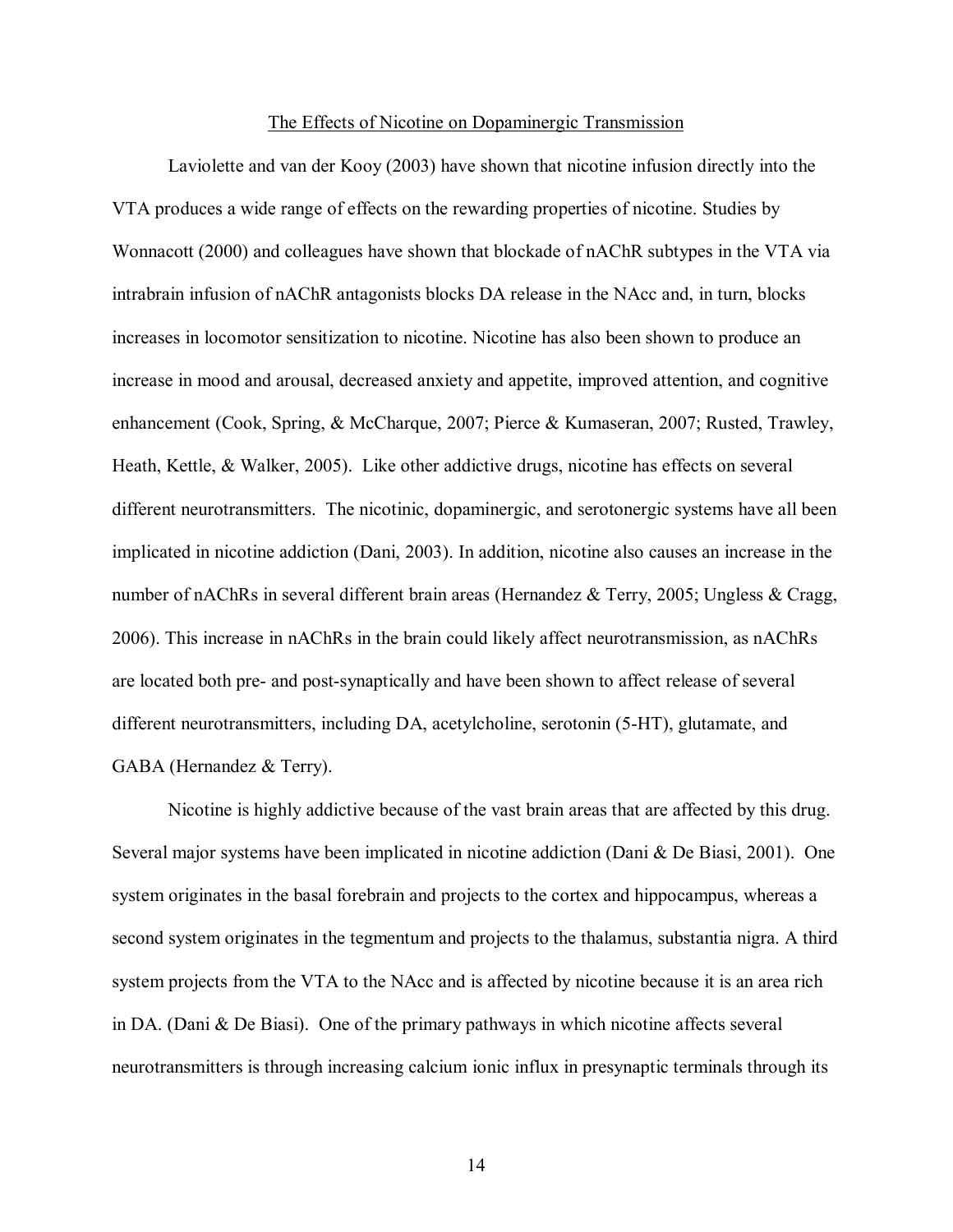## The Effects of Nicotine on Dopaminergic Transmission

Laviolette and van der Kooy (2003) have shown that nicotine infusion directly into the VTA produces a wide range of effects on the rewarding properties of nicotine. Studies by Wonnacott (2000) and colleagues have shown that blockade of nAChR subtypes in the VTA via intrabrain infusion of nAChR antagonists blocks DA release in the NAcc and, in turn, blocks increases in locomotor sensitization to nicotine. Nicotine has also been shown to produce an increase in mood and arousal, decreased anxiety and appetite, improved attention, and cognitive enhancement (Cook, Spring, & McCharque, 2007; Pierce & Kumaseran, 2007; Rusted, Trawley, Heath, Kettle, & Walker, 2005). Like other addictive drugs, nicotine has effects on several different neurotransmitters. The nicotinic, dopaminergic, and serotonergic systems have all been implicated in nicotine addiction (Dani, 2003). In addition, nicotine also causes an increase in the number of nAChRs in several different brain areas (Hernandez & Terry, 2005; Ungless & Cragg, 2006). This increase in nAChRs in the brain could likely affect neurotransmission, as nAChRs are located both pre- and post-synaptically and have been shown to affect release of several different neurotransmitters, including DA, acetylcholine, serotonin (5-HT), glutamate, and GABA (Hernandez & Terry).

Nicotine is highly addictive because of the vast brain areas that are affected by this drug. Several major systems have been implicated in nicotine addiction (Dani & De Biasi, 2001). One system originates in the basal forebrain and projects to the cortex and hippocampus, whereas a second system originates in the tegmentum and projects to the thalamus, substantia nigra. A third system projects from the VTA to the NAcc and is affected by nicotine because it is an area rich in DA. (Dani & De Biasi). One of the primary pathways in which nicotine affects several neurotransmitters is through increasing calcium ionic influx in presynaptic terminals through its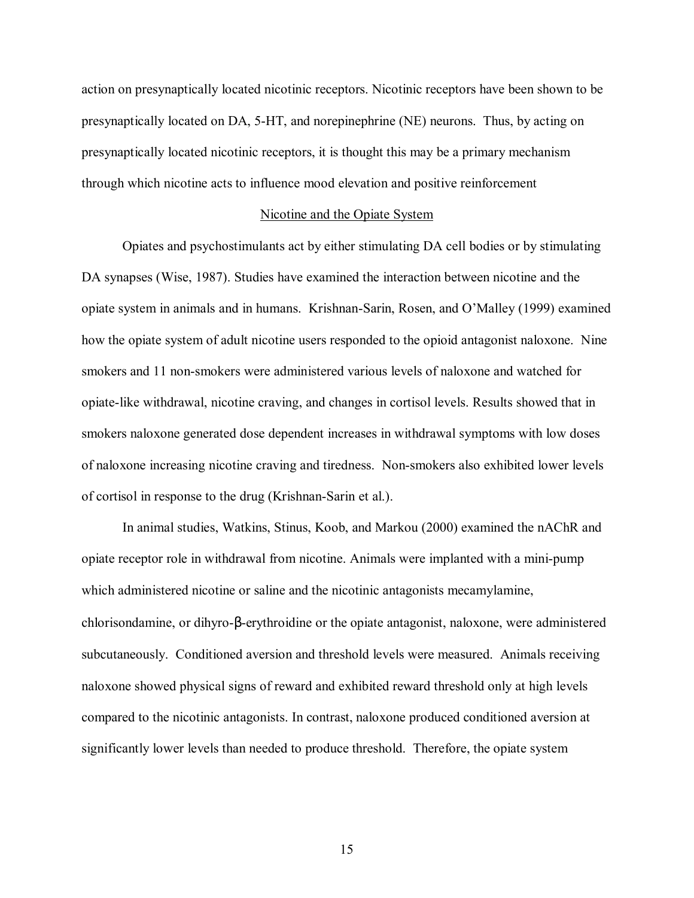action on presynaptically located nicotinic receptors. Nicotinic receptors have been shown to be presynaptically located on DA, 5-HT, and norepinephrine (NE) neurons. Thus, by acting on presynaptically located nicotinic receptors, it is thought this may be a primary mechanism through which nicotine acts to influence mood elevation and positive reinforcement

## Nicotine and the Opiate System

Opiates and psychostimulants act by either stimulating DA cell bodies or by stimulating DA synapses (Wise, 1987). Studies have examined the interaction between nicotine and the opiate system in animals and in humans. Krishnan-Sarin, Rosen, and O'Malley (1999) examined how the opiate system of adult nicotine users responded to the opioid antagonist naloxone. Nine smokers and 11 non-smokers were administered various levels of naloxone and watched for opiate-like withdrawal, nicotine craving, and changes in cortisol levels. Results showed that in smokers naloxone generated dose dependent increases in withdrawal symptoms with low doses of naloxone increasing nicotine craving and tiredness. Non-smokers also exhibited lower levels of cortisol in response to the drug (Krishnan-Sarin et al.).

In animal studies, Watkins, Stinus, Koob, and Markou (2000) examined the nAChR and opiate receptor role in withdrawal from nicotine. Animals were implanted with a mini-pump which administered nicotine or saline and the nicotinic antagonists mecamylamine, chlorisondamine, or dihyro-β-erythroidine or the opiate antagonist, naloxone, were administered subcutaneously. Conditioned aversion and threshold levels were measured. Animals receiving naloxone showed physical signs of reward and exhibited reward threshold only at high levels compared to the nicotinic antagonists. In contrast, naloxone produced conditioned aversion at significantly lower levels than needed to produce threshold. Therefore, the opiate system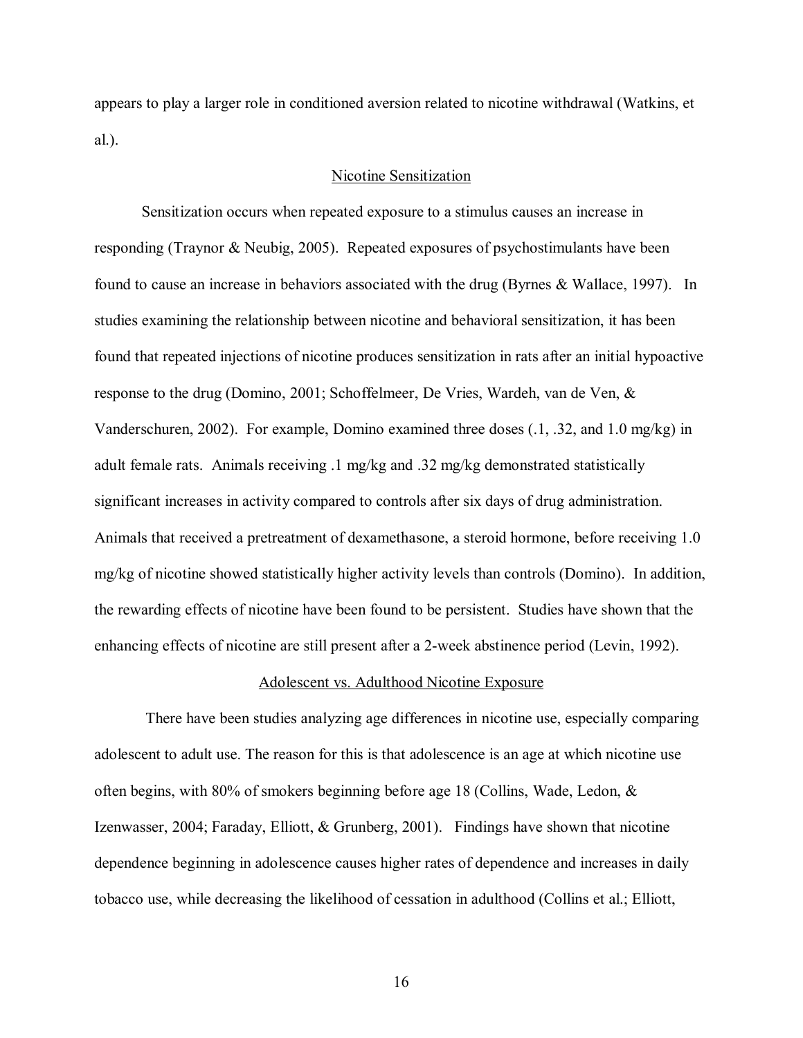appears to play a larger role in conditioned aversion related to nicotine withdrawal (Watkins, et al.).

## Nicotine Sensitization

Sensitization occurs when repeated exposure to a stimulus causes an increase in responding (Traynor & Neubig, 2005). Repeated exposures of psychostimulants have been found to cause an increase in behaviors associated with the drug (Byrnes & Wallace, 1997). In studies examining the relationship between nicotine and behavioral sensitization, it has been found that repeated injections of nicotine produces sensitization in rats after an initial hypoactive response to the drug (Domino, 2001; Schoffelmeer, De Vries, Wardeh, van de Ven, & Vanderschuren, 2002). For example, Domino examined three doses (.1, .32, and 1.0 mg/kg) in adult female rats. Animals receiving .1 mg/kg and .32 mg/kg demonstrated statistically significant increases in activity compared to controls after six days of drug administration. Animals that received a pretreatment of dexamethasone, a steroid hormone, before receiving 1.0 mg/kg of nicotine showed statistically higher activity levels than controls (Domino). In addition, the rewarding effects of nicotine have been found to be persistent. Studies have shown that the enhancing effects of nicotine are still present after a 2-week abstinence period (Levin, 1992).

## Adolescent vs. Adulthood Nicotine Exposure

There have been studies analyzing age differences in nicotine use, especially comparing adolescent to adult use. The reason for this is that adolescence is an age at which nicotine use often begins, with 80% of smokers beginning before age 18 (Collins, Wade, Ledon, & Izenwasser, 2004; Faraday, Elliott, & Grunberg, 2001). Findings have shown that nicotine dependence beginning in adolescence causes higher rates of dependence and increases in daily tobacco use, while decreasing the likelihood of cessation in adulthood (Collins et al.; Elliott,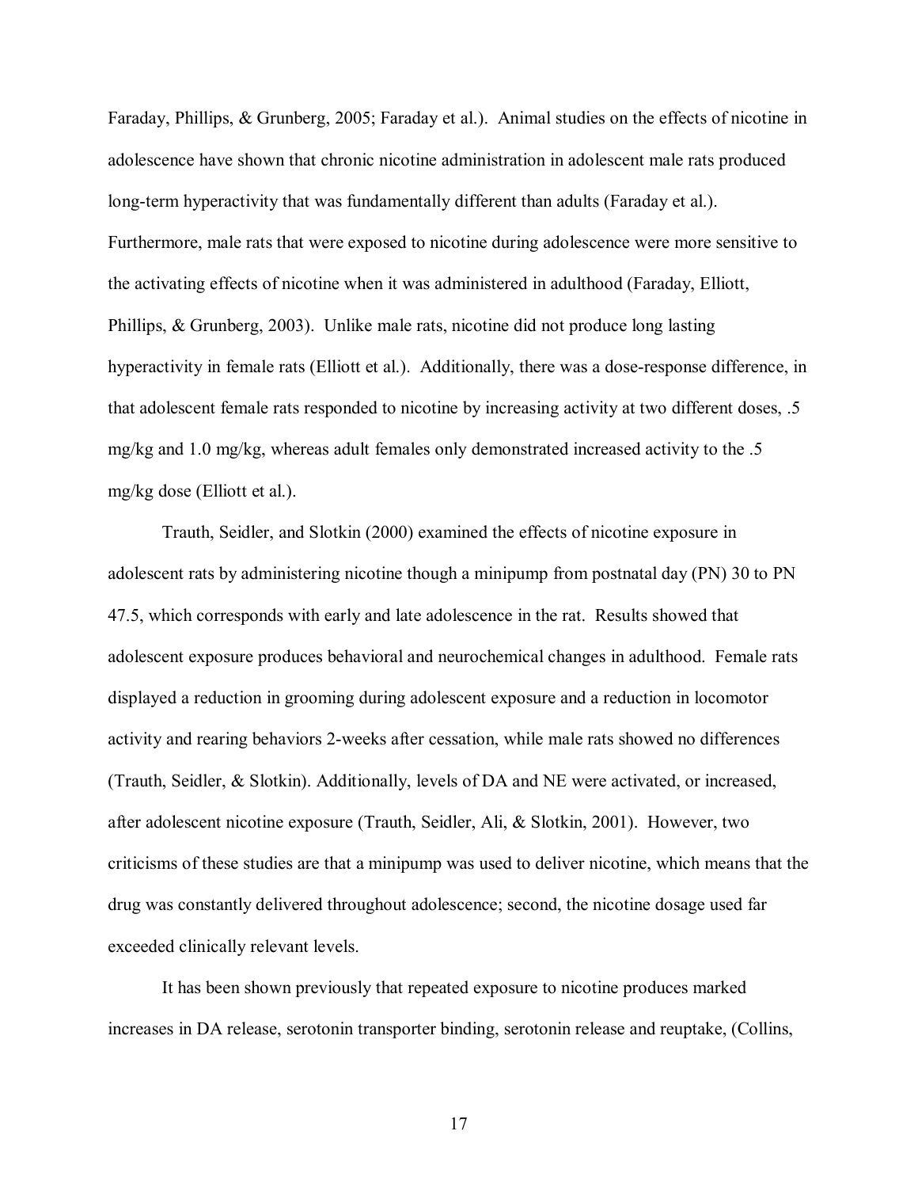Faraday, Phillips, & Grunberg, 2005; Faraday et al.). Animal studies on the effects of nicotine in adolescence have shown that chronic nicotine administration in adolescent male rats produced long-term hyperactivity that was fundamentally different than adults (Faraday et al.). Furthermore, male rats that were exposed to nicotine during adolescence were more sensitive to the activating effects of nicotine when it was administered in adulthood (Faraday, Elliott, Phillips, & Grunberg, 2003). Unlike male rats, nicotine did not produce long lasting hyperactivity in female rats (Elliott et al.). Additionally, there was a dose-response difference, in that adolescent female rats responded to nicotine by increasing activity at two different doses, .5 mg/kg and 1.0 mg/kg, whereas adult females only demonstrated increased activity to the .5 mg/kg dose (Elliott et al.).

Trauth, Seidler, and Slotkin (2000) examined the effects of nicotine exposure in adolescent rats by administering nicotine though a minipump from postnatal day (PN) 30 to PN 47.5, which corresponds with early and late adolescence in the rat. Results showed that adolescent exposure produces behavioral and neurochemical changes in adulthood. Female rats displayed a reduction in grooming during adolescent exposure and a reduction in locomotor activity and rearing behaviors 2-weeks after cessation, while male rats showed no differences (Trauth, Seidler, & Slotkin). Additionally, levels of DA and NE were activated, or increased, after adolescent nicotine exposure (Trauth, Seidler, Ali, & Slotkin, 2001). However, two criticisms of these studies are that a minipump was used to deliver nicotine, which means that the drug was constantly delivered throughout adolescence; second, the nicotine dosage used far exceeded clinically relevant levels.

It has been shown previously that repeated exposure to nicotine produces marked increases in DA release, serotonin transporter binding, serotonin release and reuptake, (Collins,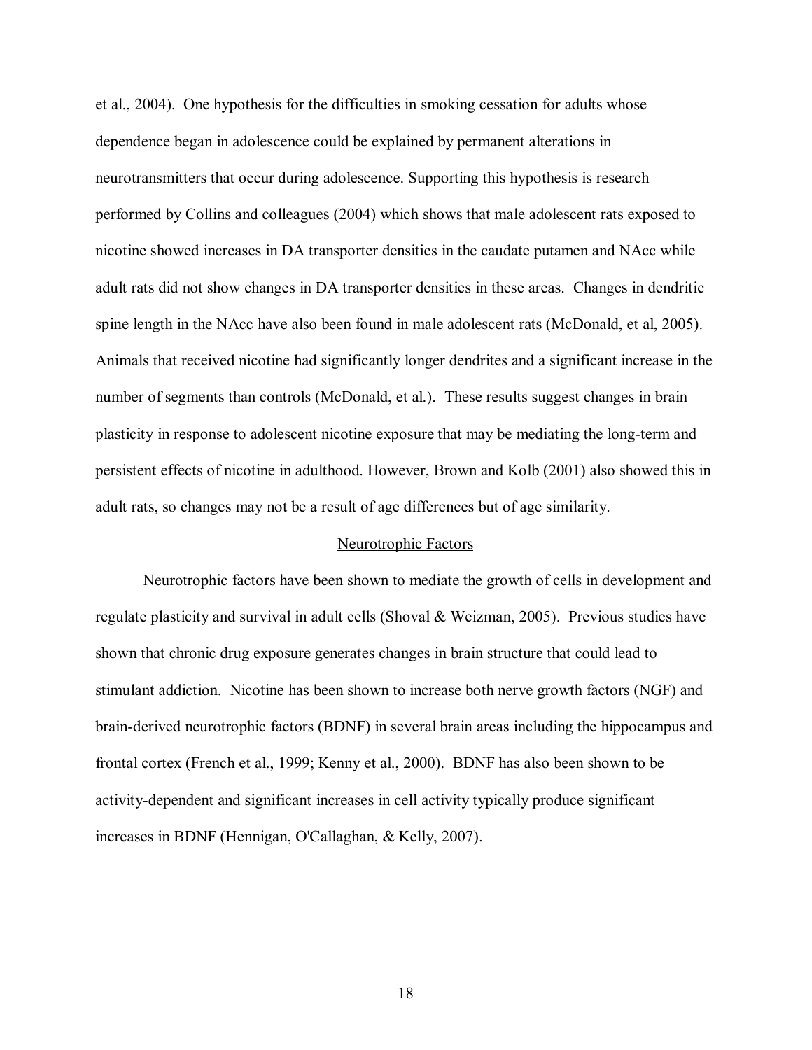et al., 2004). One hypothesis for the difficulties in smoking cessation for adults whose dependence began in adolescence could be explained by permanent alterations in neurotransmitters that occur during adolescence. Supporting this hypothesis is research performed by Collins and colleagues (2004) which shows that male adolescent rats exposed to nicotine showed increases in DA transporter densities in the caudate putamen and NAcc while adult rats did not show changes in DA transporter densities in these areas. Changes in dendritic spine length in the NAcc have also been found in male adolescent rats (McDonald, et al, 2005). Animals that received nicotine had significantly longer dendrites and a significant increase in the number of segments than controls (McDonald, et al.). These results suggest changes in brain plasticity in response to adolescent nicotine exposure that may be mediating the long-term and persistent effects of nicotine in adulthood. However, Brown and Kolb (2001) also showed this in adult rats, so changes may not be a result of age differences but of age similarity.

## Neurotrophic Factors

Neurotrophic factors have been shown to mediate the growth of cells in development and regulate plasticity and survival in adult cells (Shoval & Weizman, 2005). Previous studies have shown that chronic drug exposure generates changes in brain structure that could lead to stimulant addiction. Nicotine has been shown to increase both nerve growth factors (NGF) and brain-derived neurotrophic factors (BDNF) in several brain areas including the hippocampus and frontal cortex (French et al., 1999; Kenny et al., 2000). BDNF has also been shown to be activity-dependent and significant increases in cell activity typically produce significant increases in BDNF (Hennigan, O'Callaghan, & Kelly, 2007).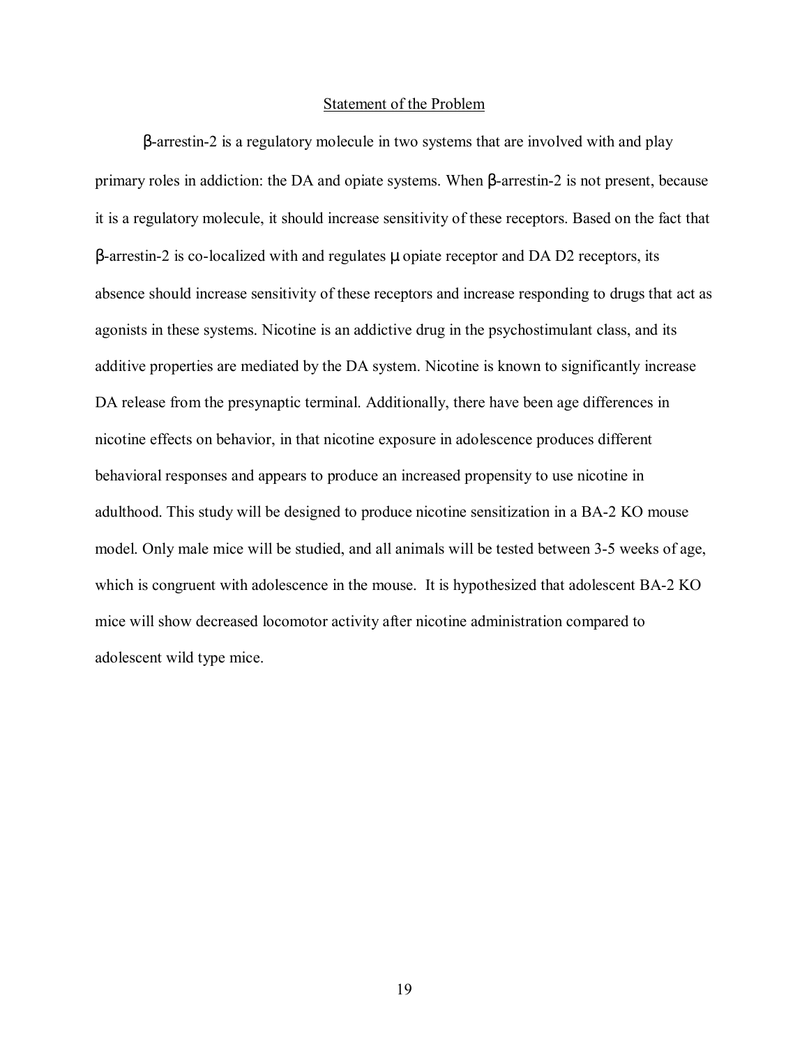## Statement of the Problem

β-arrestin-2 is a regulatory molecule in two systems that are involved with and play primary roles in addiction: the DA and opiate systems. When β-arrestin-2 is not present, because it is a regulatory molecule, it should increase sensitivity of these receptors. Based on the fact that β-arrestin-2 is co-localized with and regulates μ opiate receptor and DA D2 receptors, its absence should increase sensitivity of these receptors and increase responding to drugs that act as agonists in these systems. Nicotine is an addictive drug in the psychostimulant class, and its additive properties are mediated by the DA system. Nicotine is known to significantly increase DA release from the presynaptic terminal. Additionally, there have been age differences in nicotine effects on behavior, in that nicotine exposure in adolescence produces different behavioral responses and appears to produce an increased propensity to use nicotine in adulthood. This study will be designed to produce nicotine sensitization in a BA-2 KO mouse model. Only male mice will be studied, and all animals will be tested between 3-5 weeks of age, which is congruent with adolescence in the mouse. It is hypothesized that adolescent BA-2 KO mice will show decreased locomotor activity after nicotine administration compared to adolescent wild type mice.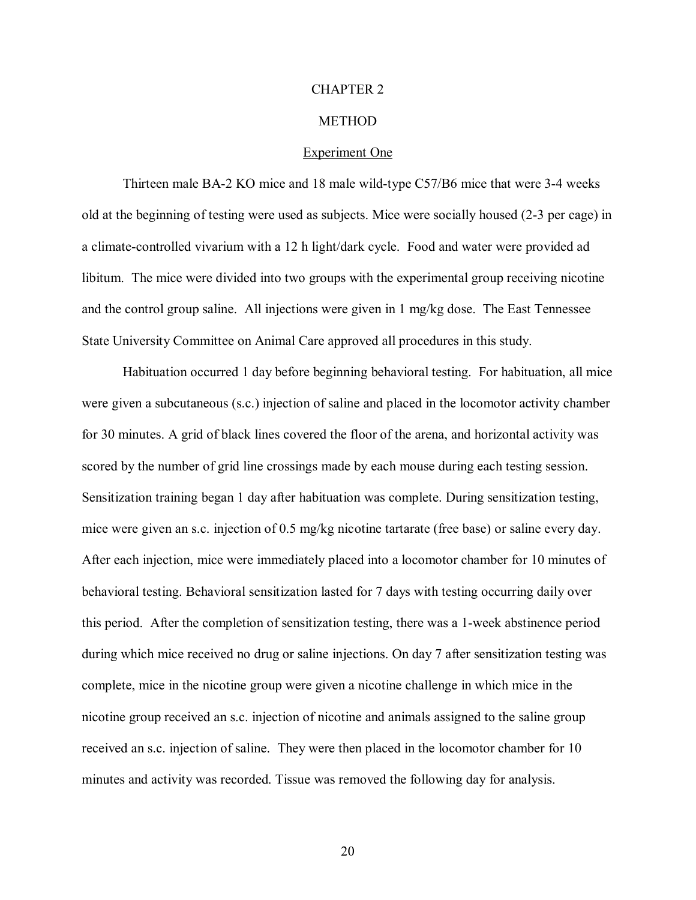# CHAPTER 2

# METHOD

## Experiment One

Thirteen male BA-2 KO mice and 18 male wild-type C57/B6 mice that were 3-4 weeks old at the beginning of testing were used as subjects. Mice were socially housed (2-3 per cage) in a climate-controlled vivarium with a 12 h light/dark cycle. Food and water were provided ad libitum. The mice were divided into two groups with the experimental group receiving nicotine and the control group saline. All injections were given in 1 mg/kg dose. The East Tennessee State University Committee on Animal Care approved all procedures in this study.

Habituation occurred 1 day before beginning behavioral testing. For habituation, all mice were given a subcutaneous (s.c.) injection of saline and placed in the locomotor activity chamber for 30 minutes. A grid of black lines covered the floor of the arena, and horizontal activity was scored by the number of grid line crossings made by each mouse during each testing session. Sensitization training began 1 day after habituation was complete. During sensitization testing, mice were given an s.c. injection of 0.5 mg/kg nicotine tartarate (free base) or saline every day. After each injection, mice were immediately placed into a locomotor chamber for 10 minutes of behavioral testing. Behavioral sensitization lasted for 7 days with testing occurring daily over this period. After the completion of sensitization testing, there was a 1-week abstinence period during which mice received no drug or saline injections. On day 7 after sensitization testing was complete, mice in the nicotine group were given a nicotine challenge in which mice in the nicotine group received an s.c. injection of nicotine and animals assigned to the saline group received an s.c. injection of saline. They were then placed in the locomotor chamber for 10 minutes and activity was recorded. Tissue was removed the following day for analysis.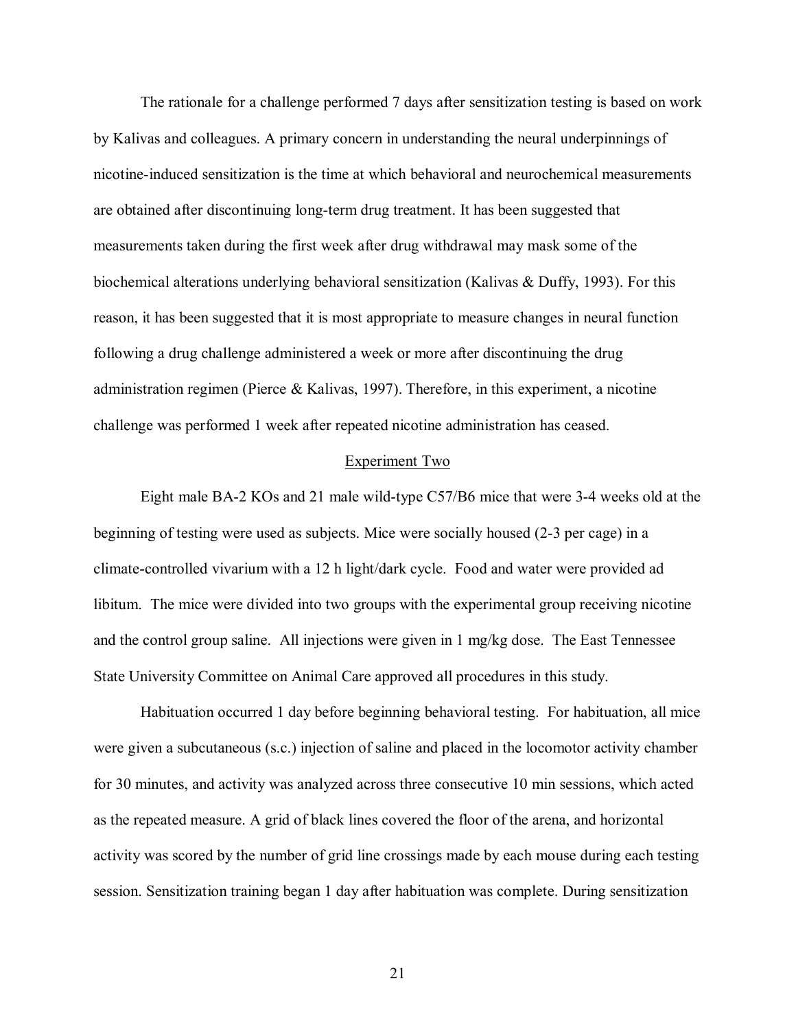The rationale for a challenge performed 7 days after sensitization testing is based on work by Kalivas and colleagues. A primary concern in understanding the neural underpinnings of nicotine-induced sensitization is the time at which behavioral and neurochemical measurements are obtained after discontinuing long-term drug treatment. It has been suggested that measurements taken during the first week after drug withdrawal may mask some of the biochemical alterations underlying behavioral sensitization (Kalivas & Duffy, 1993). For this reason, it has been suggested that it is most appropriate to measure changes in neural function following a drug challenge administered a week or more after discontinuing the drug administration regimen (Pierce & Kalivas, 1997). Therefore, in this experiment, a nicotine challenge was performed 1 week after repeated nicotine administration has ceased.

## Experiment Two

Eight male BA-2 KOs and 21 male wild-type C57/B6 mice that were 3-4 weeks old at the beginning of testing were used as subjects. Mice were socially housed (2-3 per cage) in a climate-controlled vivarium with a 12 h light/dark cycle. Food and water were provided ad libitum. The mice were divided into two groups with the experimental group receiving nicotine and the control group saline. All injections were given in 1 mg/kg dose. The East Tennessee State University Committee on Animal Care approved all procedures in this study.

Habituation occurred 1 day before beginning behavioral testing. For habituation, all mice were given a subcutaneous (s.c.) injection of saline and placed in the locomotor activity chamber for 30 minutes, and activity was analyzed across three consecutive 10 min sessions, which acted as the repeated measure. A grid of black lines covered the floor of the arena, and horizontal activity was scored by the number of grid line crossings made by each mouse during each testing session. Sensitization training began 1 day after habituation was complete. During sensitization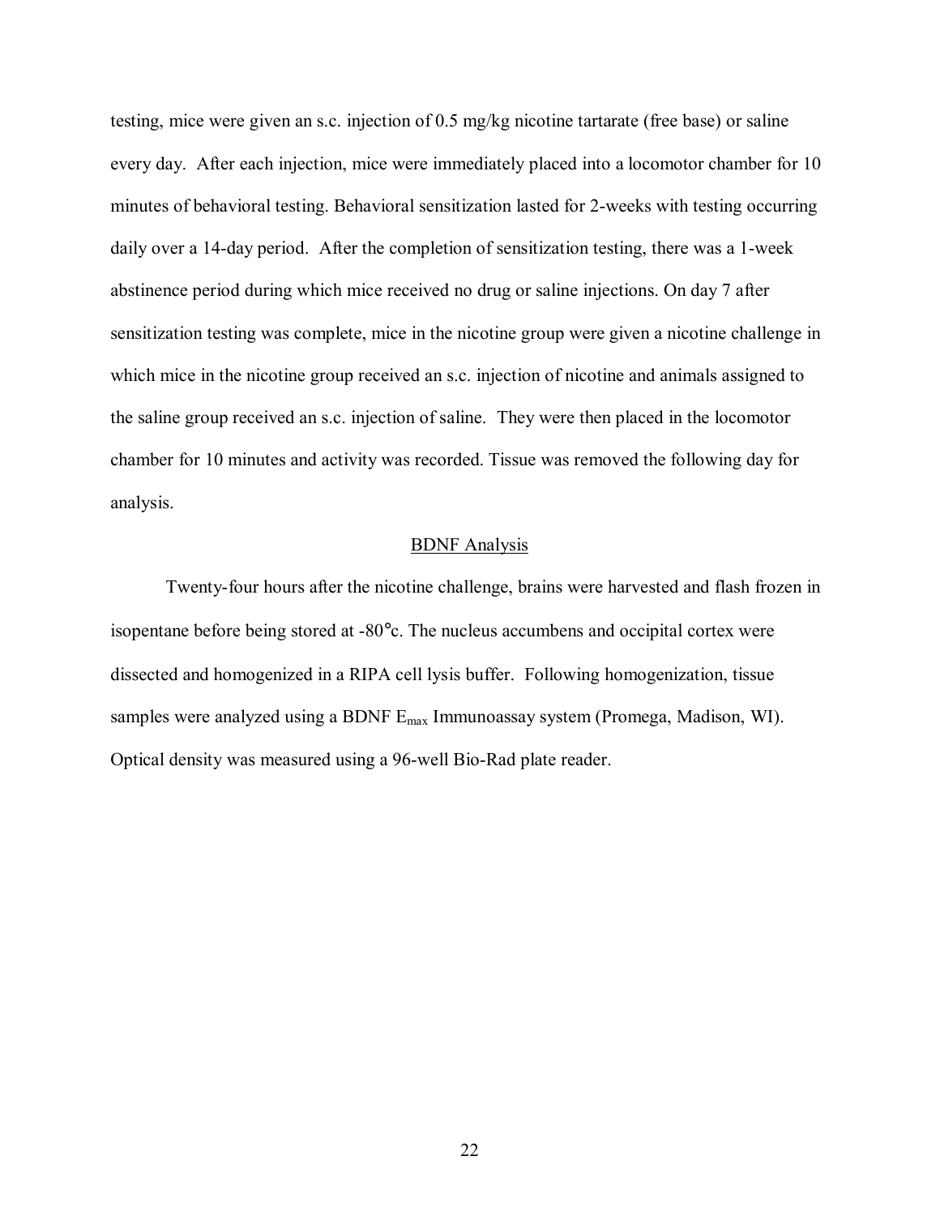testing, mice were given an s.c. injection of 0.5 mg/kg nicotine tartarate (free base) or saline every day. After each injection, mice were immediately placed into a locomotor chamber for 10 minutes of behavioral testing. Behavioral sensitization lasted for 2-weeks with testing occurring daily over a 14-day period. After the completion of sensitization testing, there was a 1-week abstinence period during which mice received no drug or saline injections. On day 7 after sensitization testing was complete, mice in the nicotine group were given a nicotine challenge in which mice in the nicotine group received an s.c. injection of nicotine and animals assigned to the saline group received an s.c. injection of saline. They were then placed in the locomotor chamber for 10 minutes and activity was recorded. Tissue was removed the following day for analysis.

## BDNF Analysis

Twenty-four hours after the nicotine challenge, brains were harvested and flash frozen in isopentane before being stored at -80°c. The nucleus accumbens and occipital cortex were dissected and homogenized in a RIPA cell lysis buffer. Following homogenization, tissue samples were analyzed using a BDNF $E_{max}$ Immunoassay system (Promega, Madison, WI). Optical density was measured using a 96-well Bio-Rad plate reader.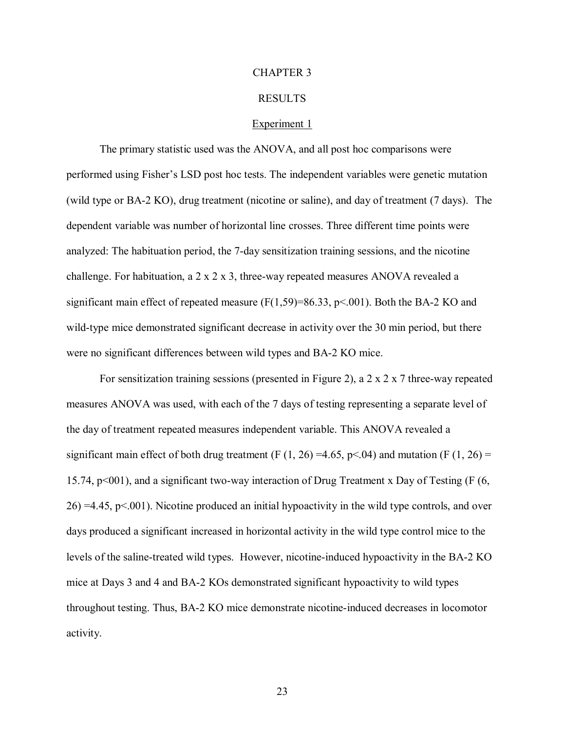# CHAPTER 3

# RESULTS

## Experiment 1

The primary statistic used was the ANOVA, and all post hoc comparisons were performed using Fisher's LSD post hoc tests. The independent variables were genetic mutation (wild type or BA-2 KO), drug treatment (nicotine or saline), and day of treatment (7 days). The dependent variable was number of horizontal line crosses. Three different time points were analyzed: The habituation period, the 7-day sensitization training sessions, and the nicotine challenge. For habituation, a 2 x 2 x 3, three-way repeated measures ANOVA revealed a significant main effect of repeated measure ($F(1,59)=86.33$, $p<.001$). Both the BA-2 KO and wild-type mice demonstrated significant decrease in activity over the 30 min period, but there were no significant differences between wild types and BA-2 KO mice.

For sensitization training sessions (presented in Figure 2), a 2 x 2 x 7 three-way repeated measures ANOVA was used, with each of the 7 days of testing representing a separate level of the day of treatment repeated measures independent variable. This ANOVA revealed a significant main effect of both drug treatment ($F (1, 26) =4.65$, $p<.04$) and mutation ($F (1, 26) = 15.74$, $p<001$), and a significant two-way interaction of Drug Treatment x Day of Testing ($F (6, 26) =4.45$, $p<.001$). Nicotine produced an initial hypoactivity in the wild type controls, and over days produced a significant increased in horizontal activity in the wild type control mice to the levels of the saline-treated wild types. However, nicotine-induced hypoactivity in the BA-2 KO mice at Days 3 and 4 and BA-2 KOs demonstrated significant hypoactivity to wild types throughout testing. Thus, BA-2 KO mice demonstrate nicotine-induced decreases in locomotor activity.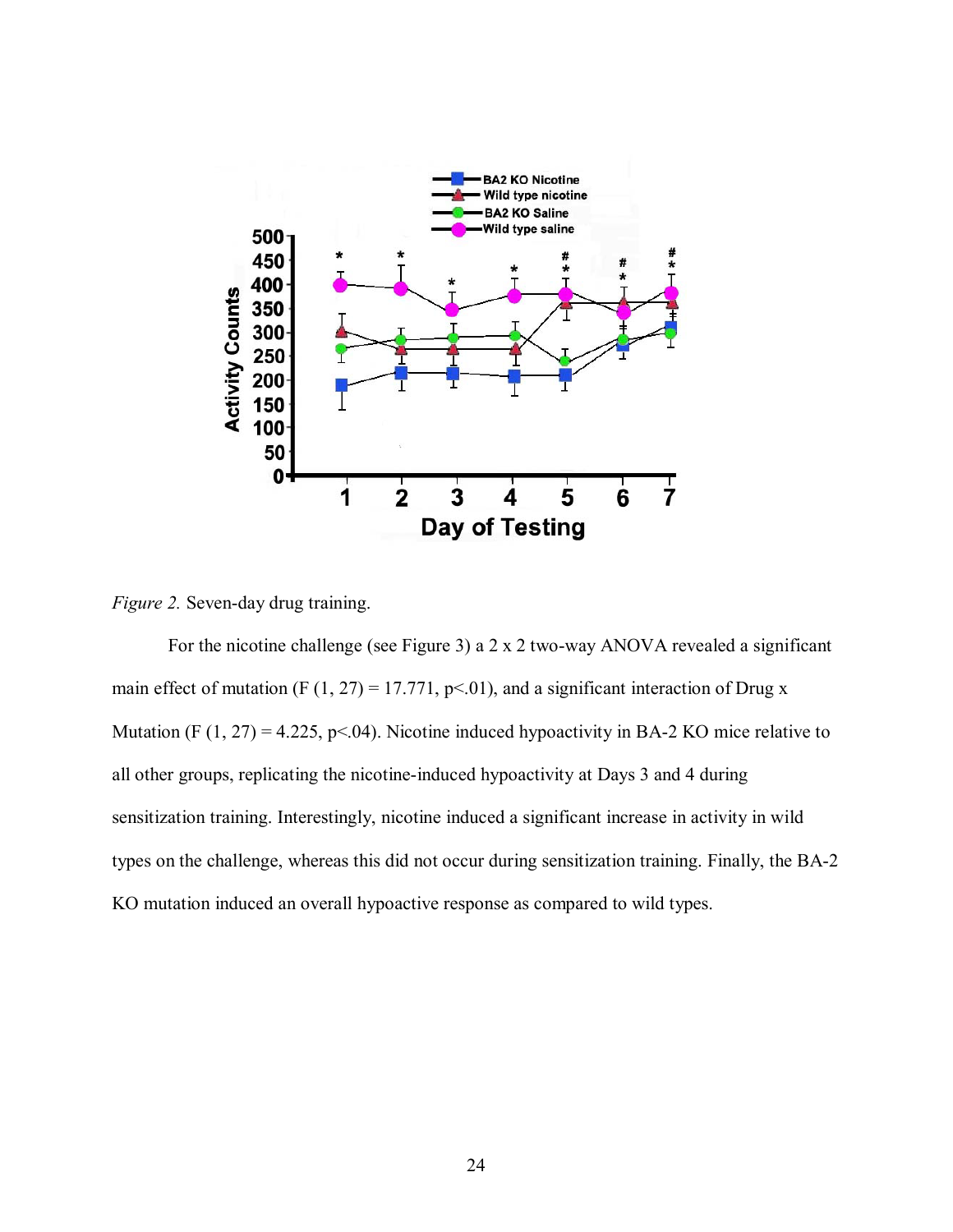*Figure 2.* Seven-day drug training.

For the nicotine challenge (see Figure 3) a 2 x 2 two-way ANOVA revealed a significant main effect of mutation ($F(1, 27) = 17.771$, $p<.01$), and a significant interaction of Drug x Mutation ($F(1, 27) = 4.225$, $p<.04$). Nicotine induced hypoactivity in BA-2 KO mice relative to all other groups, replicating the nicotine-induced hypoactivity at Days 3 and 4 during sensitization training. Interestingly, nicotine induced a significant increase in activity in wild types on the challenge, whereas this did not occur during sensitization training. Finally, the BA-2 KO mutation induced an overall hypoactive response as compared to wild types.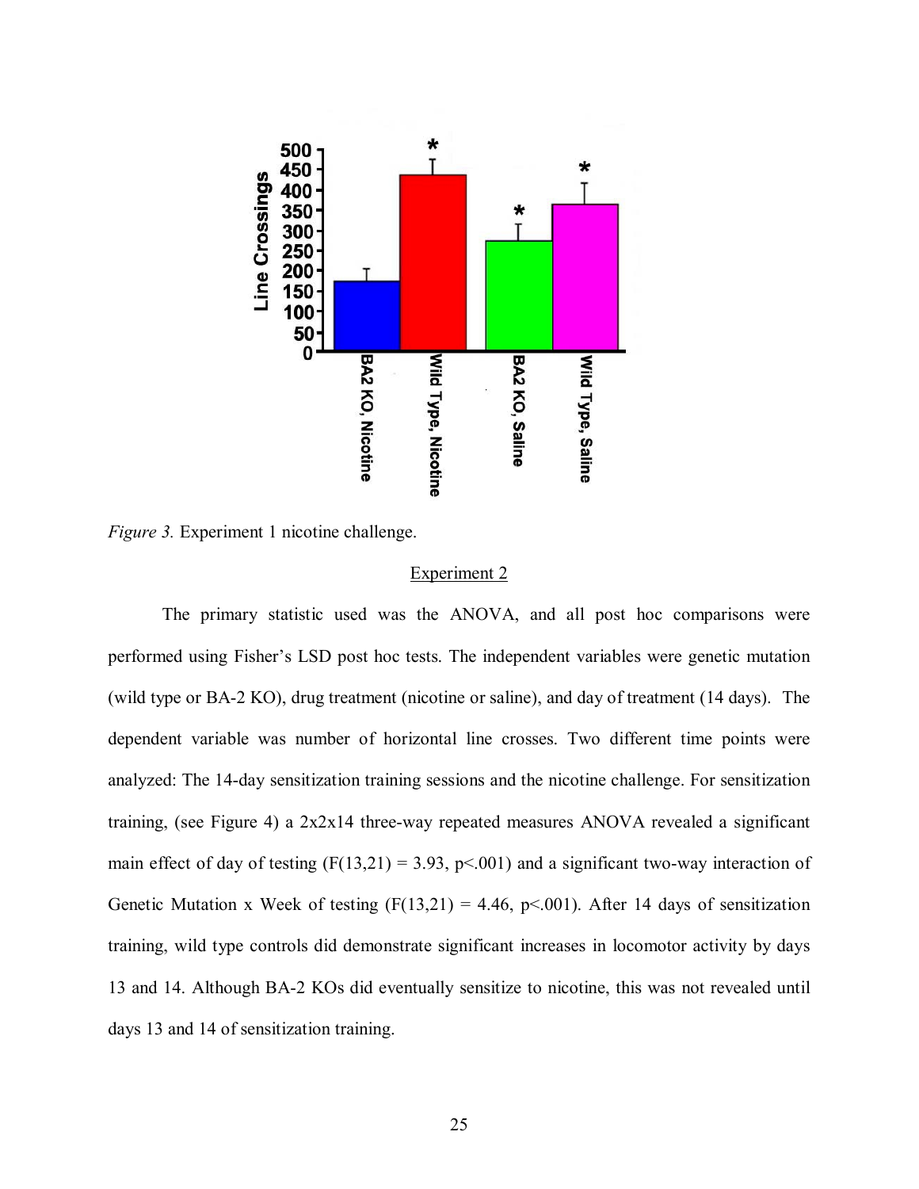*Figure 3.* Experiment 1 nicotine challenge.

## Experiment 2

The primary statistic used was the ANOVA, and all post hoc comparisons were performed using Fisher's LSD post hoc tests. The independent variables were genetic mutation (wild type or BA-2 KO), drug treatment (nicotine or saline), and day of treatment (14 days). The dependent variable was number of horizontal line crosses. Two different time points were analyzed: The 14-day sensitization training sessions and the nicotine challenge. For sensitization training, (see Figure 4) a 2x2x14 three-way repeated measures ANOVA revealed a significant main effect of day of testing ($F(13,21) = 3.93$, $p<.001$) and a significant two-way interaction of Genetic Mutation x Week of testing ($F(13,21) = 4.46$, $p<.001$). After 14 days of sensitization training, wild type controls did demonstrate significant increases in locomotor activity by days 13 and 14. Although BA-2 KOs did eventually sensitize to nicotine, this was not revealed until days 13 and 14 of sensitization training.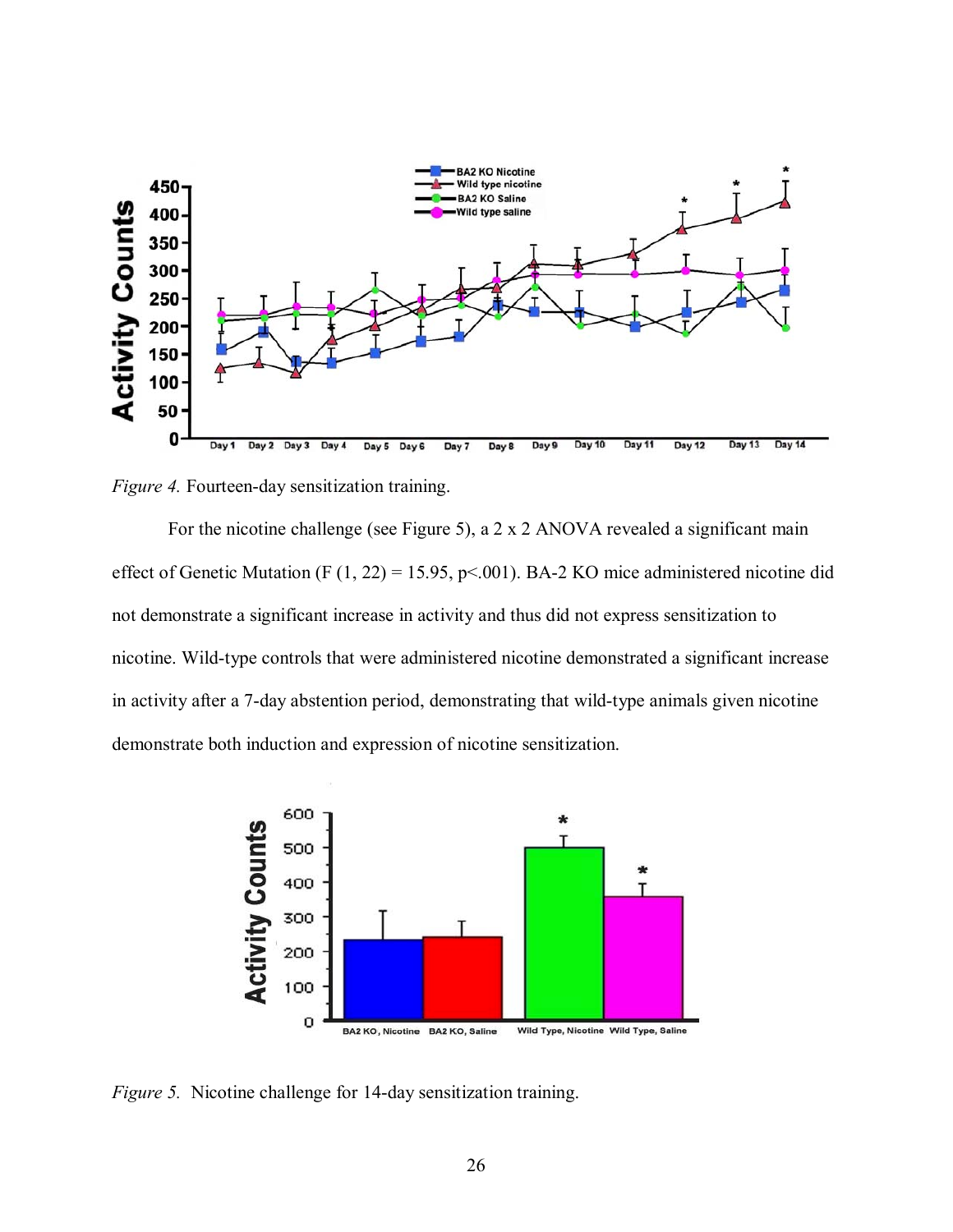*Figure 4.* Fourteen-day sensitization training.

For the nicotine challenge (see Figure 5), a 2 x 2 ANOVA revealed a significant main effect of Genetic Mutation ($F(1, 22) = 15.95$, $p<.001$). BA-2 KO mice administered nicotine did not demonstrate a significant increase in activity and thus did not express sensitization to nicotine. Wild-type controls that were administered nicotine demonstrated a significant increase in activity after a 7-day abstention period, demonstrating that wild-type animals given nicotine demonstrate both induction and expression of nicotine sensitization.

*Figure 5.* Nicotine challenge for 14-day sensitization training.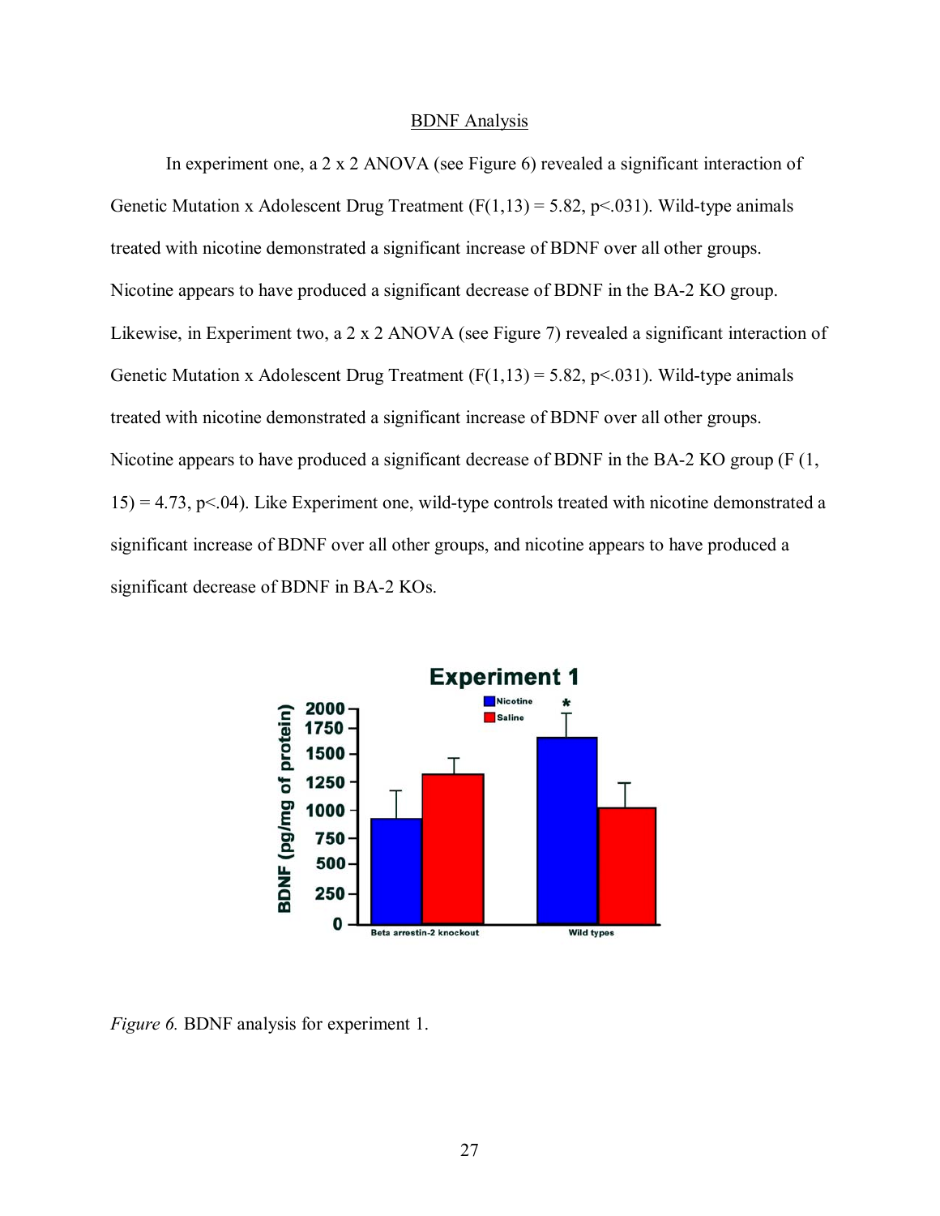## BDNF Analysis

In experiment one, a 2 x 2 ANOVA (see Figure 6) revealed a significant interaction of Genetic Mutation x Adolescent Drug Treatment ($F(1,13) = 5.82$, $p<.031$). Wild-type animals treated with nicotine demonstrated a significant increase of BDNF over all other groups. Nicotine appears to have produced a significant decrease of BDNF in the BA-2 KO group. Likewise, in Experiment two, a 2 x 2 ANOVA (see Figure 7) revealed a significant interaction of Genetic Mutation x Adolescent Drug Treatment ($F(1,13) = 5.82$, $p<.031$). Wild-type animals treated with nicotine demonstrated a significant increase of BDNF over all other groups. Nicotine appears to have produced a significant decrease of BDNF in the BA-2 KO group ($F(1, 15) = 4.73$, $p<.04$). Like Experiment one, wild-type controls treated with nicotine demonstrated a significant increase of BDNF over all other groups, and nicotine appears to have produced a significant decrease of BDNF in BA-2 KOs.

*Figure 6.* BDNF analysis for experiment 1.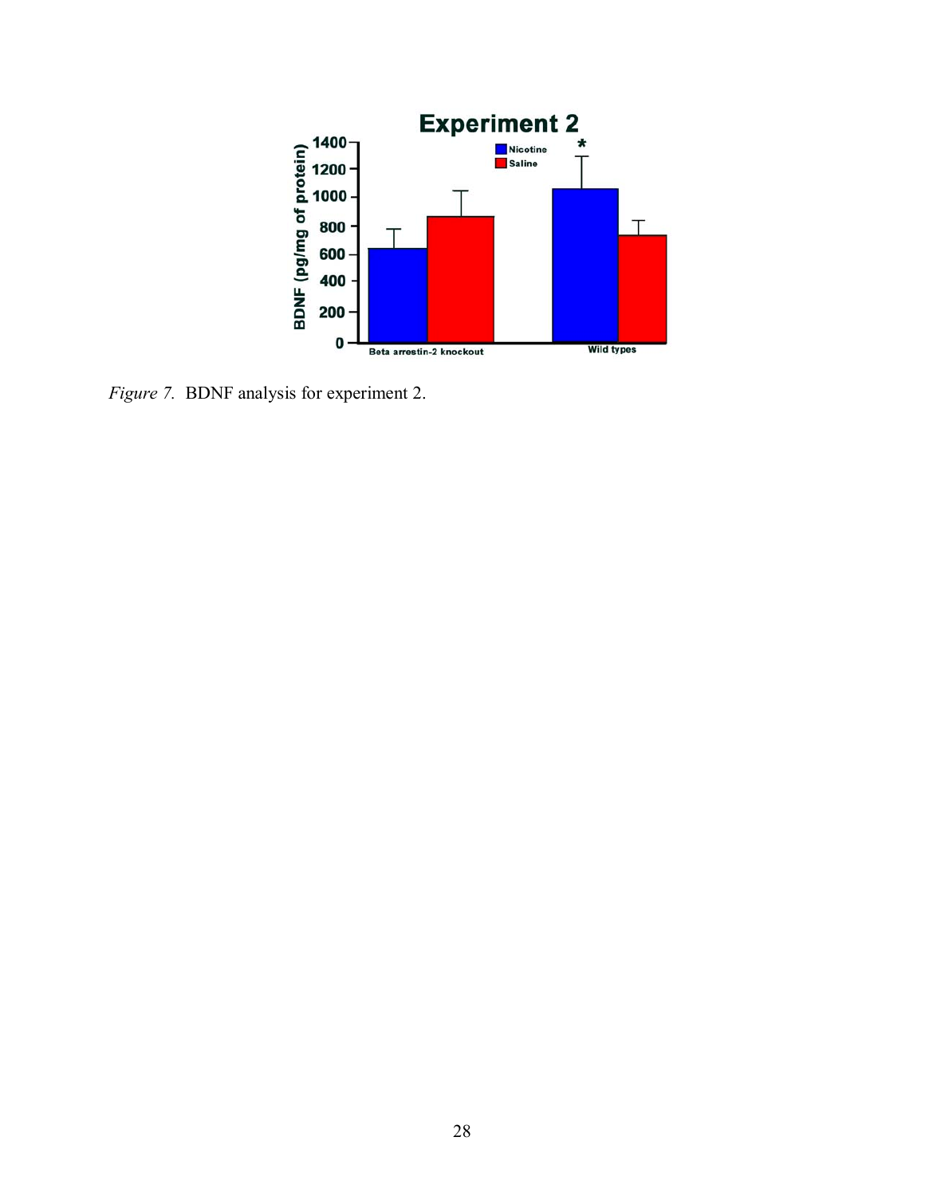*Figure 7.* BDNF analysis for experiment 2.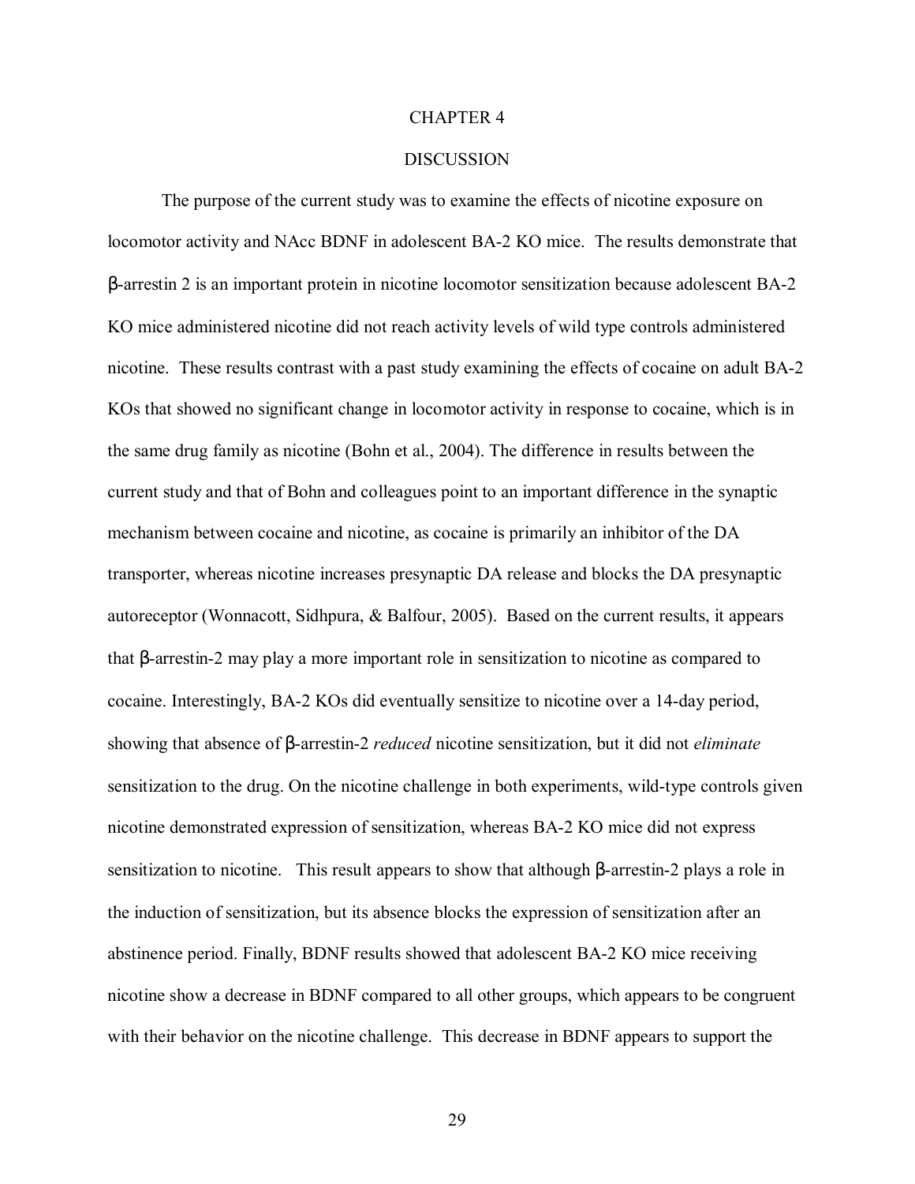# CHAPTER 4

## DISCUSSION

The purpose of the current study was to examine the effects of nicotine exposure on locomotor activity and NAcc BDNF in adolescent BA-2 KO mice. The results demonstrate that β-arrestin 2 is an important protein in nicotine locomotor sensitization because adolescent BA-2 KO mice administered nicotine did not reach activity levels of wild type controls administered nicotine. These results contrast with a past study examining the effects of cocaine on adult BA-2 KOs that showed no significant change in locomotor activity in response to cocaine, which is in the same drug family as nicotine (Bohn et al., 2004). The difference in results between the current study and that of Bohn and colleagues point to an important difference in the synaptic mechanism between cocaine and nicotine, as cocaine is primarily an inhibitor of the DA transporter, whereas nicotine increases presynaptic DA release and blocks the DA presynaptic autoreceptor (Wonnacott, Sidhpura, & Balfour, 2005). Based on the current results, it appears that β-arrestin-2 may play a more important role in sensitization to nicotine as compared to cocaine. Interestingly, BA-2 KOs did eventually sensitize to nicotine over a 14-day period, showing that absence of β-arrestin-2 *reduced* nicotine sensitization, but it did not *eliminate* sensitization to the drug. On the nicotine challenge in both experiments, wild-type controls given nicotine demonstrated expression of sensitization, whereas BA-2 KO mice did not express sensitization to nicotine. This result appears to show that although β-arrestin-2 plays a role in the induction of sensitization, but its absence blocks the expression of sensitization after an abstinence period. Finally, BDNF results showed that adolescent BA-2 KO mice receiving nicotine show a decrease in BDNF compared to all other groups, which appears to be congruent with their behavior on the nicotine challenge. This decrease in BDNF appears to support the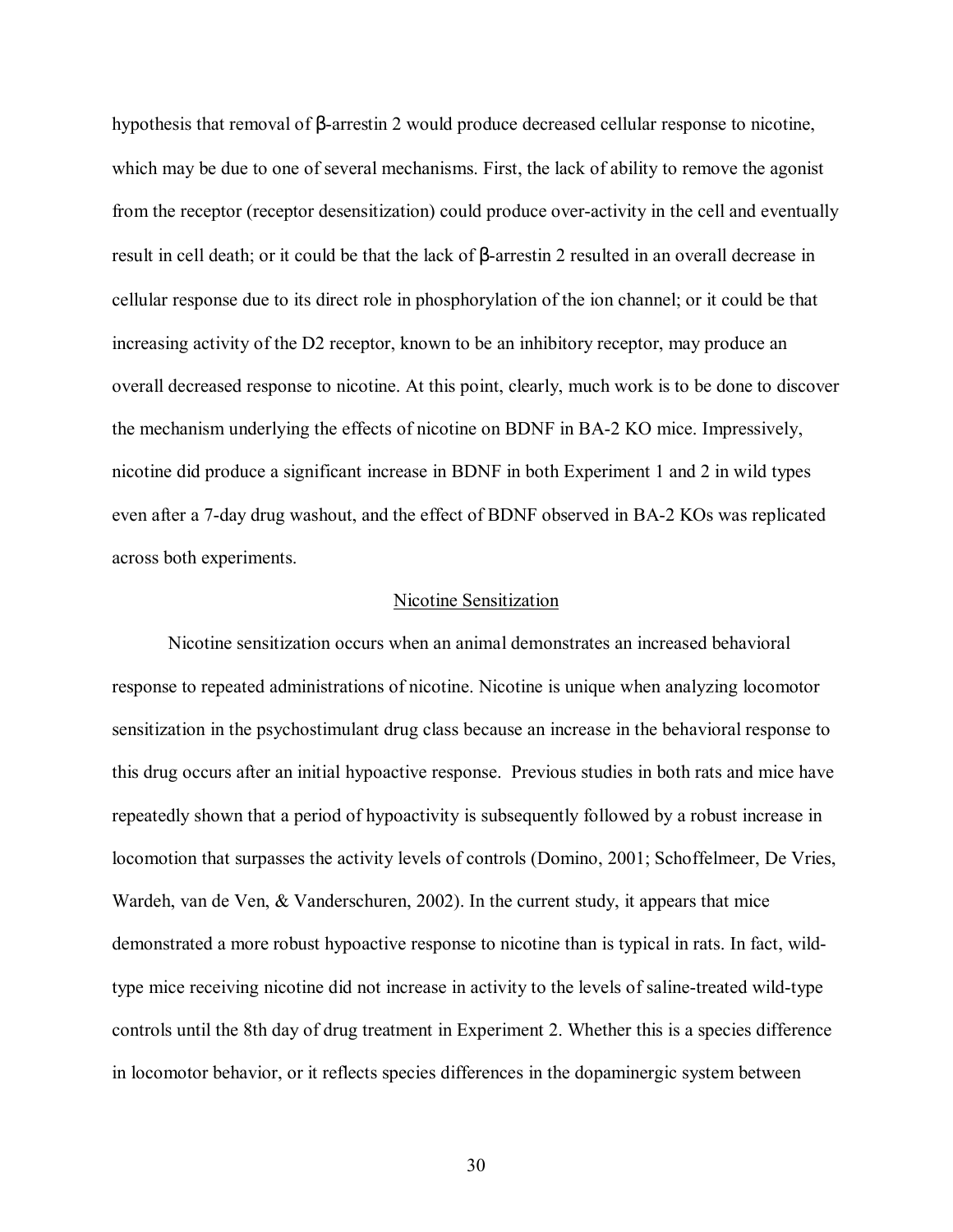hypothesis that removal of β-arrestin 2 would produce decreased cellular response to nicotine, which may be due to one of several mechanisms. First, the lack of ability to remove the agonist from the receptor (receptor desensitization) could produce over-activity in the cell and eventually result in cell death; or it could be that the lack of β-arrestin 2 resulted in an overall decrease in cellular response due to its direct role in phosphorylation of the ion channel; or it could be that increasing activity of the D2 receptor, known to be an inhibitory receptor, may produce an overall decreased response to nicotine. At this point, clearly, much work is to be done to discover the mechanism underlying the effects of nicotine on BDNF in BA-2 KO mice. Impressively, nicotine did produce a significant increase in BDNF in both Experiment 1 and 2 in wild types even after a 7-day drug washout, and the effect of BDNF observed in BA-2 KOs was replicated across both experiments.

## Nicotine Sensitization

Nicotine sensitization occurs when an animal demonstrates an increased behavioral response to repeated administrations of nicotine. Nicotine is unique when analyzing locomotor sensitization in the psychostimulant drug class because an increase in the behavioral response to this drug occurs after an initial hypoactive response. Previous studies in both rats and mice have repeatedly shown that a period of hypoactivity is subsequently followed by a robust increase in locomotion that surpasses the activity levels of controls (Domino, 2001; Schoffelmeer, De Vries, Wardeh, van de Ven, & Vanderschuren, 2002). In the current study, it appears that mice demonstrated a more robust hypoactive response to nicotine than is typical in rats. In fact, wild-type mice receiving nicotine did not increase in activity to the levels of saline-treated wild-type controls until the 8th day of drug treatment in Experiment 2. Whether this is a species difference in locomotor behavior, or it reflects species differences in the dopaminergic system between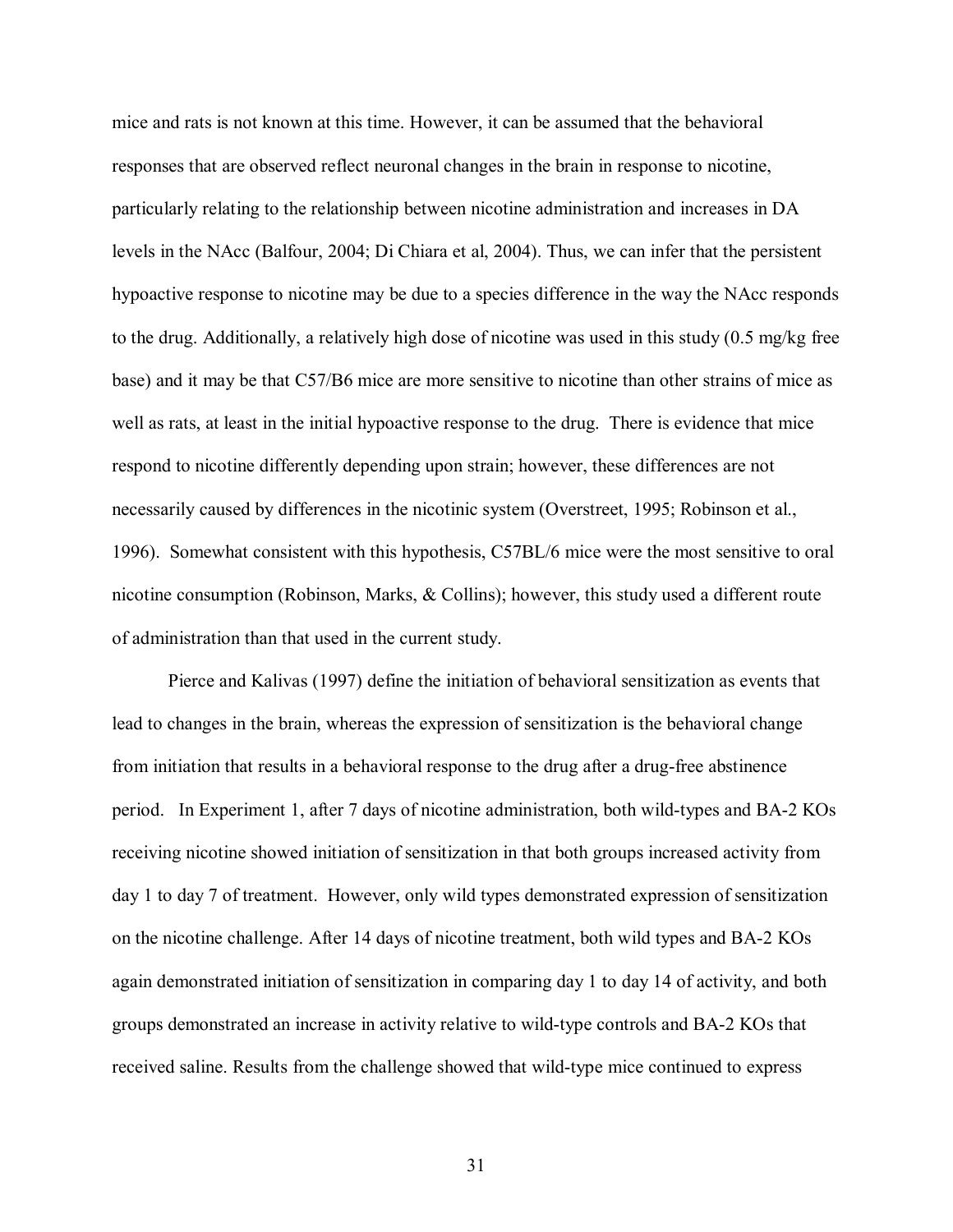mice and rats is not known at this time. However, it can be assumed that the behavioral responses that are observed reflect neuronal changes in the brain in response to nicotine, particularly relating to the relationship between nicotine administration and increases in DA levels in the NAcc (Balfour, 2004; Di Chiara et al, 2004). Thus, we can infer that the persistent hypoactive response to nicotine may be due to a species difference in the way the NAcc responds to the drug. Additionally, a relatively high dose of nicotine was used in this study (0.5 mg/kg free base) and it may be that C57/B6 mice are more sensitive to nicotine than other strains of mice as well as rats, at least in the initial hypoactive response to the drug. There is evidence that mice respond to nicotine differently depending upon strain; however, these differences are not necessarily caused by differences in the nicotinic system (Overstreet, 1995; Robinson et al., 1996). Somewhat consistent with this hypothesis, C57BL/6 mice were the most sensitive to oral nicotine consumption (Robinson, Marks, & Collins); however, this study used a different route of administration than that used in the current study.

Pierce and Kalivas (1997) define the initiation of behavioral sensitization as events that lead to changes in the brain, whereas the expression of sensitization is the behavioral change from initiation that results in a behavioral response to the drug after a drug-free abstinence period. In Experiment 1, after 7 days of nicotine administration, both wild-types and BA-2 KOs receiving nicotine showed initiation of sensitization in that both groups increased activity from day 1 to day 7 of treatment. However, only wild types demonstrated expression of sensitization on the nicotine challenge. After 14 days of nicotine treatment, both wild types and BA-2 KOs again demonstrated initiation of sensitization in comparing day 1 to day 14 of activity, and both groups demonstrated an increase in activity relative to wild-type controls and BA-2 KOs that received saline. Results from the challenge showed that wild-type mice continued to express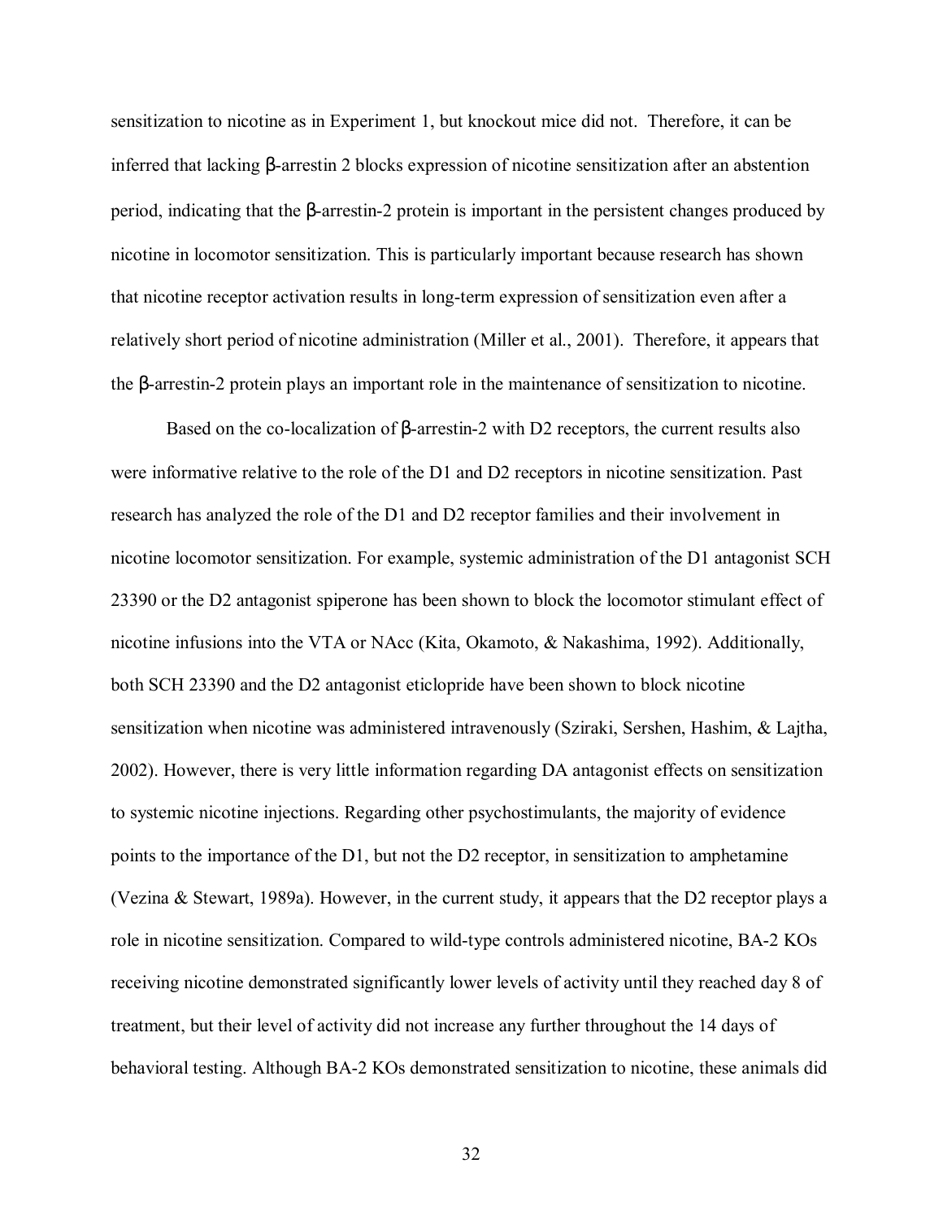sensitization to nicotine as in Experiment 1, but knockout mice did not. Therefore, it can be inferred that lacking β-arrestin 2 blocks expression of nicotine sensitization after an abstention period, indicating that the β-arrestin-2 protein is important in the persistent changes produced by nicotine in locomotor sensitization. This is particularly important because research has shown that nicotine receptor activation results in long-term expression of sensitization even after a relatively short period of nicotine administration (Miller et al., 2001). Therefore, it appears that the β-arrestin-2 protein plays an important role in the maintenance of sensitization to nicotine.

Based on the co-localization of β-arrestin-2 with D2 receptors, the current results also were informative relative to the role of the D1 and D2 receptors in nicotine sensitization. Past research has analyzed the role of the D1 and D2 receptor families and their involvement in nicotine locomotor sensitization. For example, systemic administration of the D1 antagonist SCH 23390 or the D2 antagonist spiperone has been shown to block the locomotor stimulant effect of nicotine infusions into the VTA or NAcc (Kita, Okamoto, & Nakashima, 1992). Additionally, both SCH 23390 and the D2 antagonist eticlopride have been shown to block nicotine sensitization when nicotine was administered intravenously (Sziraki, Sershen, Hashim, & Lajtha, 2002). However, there is very little information regarding DA antagonist effects on sensitization to systemic nicotine injections. Regarding other psychostimulants, the majority of evidence points to the importance of the D1, but not the D2 receptor, in sensitization to amphetamine (Vezina & Stewart, 1989a). However, in the current study, it appears that the D2 receptor plays a role in nicotine sensitization. Compared to wild-type controls administered nicotine, BA-2 KOs receiving nicotine demonstrated significantly lower levels of activity until they reached day 8 of treatment, but their level of activity did not increase any further throughout the 14 days of behavioral testing. Although BA-2 KOs demonstrated sensitization to nicotine, these animals did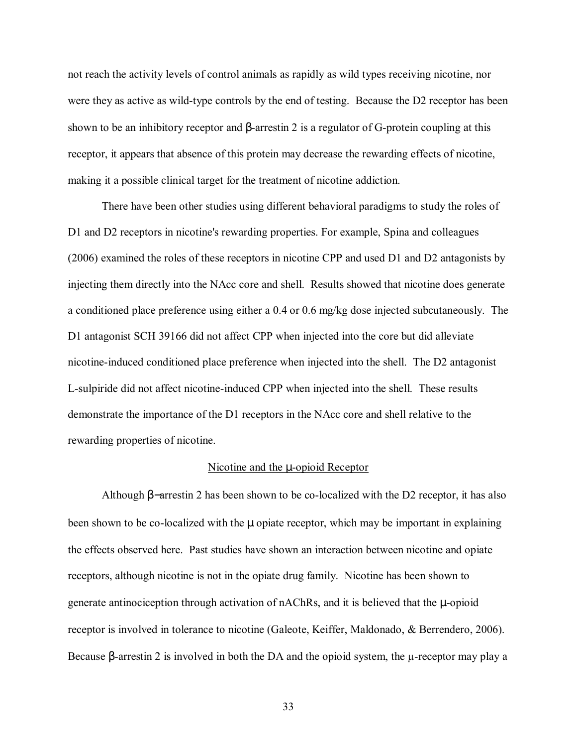not reach the activity levels of control animals as rapidly as wild types receiving nicotine, nor were they as active as wild-type controls by the end of testing. Because the D2 receptor has been shown to be an inhibitory receptor and β-arrestin 2 is a regulator of G-protein coupling at this receptor, it appears that absence of this protein may decrease the rewarding effects of nicotine, making it a possible clinical target for the treatment of nicotine addiction.

There have been other studies using different behavioral paradigms to study the roles of D1 and D2 receptors in nicotine's rewarding properties. For example, Spina and colleagues (2006) examined the roles of these receptors in nicotine CPP and used D1 and D2 antagonists by injecting them directly into the NAcc core and shell. Results showed that nicotine does generate a conditioned place preference using either a 0.4 or 0.6 mg/kg dose injected subcutaneously. The D1 antagonist SCH 39166 did not affect CPP when injected into the core but did alleviate nicotine-induced conditioned place preference when injected into the shell. The D2 antagonist L-sulpiride did not affect nicotine-induced CPP when injected into the shell. These results demonstrate the importance of the D1 receptors in the NAcc core and shell relative to the rewarding properties of nicotine.

## Nicotine and the μ-opioid Receptor

Although β–arrestin 2 has been shown to be co-localized with the D2 receptor, it has also been shown to be co-localized with the μ opiate receptor, which may be important in explaining the effects observed here. Past studies have shown an interaction between nicotine and opiate receptors, although nicotine is not in the opiate drug family. Nicotine has been shown to generate antinociception through activation of nAChRs, and it is believed that the μ-opioid receptor is involved in tolerance to nicotine (Galeote, Keiffer, Maldonado, & Berrendero, 2006). Because β-arrestin 2 is involved in both the DA and the opioid system, the μ-receptor may play a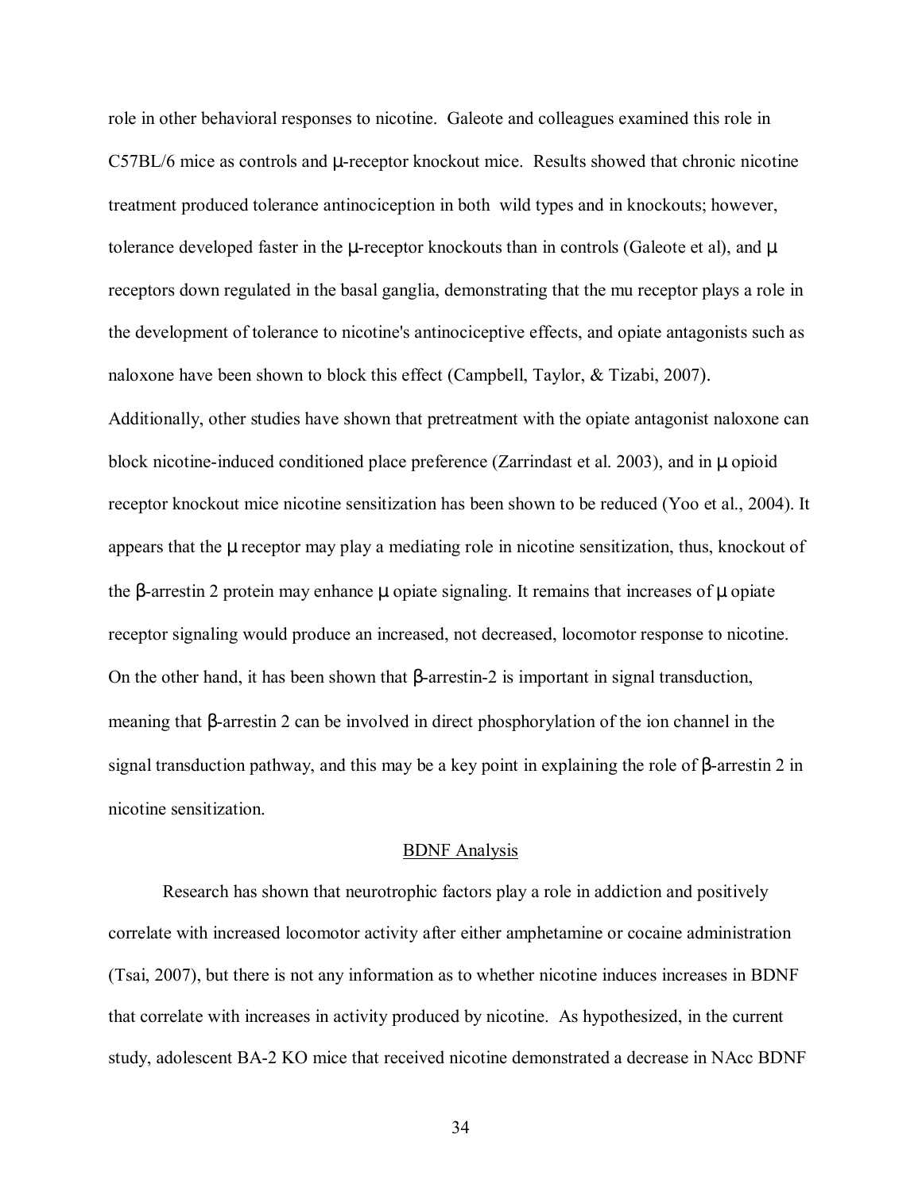role in other behavioral responses to nicotine. Galeote and colleagues examined this role in C57BL/6 mice as controls and μ-receptor knockout mice. Results showed that chronic nicotine treatment produced tolerance antinociception in both wild types and in knockouts; however, tolerance developed faster in the μ-receptor knockouts than in controls (Galeote et al), and μ receptors down regulated in the basal ganglia, demonstrating that the mu receptor plays a role in the development of tolerance to nicotine's antinociceptive effects, and opiate antagonists such as naloxone have been shown to block this effect (Campbell, Taylor, & Tizabi, 2007). Additionally, other studies have shown that pretreatment with the opiate antagonist naloxone can block nicotine-induced conditioned place preference (Zarrindast et al. 2003), and in μ opioid receptor knockout mice nicotine sensitization has been shown to be reduced (Yoo et al., 2004). It appears that the μ receptor may play a mediating role in nicotine sensitization, thus, knockout of the β-arrestin 2 protein may enhance μ opiate signaling. It remains that increases of μ opiate receptor signaling would produce an increased, not decreased, locomotor response to nicotine. On the other hand, it has been shown that β-arrestin-2 is important in signal transduction, meaning that β-arrestin 2 can be involved in direct phosphorylation of the ion channel in the signal transduction pathway, and this may be a key point in explaining the role of β-arrestin 2 in nicotine sensitization.

## BDNF Analysis

Research has shown that neurotrophic factors play a role in addiction and positively correlate with increased locomotor activity after either amphetamine or cocaine administration (Tsai, 2007), but there is not any information as to whether nicotine induces increases in BDNF that correlate with increases in activity produced by nicotine. As hypothesized, in the current study, adolescent BA-2 KO mice that received nicotine demonstrated a decrease in NAcc BDNF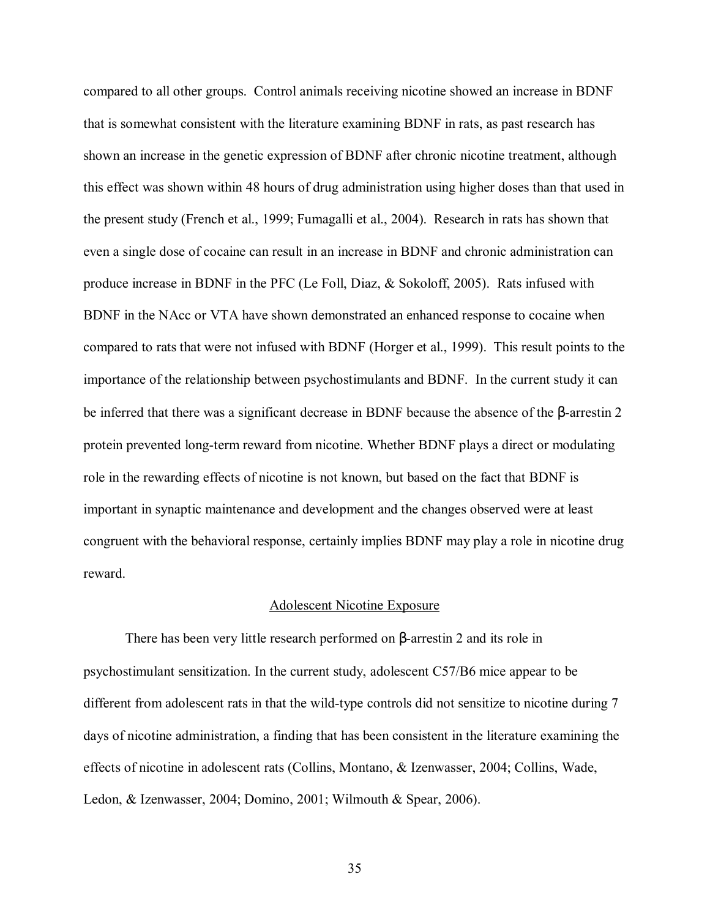compared to all other groups. Control animals receiving nicotine showed an increase in BDNF that is somewhat consistent with the literature examining BDNF in rats, as past research has shown an increase in the genetic expression of BDNF after chronic nicotine treatment, although this effect was shown within 48 hours of drug administration using higher doses than that used in the present study (French et al., 1999; Fumagalli et al., 2004). Research in rats has shown that even a single dose of cocaine can result in an increase in BDNF and chronic administration can produce increase in BDNF in the PFC (Le Foll, Diaz, & Sokoloff, 2005). Rats infused with BDNF in the NAcc or VTA have shown demonstrated an enhanced response to cocaine when compared to rats that were not infused with BDNF (Horger et al., 1999). This result points to the importance of the relationship between psychostimulants and BDNF. In the current study it can be inferred that there was a significant decrease in BDNF because the absence of the β-arrestin 2 protein prevented long-term reward from nicotine. Whether BDNF plays a direct or modulating role in the rewarding effects of nicotine is not known, but based on the fact that BDNF is important in synaptic maintenance and development and the changes observed were at least congruent with the behavioral response, certainly implies BDNF may play a role in nicotine drug reward.

## Adolescent Nicotine Exposure

There has been very little research performed on β-arrestin 2 and its role in psychostimulant sensitization. In the current study, adolescent C57/B6 mice appear to be different from adolescent rats in that the wild-type controls did not sensitize to nicotine during 7 days of nicotine administration, a finding that has been consistent in the literature examining the effects of nicotine in adolescent rats (Collins, Montano, & Izenwasser, 2004; Collins, Wade, Ledon, & Izenwasser, 2004; Domino, 2001; Wilmouth & Spear, 2006).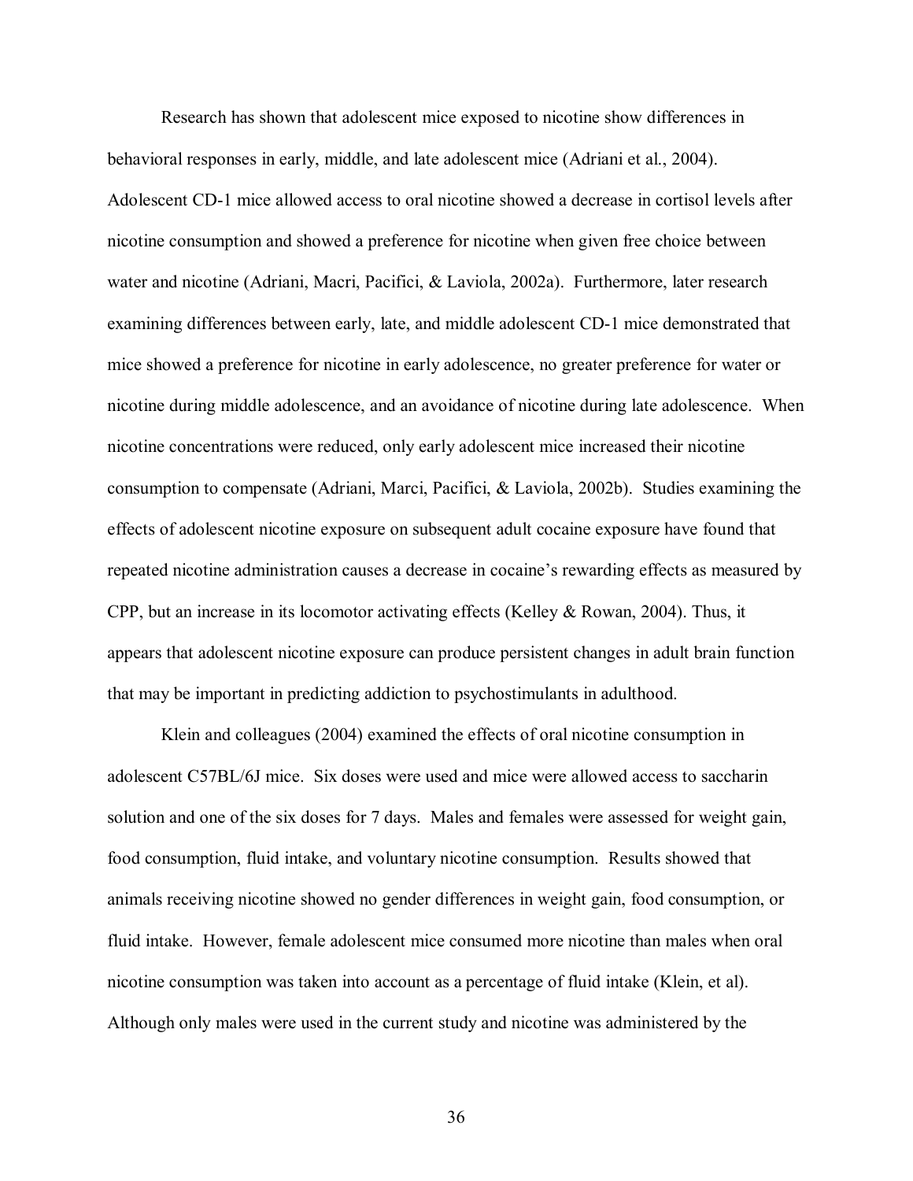Research has shown that adolescent mice exposed to nicotine show differences in behavioral responses in early, middle, and late adolescent mice (Adriani et al., 2004). Adolescent CD-1 mice allowed access to oral nicotine showed a decrease in cortisol levels after nicotine consumption and showed a preference for nicotine when given free choice between water and nicotine (Adriani, Macri, Pacifici, & Laviola, 2002a). Furthermore, later research examining differences between early, late, and middle adolescent CD-1 mice demonstrated that mice showed a preference for nicotine in early adolescence, no greater preference for water or nicotine during middle adolescence, and an avoidance of nicotine during late adolescence. When nicotine concentrations were reduced, only early adolescent mice increased their nicotine consumption to compensate (Adriani, Marci, Pacifici, & Laviola, 2002b). Studies examining the effects of adolescent nicotine exposure on subsequent adult cocaine exposure have found that repeated nicotine administration causes a decrease in cocaine's rewarding effects as measured by CPP, but an increase in its locomotor activating effects (Kelley & Rowan, 2004). Thus, it appears that adolescent nicotine exposure can produce persistent changes in adult brain function that may be important in predicting addiction to psychostimulants in adulthood.

Klein and colleagues (2004) examined the effects of oral nicotine consumption in adolescent C57BL/6J mice. Six doses were used and mice were allowed access to saccharin solution and one of the six doses for 7 days. Males and females were assessed for weight gain, food consumption, fluid intake, and voluntary nicotine consumption. Results showed that animals receiving nicotine showed no gender differences in weight gain, food consumption, or fluid intake. However, female adolescent mice consumed more nicotine than males when oral nicotine consumption was taken into account as a percentage of fluid intake (Klein, et al). Although only males were used in the current study and nicotine was administered by the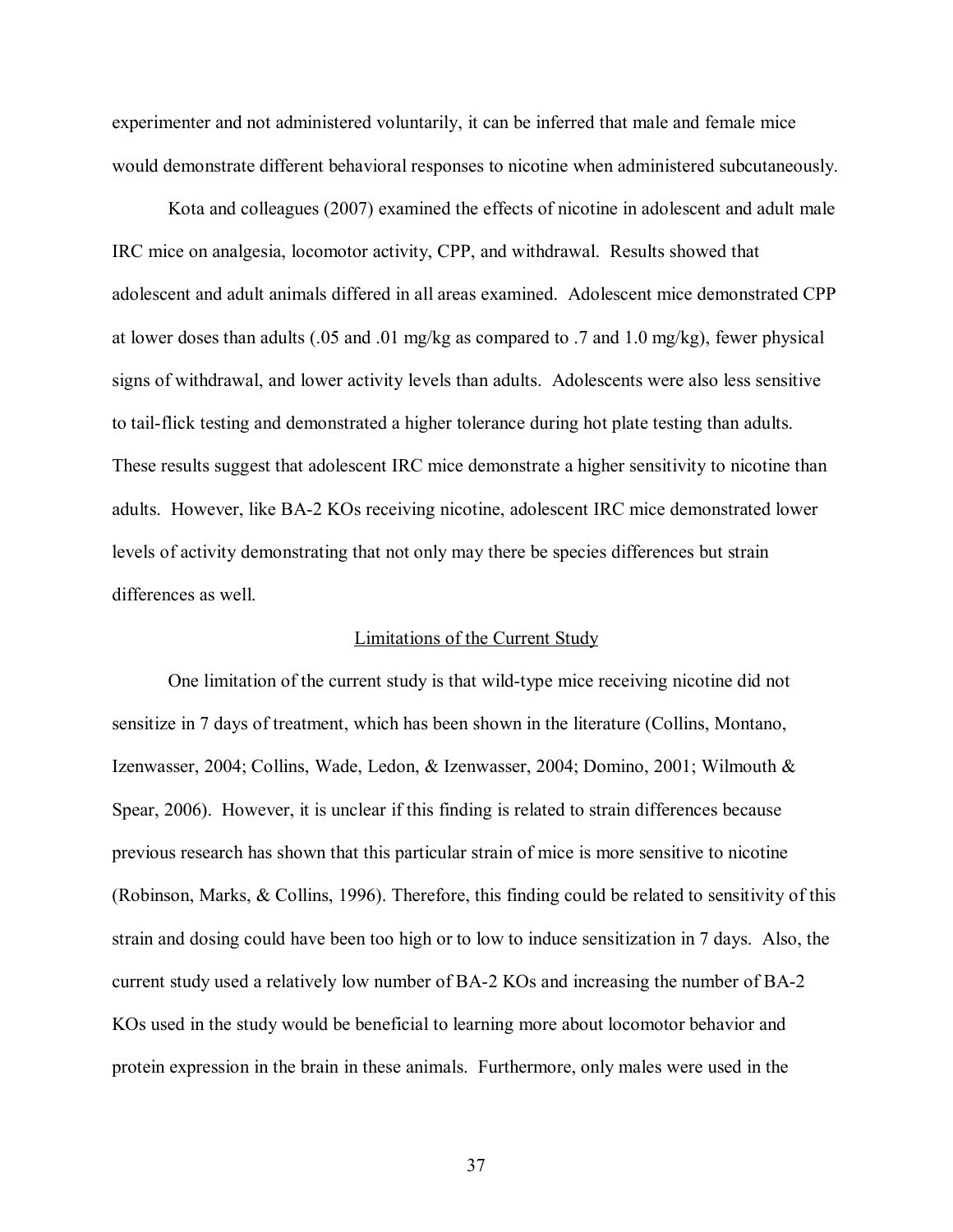experimenter and not administered voluntarily, it can be inferred that male and female mice would demonstrate different behavioral responses to nicotine when administered subcutaneously.

Kota and colleagues (2007) examined the effects of nicotine in adolescent and adult male IRC mice on analgesia, locomotor activity, CPP, and withdrawal. Results showed that adolescent and adult animals differed in all areas examined. Adolescent mice demonstrated CPP at lower doses than adults (.05 and .01 mg/kg as compared to .7 and 1.0 mg/kg), fewer physical signs of withdrawal, and lower activity levels than adults. Adolescents were also less sensitive to tail-flick testing and demonstrated a higher tolerance during hot plate testing than adults. These results suggest that adolescent IRC mice demonstrate a higher sensitivity to nicotine than adults. However, like BA-2 KOs receiving nicotine, adolescent IRC mice demonstrated lower levels of activity demonstrating that not only may there be species differences but strain differences as well.

## Limitations of the Current Study

One limitation of the current study is that wild-type mice receiving nicotine did not sensitize in 7 days of treatment, which has been shown in the literature (Collins, Montano, Izenwasser, 2004; Collins, Wade, Ledon, & Izenwasser, 2004; Domino, 2001; Wilmouth & Spear, 2006). However, it is unclear if this finding is related to strain differences because previous research has shown that this particular strain of mice is more sensitive to nicotine (Robinson, Marks, & Collins, 1996). Therefore, this finding could be related to sensitivity of this strain and dosing could have been too high or to low to induce sensitization in 7 days. Also, the current study used a relatively low number of BA-2 KOs and increasing the number of BA-2 KOs used in the study would be beneficial to learning more about locomotor behavior and protein expression in the brain in these animals. Furthermore, only males were used in the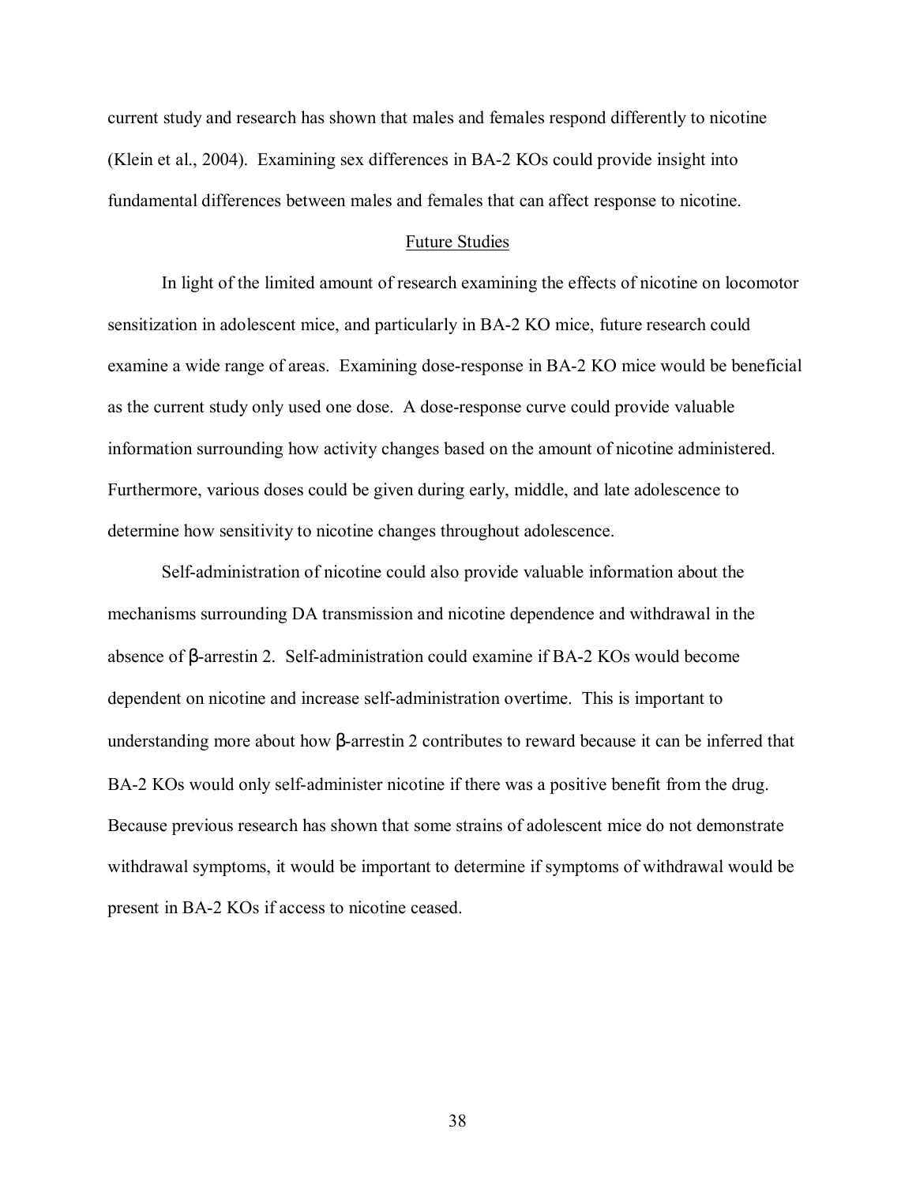current study and research has shown that males and females respond differently to nicotine (Klein et al., 2004). Examining sex differences in BA-2 KOs could provide insight into fundamental differences between males and females that can affect response to nicotine.

## Future Studies

In light of the limited amount of research examining the effects of nicotine on locomotor sensitization in adolescent mice, and particularly in BA-2 KO mice, future research could examine a wide range of areas. Examining dose-response in BA-2 KO mice would be beneficial as the current study only used one dose. A dose-response curve could provide valuable information surrounding how activity changes based on the amount of nicotine administered. Furthermore, various doses could be given during early, middle, and late adolescence to determine how sensitivity to nicotine changes throughout adolescence.

Self-administration of nicotine could also provide valuable information about the mechanisms surrounding DA transmission and nicotine dependence and withdrawal in the absence of β-arrestin 2. Self-administration could examine if BA-2 KOs would become dependent on nicotine and increase self-administration overtime. This is important to understanding more about how β-arrestin 2 contributes to reward because it can be inferred that BA-2 KOs would only self-administer nicotine if there was a positive benefit from the drug. Because previous research has shown that some strains of adolescent mice do not demonstrate withdrawal symptoms, it would be important to determine if symptoms of withdrawal would be present in BA-2 KOs if access to nicotine ceased.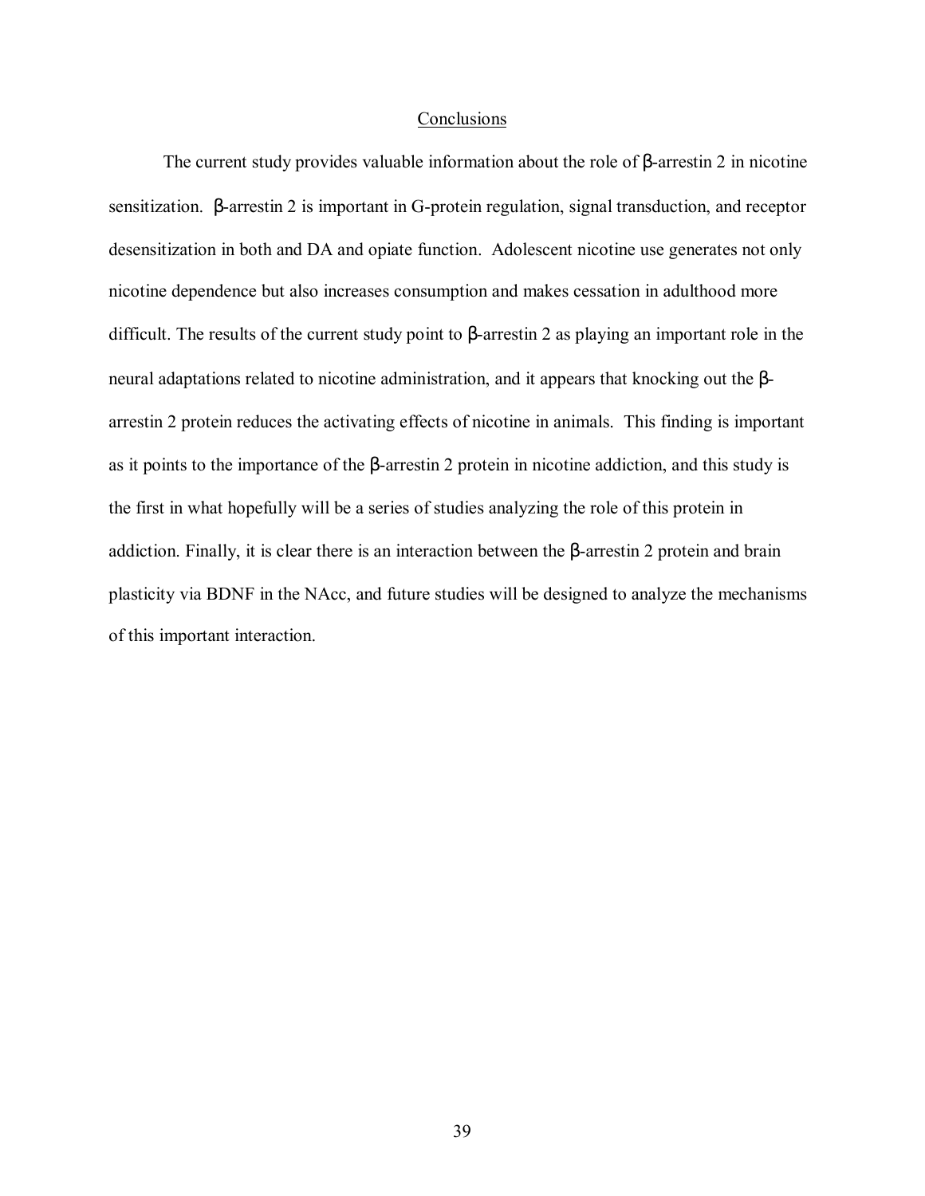## Conclusions

The current study provides valuable information about the role of β-arrestin 2 in nicotine sensitization. β-arrestin 2 is important in G-protein regulation, signal transduction, and receptor desensitization in both and DA and opiate function. Adolescent nicotine use generates not only nicotine dependence but also increases consumption and makes cessation in adulthood more difficult. The results of the current study point to β-arrestin 2 as playing an important role in the neural adaptations related to nicotine administration, and it appears that knocking out the β-arrestin 2 protein reduces the activating effects of nicotine in animals. This finding is important as it points to the importance of the β-arrestin 2 protein in nicotine addiction, and this study is the first in what hopefully will be a series of studies analyzing the role of this protein in addiction. Finally, it is clear there is an interaction between the β-arrestin 2 protein and brain plasticity via BDNF in the NAcc, and future studies will be designed to analyze the mechanisms of this important interaction.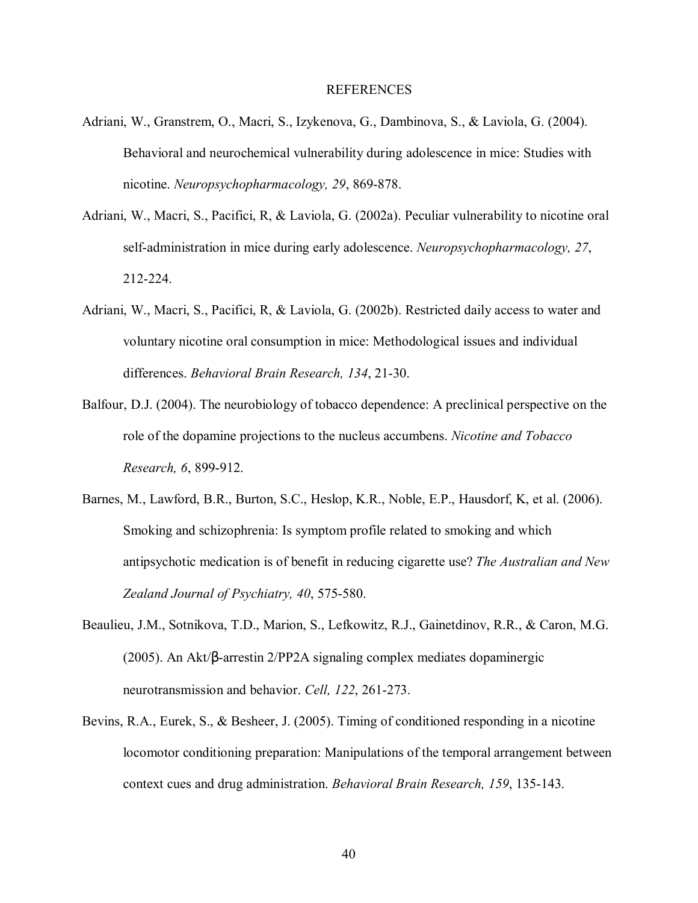# REFERENCES

Adriani, W., Granstrem, O., Macri, S., Izykenova, G., Dambinova, S., & Laviola, G. (2004). Behavioral and neurochemical vulnerability during adolescence in mice: Studies with nicotine. *Neuropsychopharmacology, 29*, 869-878.

Adriani, W., Macri, S., Pacifici, R, & Laviola, G. (2002a). Peculiar vulnerability to nicotine oral self-administration in mice during early adolescence. *Neuropsychopharmacology, 27*, 212-224.

Adriani, W., Macri, S., Pacifici, R, & Laviola, G. (2002b). Restricted daily access to water and voluntary nicotine oral consumption in mice: Methodological issues and individual differences. *Behavioral Brain Research, 134*, 21-30.

Balfour, D.J. (2004). The neurobiology of tobacco dependence: A preclinical perspective on the role of the dopamine projections to the nucleus accumbens. *Nicotine and Tobacco Research, 6*, 899-912.

Barnes, M., Lawford, B.R., Burton, S.C., Heslop, K.R., Noble, E.P., Hausdorf, K, et al. (2006). Smoking and schizophrenia: Is symptom profile related to smoking and which antipsychotic medication is of benefit in reducing cigarette use? *The Australian and New Zealand Journal of Psychiatry, 40*, 575-580.

Beaulieu, J.M., Sotnikova, T.D., Marion, S., Lefkowitz, R.J., Gainetdinov, R.R., & Caron, M.G. (2005). An Akt/β-arrestin 2/PP2A signaling complex mediates dopaminergic neurotransmission and behavior. *Cell, 122*, 261-273.

Bevins, R.A., Eurek, S., & Besheer, J. (2005). Timing of conditioned responding in a nicotine locomotor conditioning preparation: Manipulations of the temporal arrangement between context cues and drug administration. *Behavioral Brain Research, 159*, 135-143.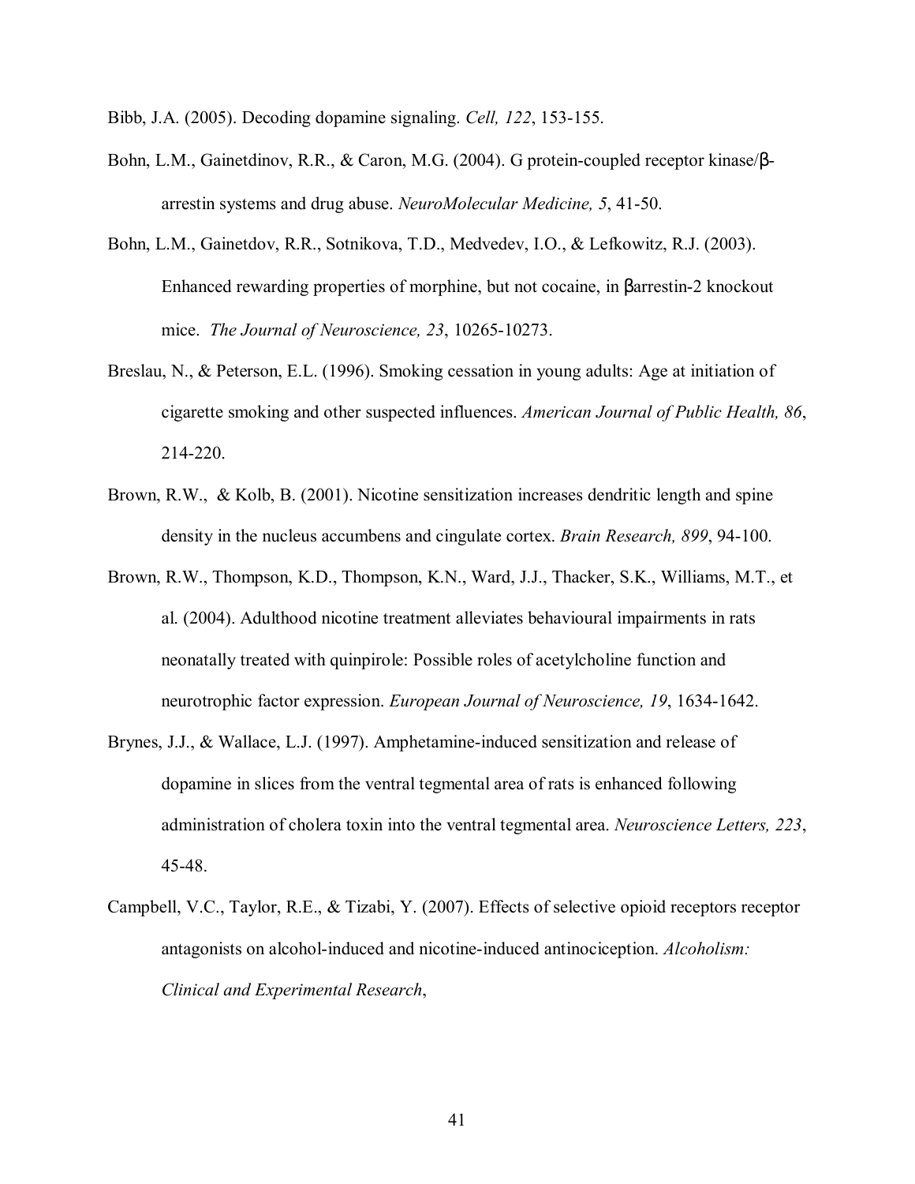Bibb, J.A. (2005). Decoding dopamine signaling. *Cell, 122*, 153-155.

Bohn, L.M., Gainetdinov, R.R., & Caron, M.G. (2004). G protein-coupled receptor kinase/β-arrestin systems and drug abuse. *NeuroMolecular Medicine, 5*, 41-50.

Bohn, L.M., Gainetdov, R.R., Sotnikova, T.D., Medvedev, I.O., & Lefkowitz, R.J. (2003). Enhanced rewarding properties of morphine, but not cocaine, in βarrestin-2 knockout mice. *The Journal of Neuroscience, 23*, 10265-10273.

Breslau, N., & Peterson, E.L. (1996). Smoking cessation in young adults: Age at initiation of cigarette smoking and other suspected influences. *American Journal of Public Health, 86*, 214-220.

Brown, R.W., & Kolb, B. (2001). Nicotine sensitization increases dendritic length and spine density in the nucleus accumbens and cingulate cortex. *Brain Research, 899*, 94-100.

Brown, R.W., Thompson, K.D., Thompson, K.N., Ward, J.J., Thacker, S.K., Williams, M.T., et al. (2004). Adulthood nicotine treatment alleviates behavioural impairments in rats neonatally treated with quinpirole: Possible roles of acetylcholine function and neurotrophic factor expression. *European Journal of Neuroscience, 19*, 1634-1642.

Brynes, J.J., & Wallace, L.J. (1997). Amphetamine-induced sensitization and release of dopamine in slices from the ventral tegmental area of rats is enhanced following administration of cholera toxin into the ventral tegmental area. *Neuroscience Letters, 223*, 45-48.

Campbell, V.C., Taylor, R.E., & Tizabi, Y. (2007). Effects of selective opioid receptors receptor antagonists on alcohol-induced and nicotine-induced antinociception. *Alcoholism: Clinical and Experimental Research*,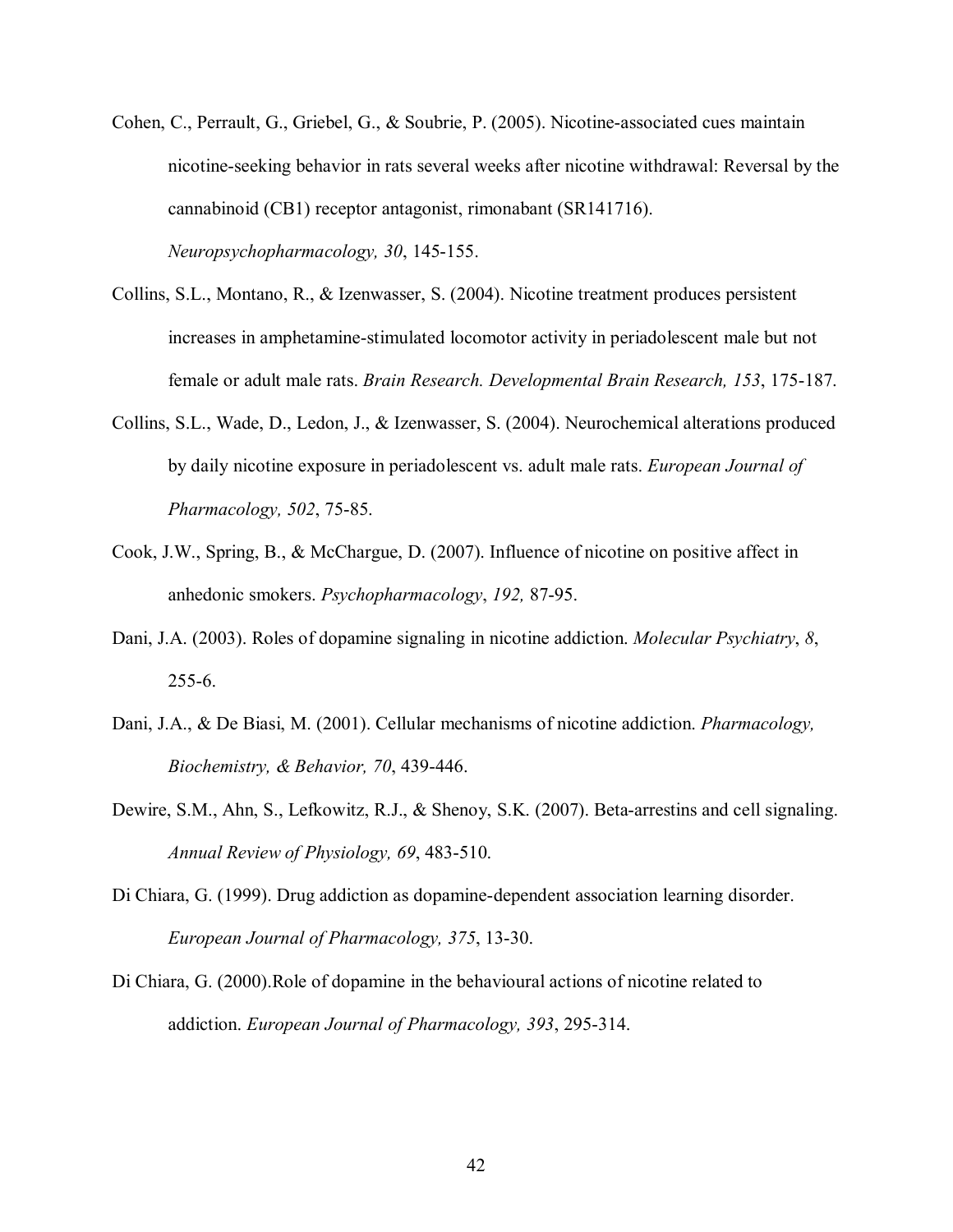Cohen, C., Perrault, G., Griebel, G., & Soubrie, P. (2005). Nicotine-associated cues maintain nicotine-seeking behavior in rats several weeks after nicotine withdrawal: Reversal by the cannabinoid (CB1) receptor antagonist, rimonabant (SR141716). *Neuropsychopharmacology, 30*, 145-155.

Collins, S.L., Montano, R., & Izenwasser, S. (2004). Nicotine treatment produces persistent increases in amphetamine-stimulated locomotor activity in periadolescent male but not female or adult male rats. *Brain Research. Developmental Brain Research, 153*, 175-187.

Collins, S.L., Wade, D., Ledon, J., & Izenwasser, S. (2004). Neurochemical alterations produced by daily nicotine exposure in periadolescent vs. adult male rats. *European Journal of Pharmacology, 502*, 75-85.

Cook, J.W., Spring, B., & McChargue, D. (2007). Influence of nicotine on positive affect in anhedonic smokers. *Psychopharmacology*, *192,* 87-95.

Dani, J.A. (2003). Roles of dopamine signaling in nicotine addiction. *Molecular Psychiatry*, *8*, 255-6.

Dani, J.A., & De Biasi, M. (2001). Cellular mechanisms of nicotine addiction. *Pharmacology, Biochemistry, & Behavior, 70*, 439-446.

Dewire, S.M., Ahn, S., Lefkowitz, R.J., & Shenoy, S.K. (2007). Beta-arrestins and cell signaling. *Annual Review of Physiology, 69*, 483-510.

Di Chiara, G. (1999). Drug addiction as dopamine-dependent association learning disorder. *European Journal of Pharmacology, 375*, 13-30.

Di Chiara, G. (2000).Role of dopamine in the behavioural actions of nicotine related to addiction. *European Journal of Pharmacology, 393*, 295-314.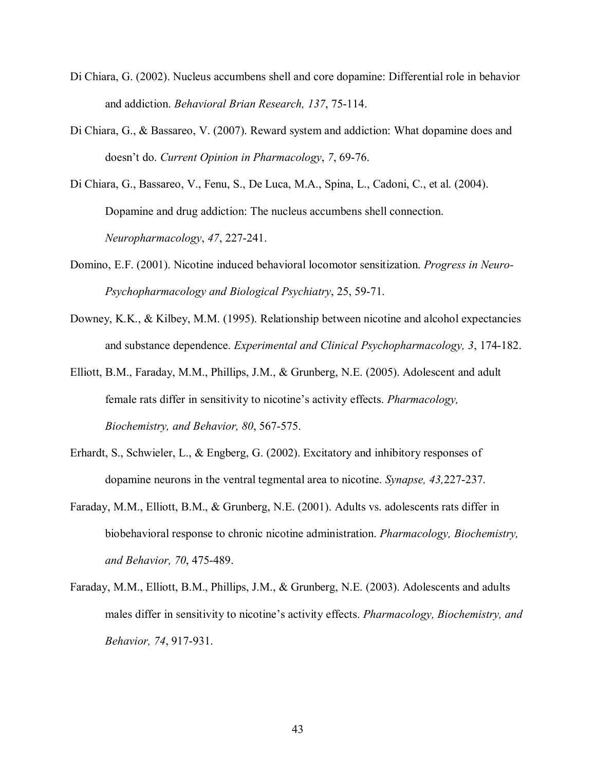Di Chiara, G. (2002). Nucleus accumbens shell and core dopamine: Differential role in behavior and addiction. *Behavioral Brian Research, 137*, 75-114.

Di Chiara, G., & Bassareo, V. (2007). Reward system and addiction: What dopamine does and doesn't do. *Current Opinion in Pharmacology*, *7*, 69-76.

Di Chiara, G., Bassareo, V., Fenu, S., De Luca, M.A., Spina, L., Cadoni, C., et al. (2004). Dopamine and drug addiction: The nucleus accumbens shell connection. *Neuropharmacology*, *47*, 227-241.

Domino, E.F. (2001). Nicotine induced behavioral locomotor sensitization. *Progress in Neuro-Psychopharmacology and Biological Psychiatry*, 25, 59-71.

Downey, K.K., & Kilbey, M.M. (1995). Relationship between nicotine and alcohol expectancies and substance dependence. *Experimental and Clinical Psychopharmacology, 3*, 174-182.

Elliott, B.M., Faraday, M.M., Phillips, J.M., & Grunberg, N.E. (2005). Adolescent and adult female rats differ in sensitivity to nicotine's activity effects. *Pharmacology, Biochemistry, and Behavior, 80*, 567-575.

Erhardt, S., Schwieler, L., & Engberg, G. (2002). Excitatory and inhibitory responses of dopamine neurons in the ventral tegmental area to nicotine. *Synapse, 43,*227-237.

Faraday, M.M., Elliott, B.M., & Grunberg, N.E. (2001). Adults vs. adolescents rats differ in biobehavioral response to chronic nicotine administration. *Pharmacology, Biochemistry, and Behavior, 70*, 475-489.

Faraday, M.M., Elliott, B.M., Phillips, J.M., & Grunberg, N.E. (2003). Adolescents and adults males differ in sensitivity to nicotine's activity effects. *Pharmacology, Biochemistry, and Behavior, 74*, 917-931.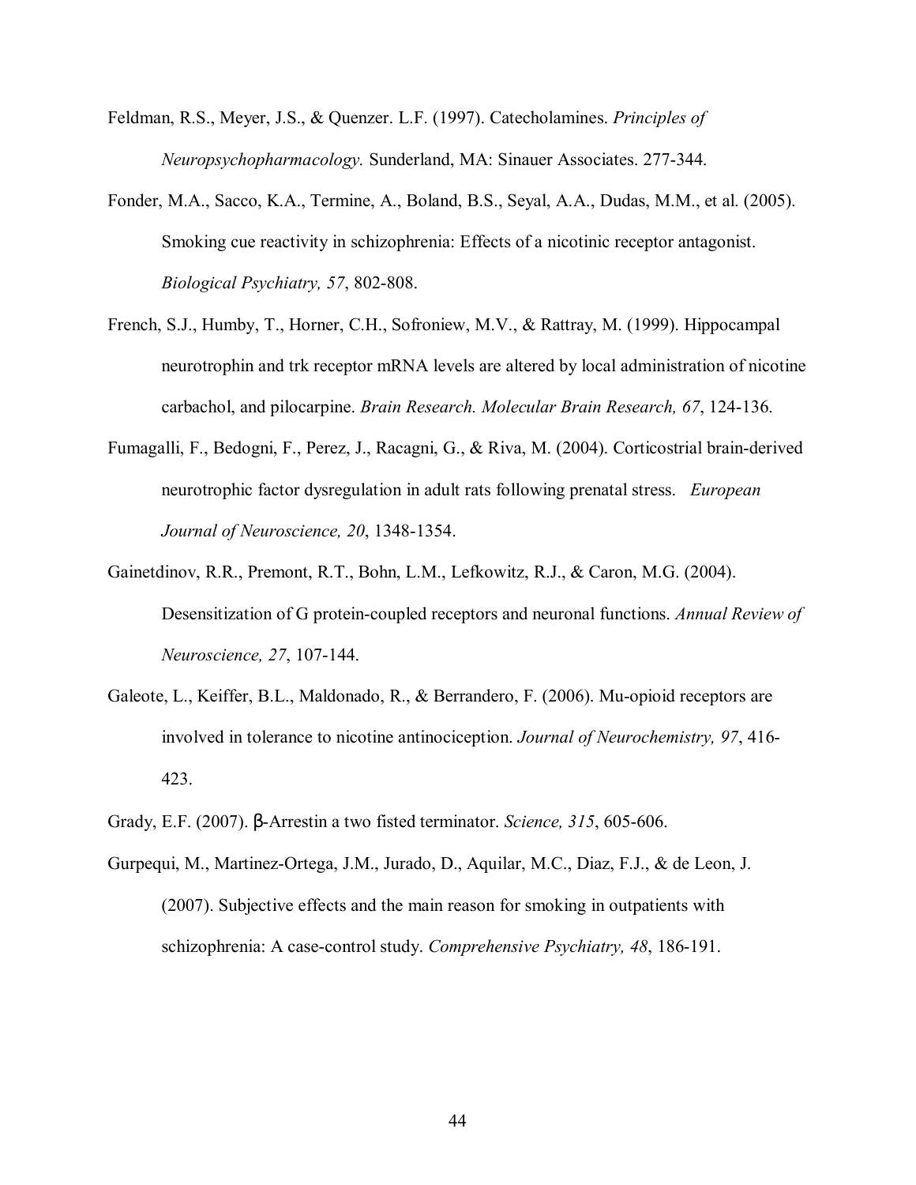Feldman, R.S., Meyer, J.S., & Quenzer. L.F. (1997). Catecholamines. *Principles of Neuropsychopharmacology.* Sunderland, MA: Sinauer Associates. 277-344.

Fonder, M.A., Sacco, K.A., Termine, A., Boland, B.S., Seyal, A.A., Dudas, M.M., et al. (2005). Smoking cue reactivity in schizophrenia: Effects of a nicotinic receptor antagonist. *Biological Psychiatry, 57*, 802-808.

French, S.J., Humby, T., Horner, C.H., Sofroniew, M.V., & Rattray, M. (1999). Hippocampal neurotrophin and trk receptor mRNA levels are altered by local administration of nicotine carbachol, and pilocarpine. *Brain Research. Molecular Brain Research, 67*, 124-136.

Fumagalli, F., Bedogni, F., Perez, J., Racagni, G., & Riva, M. (2004). Corticostrial brain-derived neurotrophic factor dysregulation in adult rats following prenatal stress. *European Journal of Neuroscience, 20*, 1348-1354.

Gainetdinov, R.R., Premont, R.T., Bohn, L.M., Lefkowitz, R.J., & Caron, M.G. (2004). Desensitization of G protein-coupled receptors and neuronal functions. *Annual Review of Neuroscience, 27*, 107-144.

Galeote, L., Keiffer, B.L., Maldonado, R., & Berrandero, F. (2006). Mu-opioid receptors are involved in tolerance to nicotine antinociception. *Journal of Neurochemistry, 97*, 416-423.

Grady, E.F. (2007). β-Arrestin a two fisted terminator. *Science, 315*, 605-606.

Gurpequi, M., Martinez-Ortega, J.M., Jurado, D., Aquilar, M.C., Diaz, F.J., & de Leon, J. (2007). Subjective effects and the main reason for smoking in outpatients with schizophrenia: A case-control study. *Comprehensive Psychiatry, 48*, 186-191.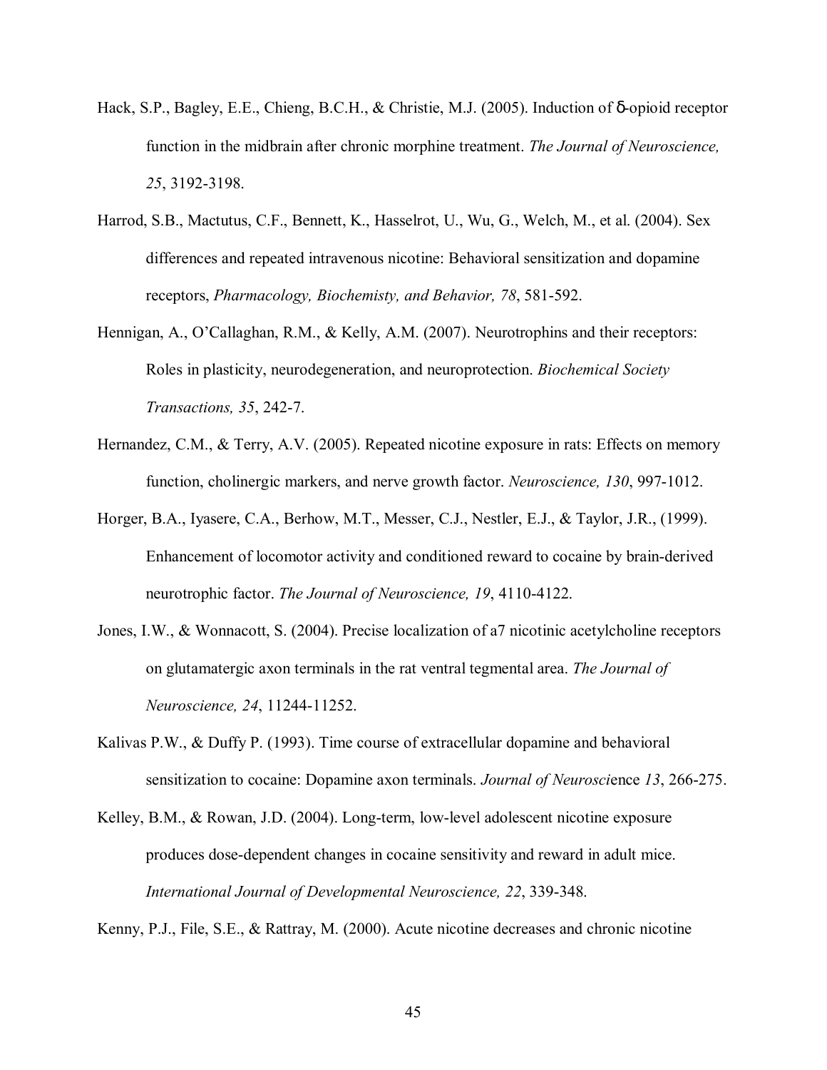Hack, S.P., Bagley, E.E., Chieng, B.C.H., & Christie, M.J. (2005). Induction of δ-opioid receptor function in the midbrain after chronic morphine treatment. *The Journal of Neuroscience, 25*, 3192-3198.

Harrod, S.B., Mactutus, C.F., Bennett, K., Hasselrot, U., Wu, G., Welch, M., et al. (2004). Sex differences and repeated intravenous nicotine: Behavioral sensitization and dopamine receptors, *Pharmacology, Biochemisty, and Behavior, 78*, 581-592.

Hennigan, A., O'Callaghan, R.M., & Kelly, A.M. (2007). Neurotrophins and their receptors: Roles in plasticity, neurodegeneration, and neuroprotection. *Biochemical Society Transactions, 35*, 242-7.

Hernandez, C.M., & Terry, A.V. (2005). Repeated nicotine exposure in rats: Effects on memory function, cholinergic markers, and nerve growth factor. *Neuroscience, 130*, 997-1012.

Horger, B.A., Iyasere, C.A., Berhow, M.T., Messer, C.J., Nestler, E.J., & Taylor, J.R., (1999). Enhancement of locomotor activity and conditioned reward to cocaine by brain-derived neurotrophic factor. *The Journal of Neuroscience, 19*, 4110-4122.

Jones, I.W., & Wonnacott, S. (2004). Precise localization of a7 nicotinic acetylcholine receptors on glutamatergic axon terminals in the rat ventral tegmental area. *The Journal of Neuroscience, 24*, 11244-11252.

Kalivas P.W., & Duffy P. (1993). Time course of extracellular dopamine and behavioral sensitization to cocaine: Dopamine axon terminals. *Journal of Neuroscience 13*, 266-275.

Kelley, B.M., & Rowan, J.D. (2004). Long-term, low-level adolescent nicotine exposure produces dose-dependent changes in cocaine sensitivity and reward in adult mice. *International Journal of Developmental Neuroscience, 22*, 339-348.

Kenny, P.J., File, S.E., & Rattray, M. (2000). Acute nicotine decreases and chronic nicotine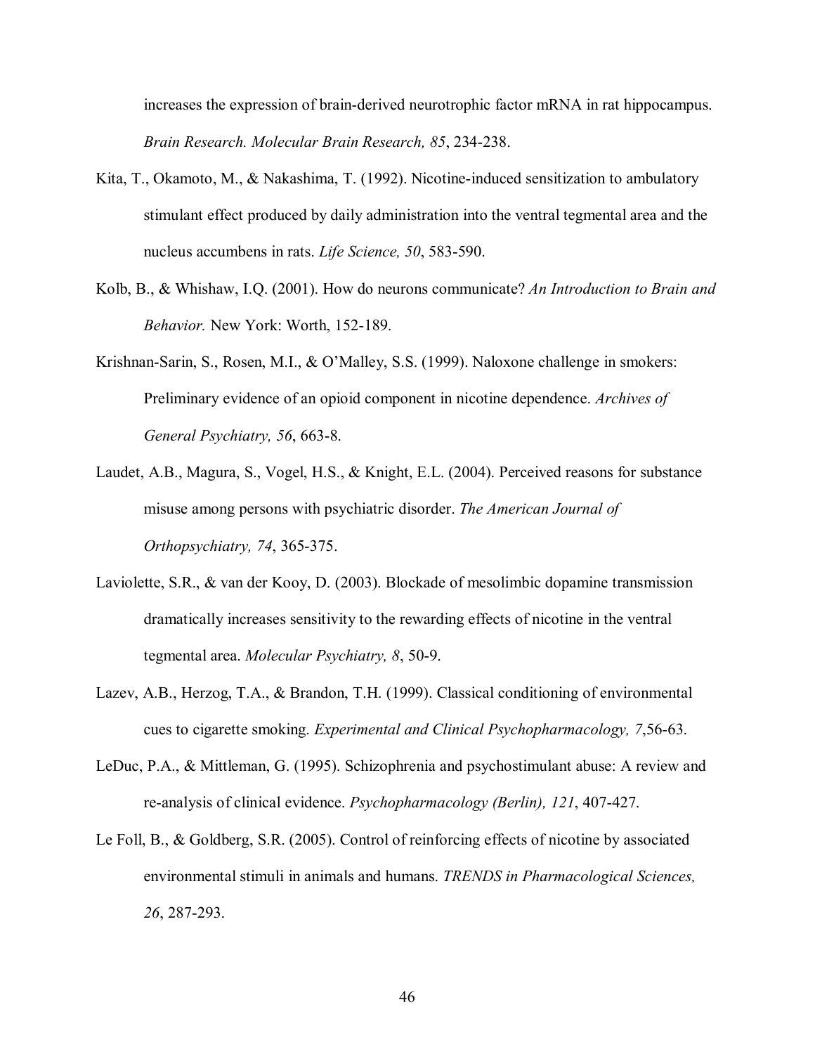increases the expression of brain-derived neurotrophic factor mRNA in rat hippocampus. *Brain Research. Molecular Brain Research, 85*, 234-238.

Kita, T., Okamoto, M., & Nakashima, T. (1992). Nicotine-induced sensitization to ambulatory stimulant effect produced by daily administration into the ventral tegmental area and the nucleus accumbens in rats. *Life Science, 50*, 583-590.

Kolb, B., & Whishaw, I.Q. (2001). How do neurons communicate? *An Introduction to Brain and Behavior.* New York: Worth, 152-189.

Krishnan-Sarin, S., Rosen, M.I., & O'Malley, S.S. (1999). Naloxone challenge in smokers: Preliminary evidence of an opioid component in nicotine dependence. *Archives of General Psychiatry, 56*, 663-8.

Laudet, A.B., Magura, S., Vogel, H.S., & Knight, E.L. (2004). Perceived reasons for substance misuse among persons with psychiatric disorder. *The American Journal of Orthopsychiatry, 74*, 365-375.

Laviolette, S.R., & van der Kooy, D. (2003). Blockade of mesolimbic dopamine transmission dramatically increases sensitivity to the rewarding effects of nicotine in the ventral tegmental area. *Molecular Psychiatry, 8*, 50-9.

Lazev, A.B., Herzog, T.A., & Brandon, T.H. (1999). Classical conditioning of environmental cues to cigarette smoking. *Experimental and Clinical Psychopharmacology, 7*,56-63.

LeDuc, P.A., & Mittleman, G. (1995). Schizophrenia and psychostimulant abuse: A review and re-analysis of clinical evidence. *Psychopharmacology (Berlin), 121*, 407-427.

Le Foll, B., & Goldberg, S.R. (2005). Control of reinforcing effects of nicotine by associated environmental stimuli in animals and humans. *TRENDS in Pharmacological Sciences, 26*, 287-293.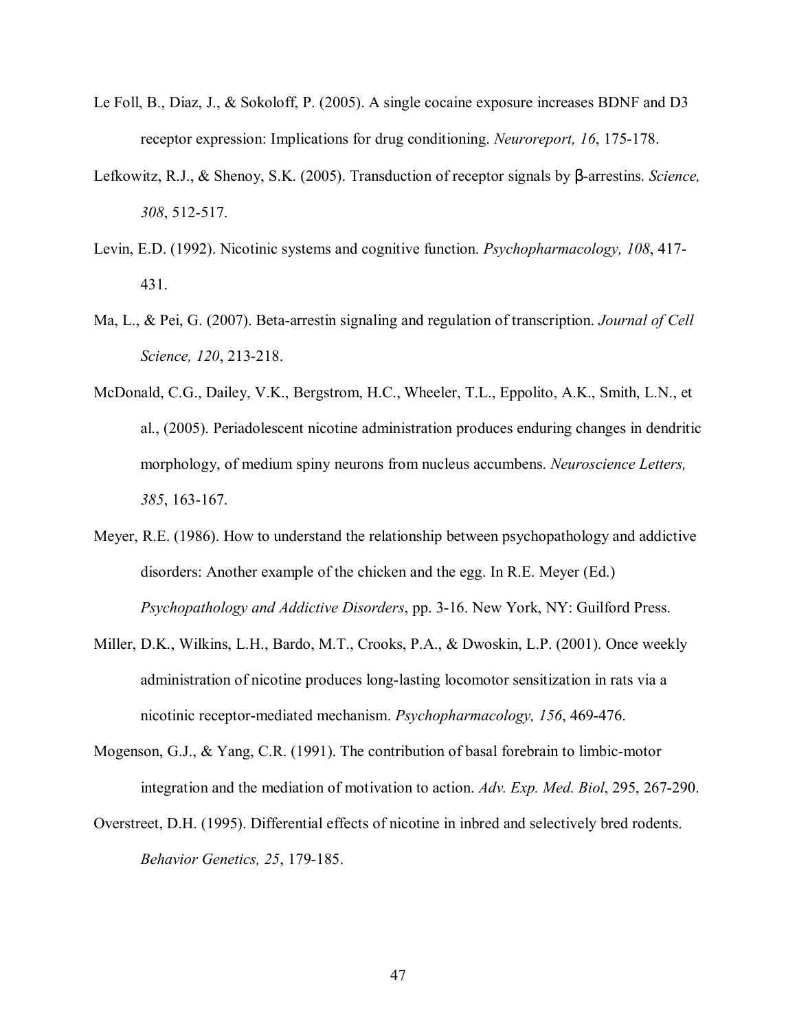Le Foll, B., Diaz, J., & Sokoloff, P. (2005). A single cocaine exposure increases BDNF and D3 receptor expression: Implications for drug conditioning. *Neuroreport, 16*, 175-178.

Lefkowitz, R.J., & Shenoy, S.K. (2005). Transduction of receptor signals by β-arrestins. *Science, 308*, 512-517.

Levin, E.D. (1992). Nicotinic systems and cognitive function. *Psychopharmacology, 108*, 417-431.

Ma, L., & Pei, G. (2007). Beta-arrestin signaling and regulation of transcription. *Journal of Cell Science, 120*, 213-218.

McDonald, C.G., Dailey, V.K., Bergstrom, H.C., Wheeler, T.L., Eppolito, A.K., Smith, L.N., et al., (2005). Periadolescent nicotine administration produces enduring changes in dendritic morphology, of medium spiny neurons from nucleus accumbens. *Neuroscience Letters, 385*, 163-167.

Meyer, R.E. (1986). How to understand the relationship between psychopathology and addictive disorders: Another example of the chicken and the egg. In R.E. Meyer (Ed.) *Psychopathology and Addictive Disorders*, pp. 3-16. New York, NY: Guilford Press.

Miller, D.K., Wilkins, L.H., Bardo, M.T., Crooks, P.A., & Dwoskin, L.P. (2001). Once weekly administration of nicotine produces long-lasting locomotor sensitization in rats via a nicotinic receptor-mediated mechanism. *Psychopharmacology, 156*, 469-476.

Mogenson, G.J., & Yang, C.R. (1991). The contribution of basal forebrain to limbic-motor integration and the mediation of motivation to action. *Adv. Exp. Med. Biol*, 295, 267-290.

Overstreet, D.H. (1995). Differential effects of nicotine in inbred and selectively bred rodents. *Behavior Genetics, 25*, 179-185.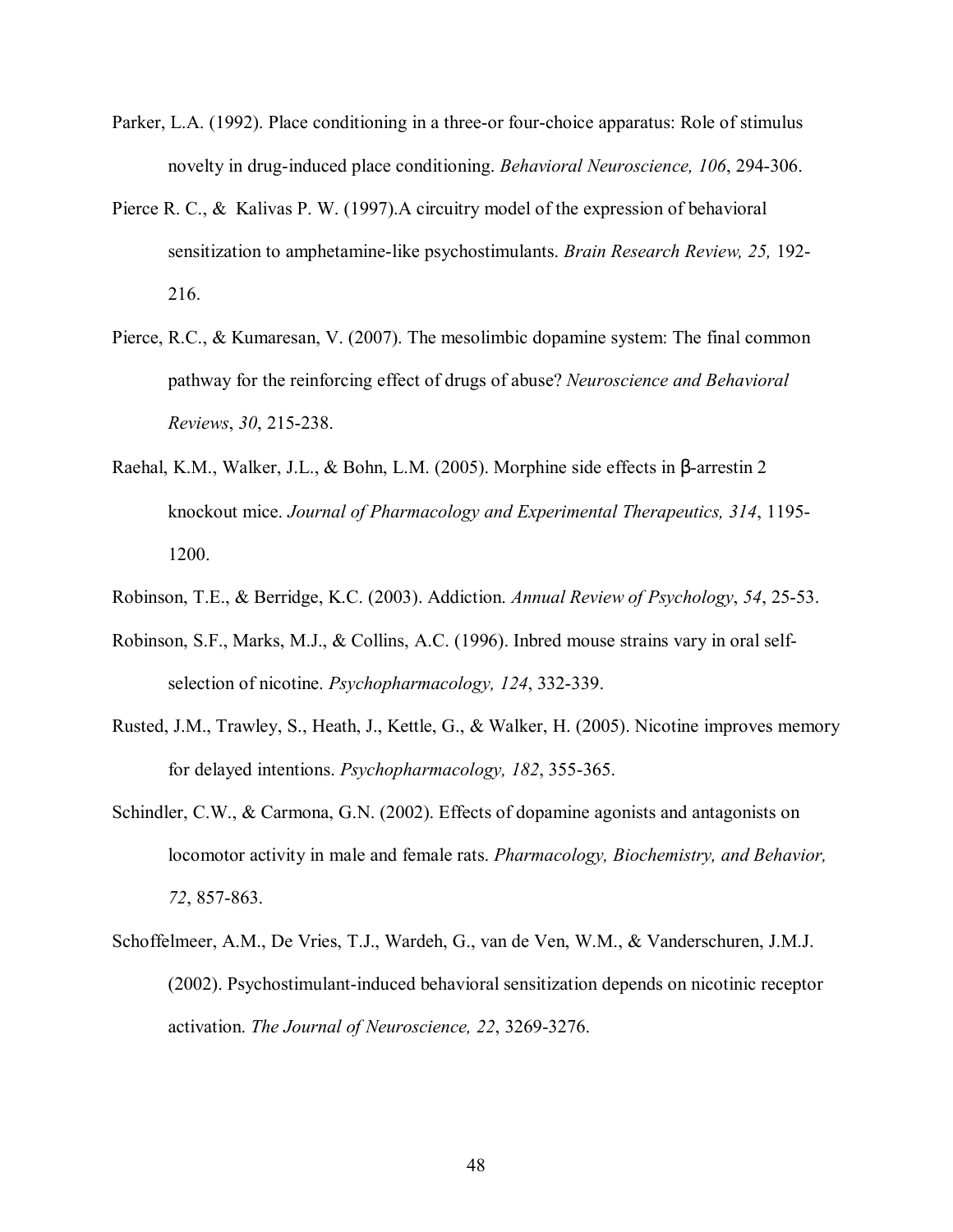Parker, L.A. (1992). Place conditioning in a three-or four-choice apparatus: Role of stimulus novelty in drug-induced place conditioning. *Behavioral Neuroscience, 106*, 294-306.

Pierce R. C., & Kalivas P. W. (1997).A circuitry model of the expression of behavioral sensitization to amphetamine-like psychostimulants. *Brain Research Review, 25,* 192-216.

Pierce, R.C., & Kumaresan, V. (2007). The mesolimbic dopamine system: The final common pathway for the reinforcing effect of drugs of abuse? *Neuroscience and Behavioral Reviews*, *30*, 215-238.

Raehal, K.M., Walker, J.L., & Bohn, L.M. (2005). Morphine side effects in β-arrestin 2 knockout mice. *Journal of Pharmacology and Experimental Therapeutics, 314*, 1195-1200.

Robinson, T.E., & Berridge, K.C. (2003). Addiction. *Annual Review of Psychology*, *54*, 25-53.

Robinson, S.F., Marks, M.J., & Collins, A.C. (1996). Inbred mouse strains vary in oral self-selection of nicotine. *Psychopharmacology, 124*, 332-339.

Rusted, J.M., Trawley, S., Heath, J., Kettle, G., & Walker, H. (2005). Nicotine improves memory for delayed intentions. *Psychopharmacology, 182*, 355-365.

Schindler, C.W., & Carmona, G.N. (2002). Effects of dopamine agonists and antagonists on locomotor activity in male and female rats. *Pharmacology, Biochemistry, and Behavior, 72*, 857-863.

Schoffelmeer, A.M., De Vries, T.J., Wardeh, G., van de Ven, W.M., & Vanderschuren, J.M.J. (2002). Psychostimulant-induced behavioral sensitization depends on nicotinic receptor activation. *The Journal of Neuroscience, 22*, 3269-3276.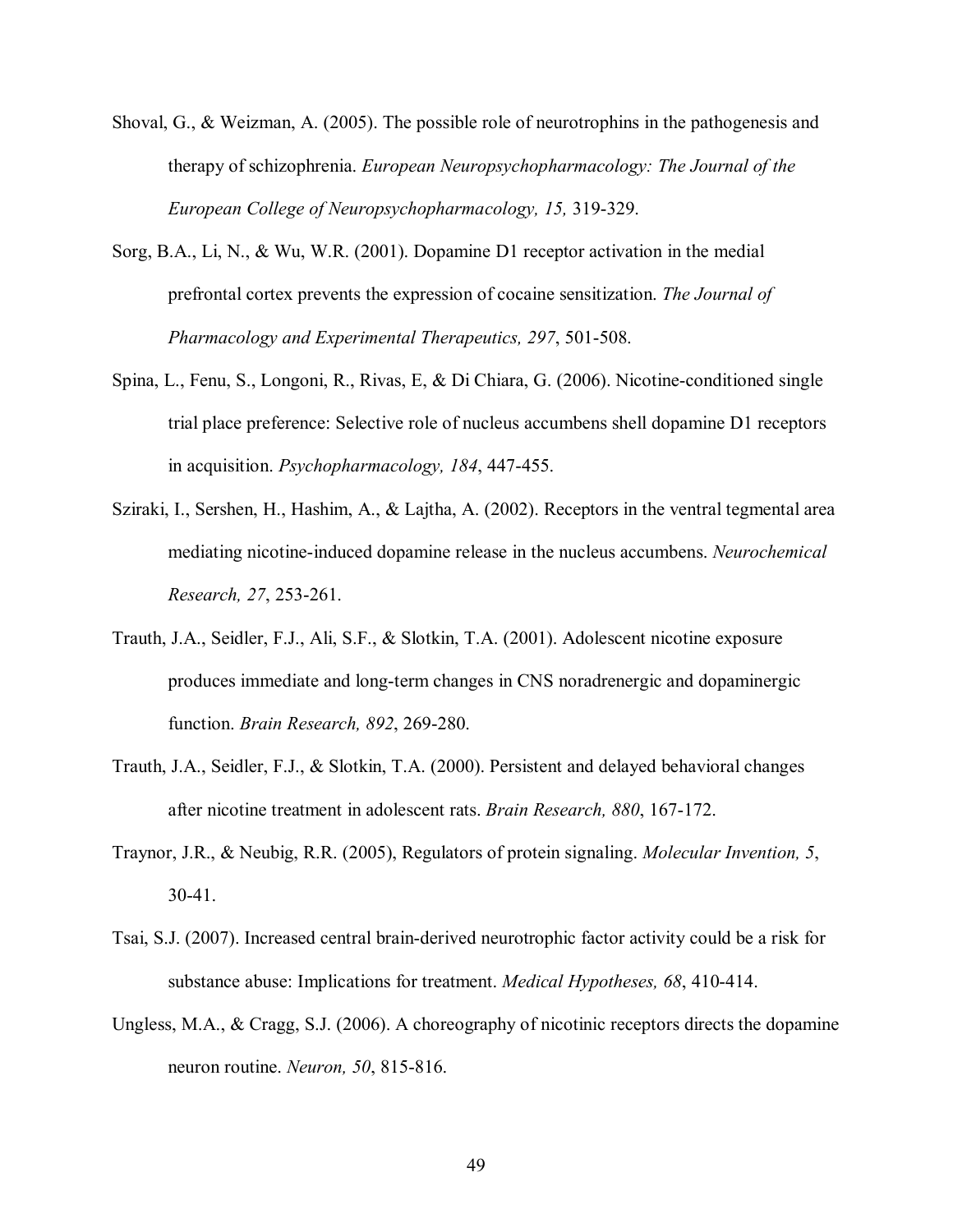Shoval, G., & Weizman, A. (2005). The possible role of neurotrophins in the pathogenesis and therapy of schizophrenia. *European Neuropsychopharmacology: The Journal of the European College of Neuropsychopharmacology, 15,* 319-329.

Sorg, B.A., Li, N., & Wu, W.R. (2001). Dopamine D1 receptor activation in the medial prefrontal cortex prevents the expression of cocaine sensitization. *The Journal of Pharmacology and Experimental Therapeutics, 297*, 501-508.

Spina, L., Fenu, S., Longoni, R., Rivas, E, & Di Chiara, G. (2006). Nicotine-conditioned single trial place preference: Selective role of nucleus accumbens shell dopamine D1 receptors in acquisition. *Psychopharmacology, 184*, 447-455.

Sziraki, I., Sershen, H., Hashim, A., & Lajtha, A. (2002). Receptors in the ventral tegmental area mediating nicotine-induced dopamine release in the nucleus accumbens. *Neurochemical Research, 27*, 253-261.

Trauth, J.A., Seidler, F.J., Ali, S.F., & Slotkin, T.A. (2001). Adolescent nicotine exposure produces immediate and long-term changes in CNS noradrenergic and dopaminergic function. *Brain Research, 892*, 269-280.

Trauth, J.A., Seidler, F.J., & Slotkin, T.A. (2000). Persistent and delayed behavioral changes after nicotine treatment in adolescent rats. *Brain Research, 880*, 167-172.

Traynor, J.R., & Neubig, R.R. (2005), Regulators of protein signaling. *Molecular Invention, 5*, 30-41.

Tsai, S.J. (2007). Increased central brain-derived neurotrophic factor activity could be a risk for substance abuse: Implications for treatment. *Medical Hypotheses, 68*, 410-414.

Ungless, M.A., & Cragg, S.J. (2006). A choreography of nicotinic receptors directs the dopamine neuron routine. *Neuron, 50*, 815-816.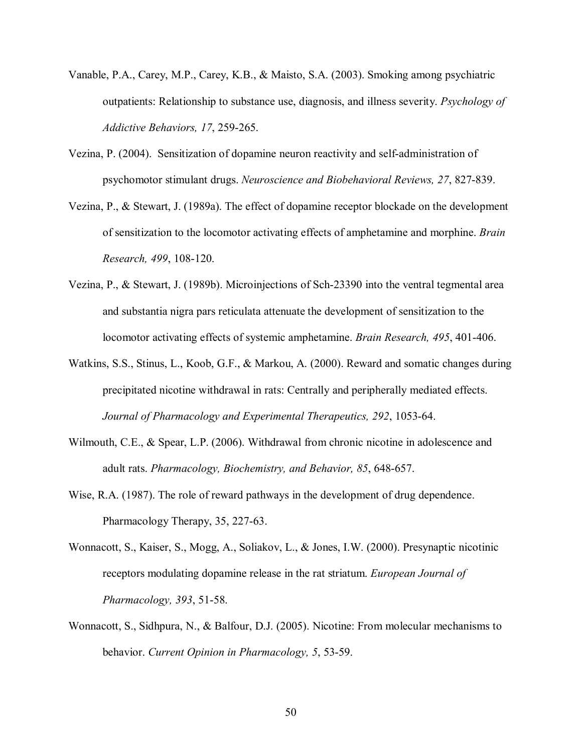Vanable, P.A., Carey, M.P., Carey, K.B., & Maisto, S.A. (2003). Smoking among psychiatric outpatients: Relationship to substance use, diagnosis, and illness severity. *Psychology of Addictive Behaviors, 17*, 259-265.

Vezina, P. (2004). Sensitization of dopamine neuron reactivity and self-administration of psychomotor stimulant drugs. *Neuroscience and Biobehavioral Reviews, 27*, 827-839.

Vezina, P., & Stewart, J. (1989a). The effect of dopamine receptor blockade on the development of sensitization to the locomotor activating effects of amphetamine and morphine. *Brain Research, 499*, 108-120.

Vezina, P., & Stewart, J. (1989b). Microinjections of Sch-23390 into the ventral tegmental area and substantia nigra pars reticulata attenuate the development of sensitization to the locomotor activating effects of systemic amphetamine. *Brain Research, 495*, 401-406.

Watkins, S.S., Stinus, L., Koob, G.F., & Markou, A. (2000). Reward and somatic changes during precipitated nicotine withdrawal in rats: Centrally and peripherally mediated effects. *Journal of Pharmacology and Experimental Therapeutics, 292*, 1053-64.

Wilmouth, C.E., & Spear, L.P. (2006). Withdrawal from chronic nicotine in adolescence and adult rats. *Pharmacology, Biochemistry, and Behavior, 85*, 648-657.

Wise, R.A. (1987). The role of reward pathways in the development of drug dependence. Pharmacology Therapy, 35, 227-63.

Wonnacott, S., Kaiser, S., Mogg, A., Soliakov, L., & Jones, I.W. (2000). Presynaptic nicotinic receptors modulating dopamine release in the rat striatum. *European Journal of Pharmacology, 393*, 51-58.

Wonnacott, S., Sidhpura, N., & Balfour, D.J. (2005). Nicotine: From molecular mechanisms to behavior. *Current Opinion in Pharmacology, 5*, 53-59.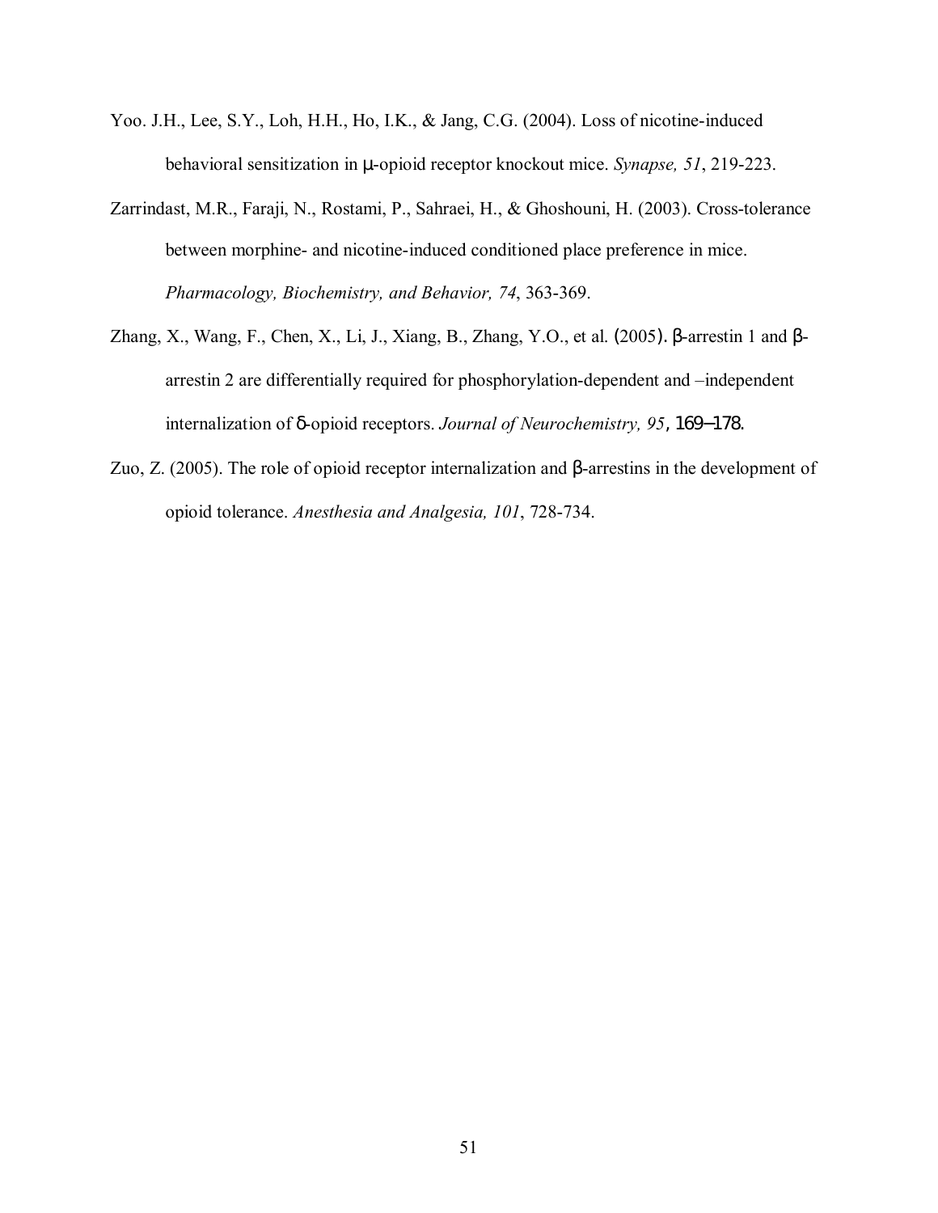Yoo. J.H., Lee, S.Y., Loh, H.H., Ho, I.K., & Jang, C.G. (2004). Loss of nicotine-induced behavioral sensitization in μ-opioid receptor knockout mice. *Synapse, 51*, 219-223.

Zarrindast, M.R., Faraji, N., Rostami, P., Sahraei, H., & Ghoshouni, H. (2003). Cross-tolerance between morphine- and nicotine-induced conditioned place preference in mice. *Pharmacology, Biochemistry, and Behavior, 74*, 363-369.

Zhang, X., Wang, F., Chen, X., Li, J., Xiang, B., Zhang, Y.O., et al. (2005). β-arrestin 1 and β-arrestin 2 are differentially required for phosphorylation-dependent and –independent internalization of δ-opioid receptors. *Journal of Neurochemistry, 95*, 169–178.

Zuo, Z. (2005). The role of opioid receptor internalization and β-arrestins in the development of opioid tolerance. *Anesthesia and Analgesia, 101*, 728-734.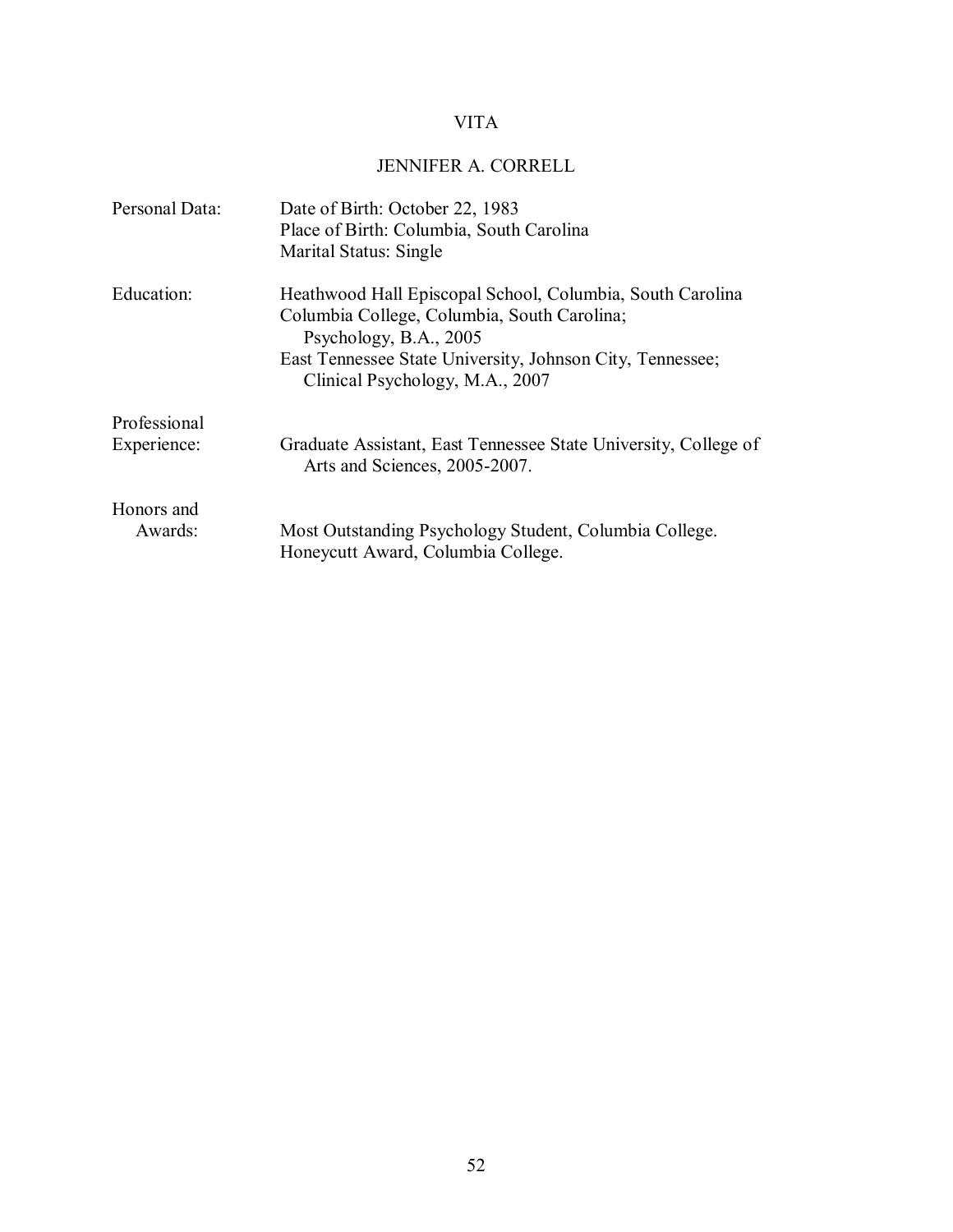# VITA

## JENNIFER A. CORRELL

| | |
|---|---|
| Personal Data: | Date of Birth: October 22, 1983<br>Place of Birth: Columbia, South Carolina<br>Marital Status: Single |
| Education: | Heathwood Hall Episcopal School, Columbia, South Carolina<br>Columbia College, Columbia, South Carolina;<br>Psychology, B.A., 2005<br>East Tennessee State University, Johnson City, Tennessee;<br>Clinical Psychology, M.A., 2007 |
| Professional Experience: | Graduate Assistant, East Tennessee State University, College of Arts and Sciences, 2005-2007. |
| Honors and Awards: | Most Outstanding Psychology Student, Columbia College.<br>Honeycutt Award, Columbia College. |